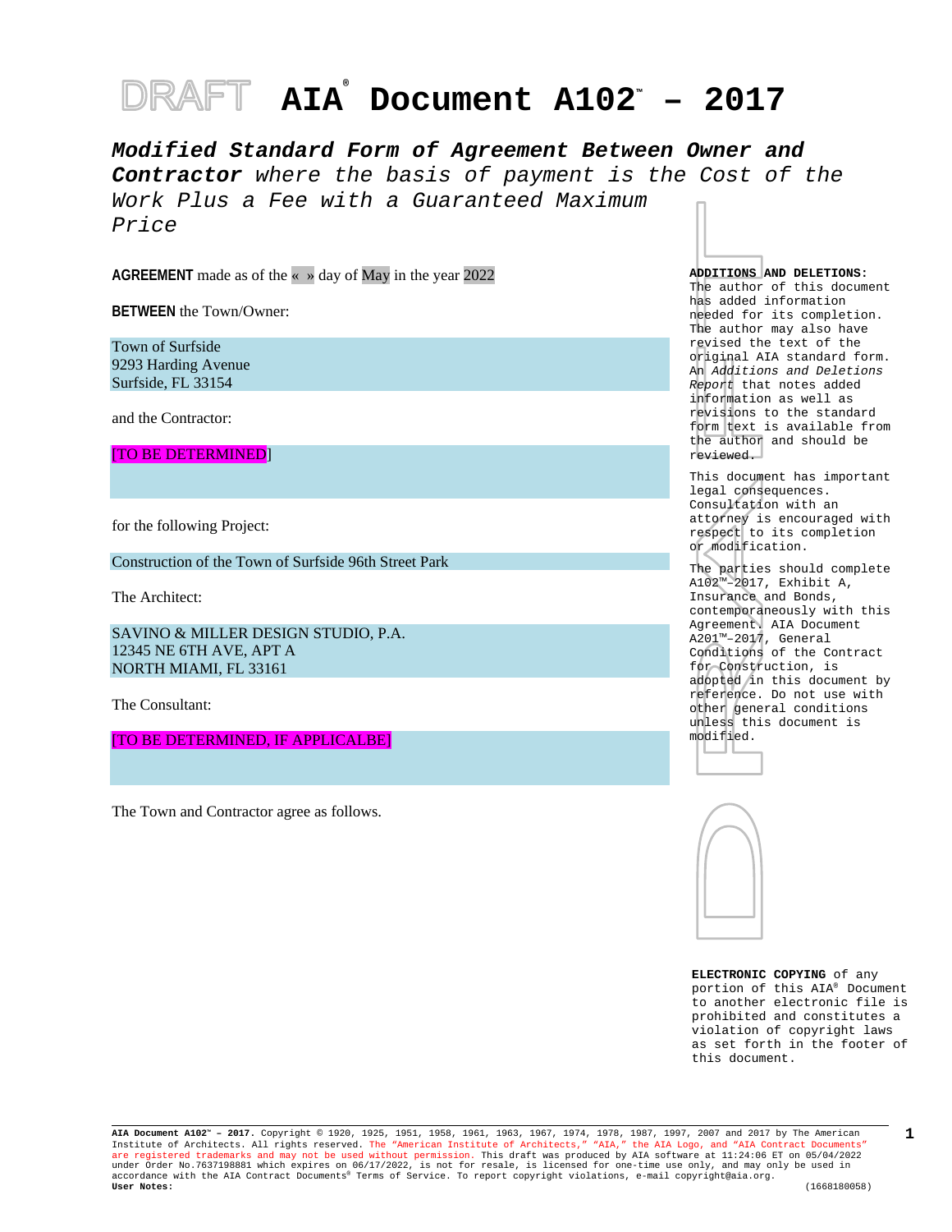# DRAFT AIA® Document A102™ – 2017

***Modified Standard Form of Agreement Between Owner and Contractor** where the basis of payment is the Cost of the Work Plus a Fee with a Guaranteed Maximum Price*

**AGREEMENT** made as of the « » day of May in the year 2022

**BETWEEN** the Town/Owner:

Town of Surfside
9293 Harding Avenue
Surfside, FL 33154

and the Contractor:

[TO BE DETERMINED]

for the following Project:

Construction of the Town of Surfside 96th Street Park

The Architect:

SAVINO & MILLER DESIGN STUDIO, P.A.
12345 NE 6TH AVE, APT A
NORTH MIAMI, FL 33161

The Consultant:

[TO BE DETERMINED, IF APPLICALBE]

The Town and Contractor agree as follows.

**ADDITIONS AND DELETIONS:**
The author of this document has added information needed for its completion. The author may also have revised the text of the original AIA standard form. An *Additions and Deletions Report* that notes added information as well as revisions to the standard form text is available from the author and should be reviewed.

This document has important legal consequences. Consultation with an attorney is encouraged with respect to its completion or modification.

The parties should complete A102™–2017, Exhibit A, Insurance and Bonds, contemporaneously with this Agreement. AIA Document A201™–2017, General Conditions of the Contract for Construction, is adopted in this document by reference. Do not use with other general conditions unless this document is modified.

**ELECTRONIC COPYING** of any portion of this AIA® Document to another electronic file is prohibited and constitutes a violation of copyright laws as set forth in the footer of this document.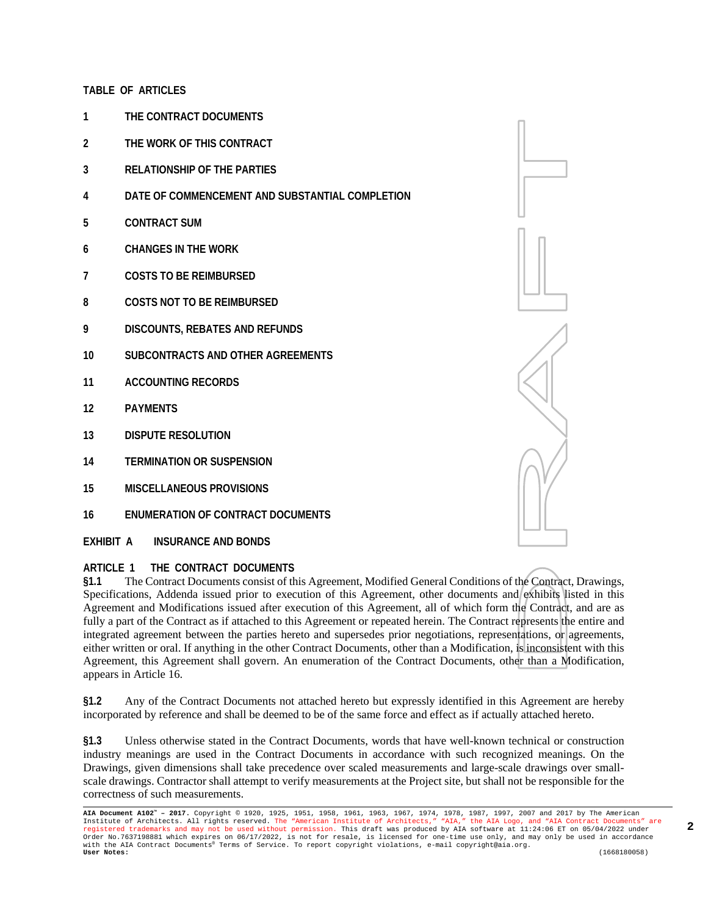**TABLE OF ARTICLES**

**1 THE CONTRACT DOCUMENTS**

**2 THE WORK OF THIS CONTRACT**

**3 RELATIONSHIP OF THE PARTIES**

**4 DATE OF COMMENCEMENT AND SUBSTANTIAL COMPLETION**

**5 CONTRACT SUM**

**6 CHANGES IN THE WORK**

**7 COSTS TO BE REIMBURSED**

**8 COSTS NOT TO BE REIMBURSED**

**9 DISCOUNTS, REBATES AND REFUNDS**

**10 SUBCONTRACTS AND OTHER AGREEMENTS**

**11 ACCOUNTING RECORDS**

**12 PAYMENTS**

**13 DISPUTE RESOLUTION**

**14 TERMINATION OR SUSPENSION**

**15 MISCELLANEOUS PROVISIONS**

**16 ENUMERATION OF CONTRACT DOCUMENTS**

**EXHIBIT A INSURANCE AND BONDS**

## ARTICLE 1 THE CONTRACT DOCUMENTS

**§1.1** The Contract Documents consist of this Agreement, Modified General Conditions of the Contract, Drawings, Specifications, Addenda issued prior to execution of this Agreement, other documents and exhibits listed in this Agreement and Modifications issued after execution of this Agreement, all of which form the Contract, and are as fully a part of the Contract as if attached to this Agreement or repeated herein. The Contract represents the entire and integrated agreement between the parties hereto and supersedes prior negotiations, representations, or agreements, either written or oral. If anything in the other Contract Documents, other than a Modification, is inconsistent with this Agreement, this Agreement shall govern. An enumeration of the Contract Documents, other than a Modification, appears in Article 16.

**§1.2** Any of the Contract Documents not attached hereto but expressly identified in this Agreement are hereby incorporated by reference and shall be deemed to be of the same force and effect as if actually attached hereto.

**§1.3** Unless otherwise stated in the Contract Documents, words that have well-known technical or construction industry meanings are used in the Contract Documents in accordance with such recognized meanings. On the Drawings, given dimensions shall take precedence over scaled measurements and large-scale drawings over small-scale drawings. Contractor shall attempt to verify measurements at the Project site, but shall not be responsible for the correctness of such measurements.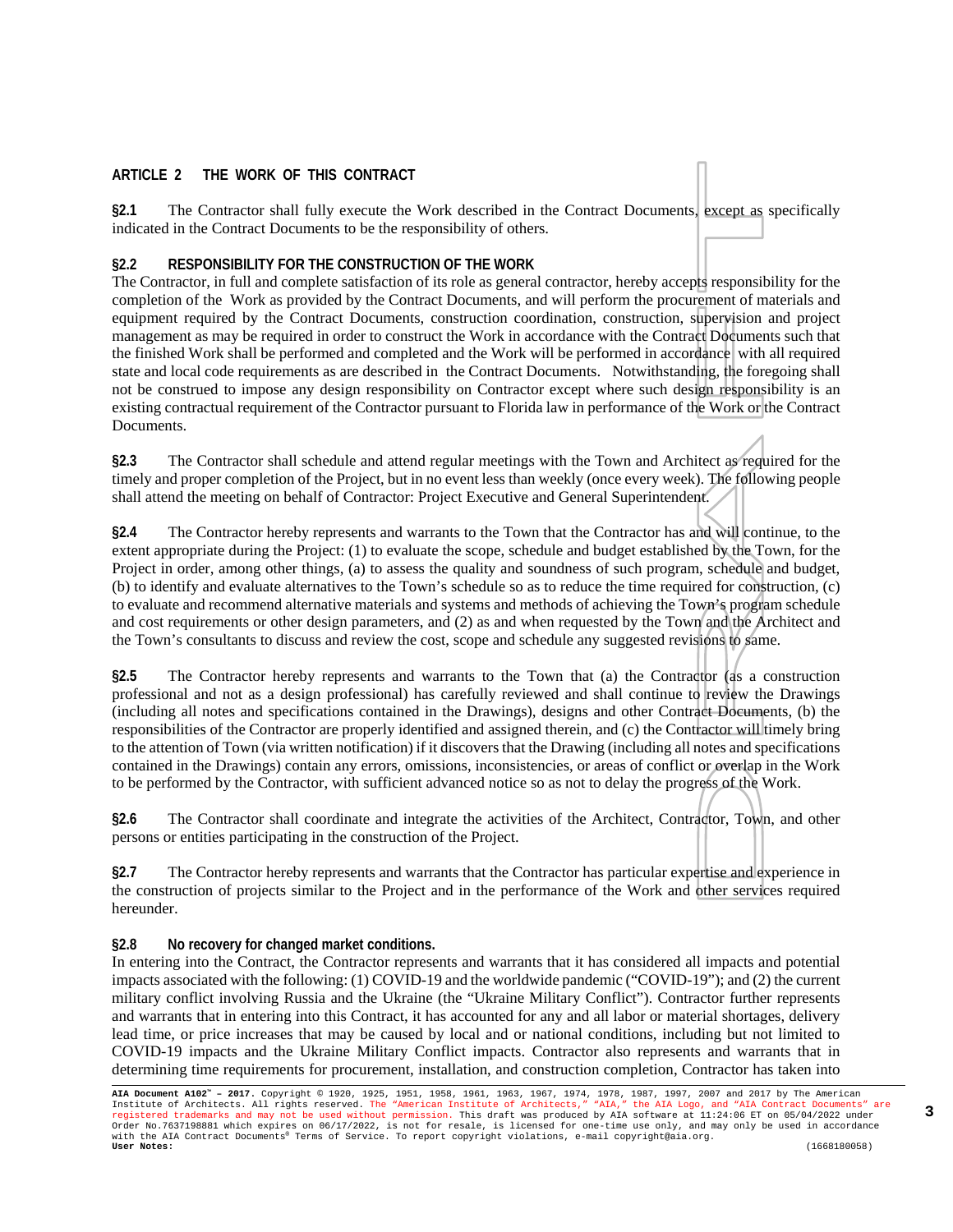## ARTICLE 2 THE WORK OF THIS CONTRACT

**§2.1** The Contractor shall fully execute the Work described in the Contract Documents, except as specifically indicated in the Contract Documents to be the responsibility of others.

**§2.2 RESPONSIBILITY FOR THE CONSTRUCTION OF THE WORK**
The Contractor, in full and complete satisfaction of its role as general contractor, hereby accepts responsibility for the completion of the Work as provided by the Contract Documents, and will perform the procurement of materials and equipment required by the Contract Documents, construction coordination, construction, supervision and project management as may be required in order to construct the Work in accordance with the Contract Documents such that the finished Work shall be performed and completed and the Work will be performed in accordance with all required state and local code requirements as are described in the Contract Documents. Notwithstanding, the foregoing shall not be construed to impose any design responsibility on Contractor except where such design responsibility is an existing contractual requirement of the Contractor pursuant to Florida law in performance of the Work or the Contract Documents.

**§2.3** The Contractor shall schedule and attend regular meetings with the Town and Architect as required for the timely and proper completion of the Project, but in no event less than weekly (once every week). The following people shall attend the meeting on behalf of Contractor: Project Executive and General Superintendent.

**§2.4** The Contractor hereby represents and warrants to the Town that the Contractor has and will continue, to the extent appropriate during the Project: (1) to evaluate the scope, schedule and budget established by the Town, for the Project in order, among other things, (a) to assess the quality and soundness of such program, schedule and budget, (b) to identify and evaluate alternatives to the Town's schedule so as to reduce the time required for construction, (c) to evaluate and recommend alternative materials and systems and methods of achieving the Town's program schedule and cost requirements or other design parameters, and (2) as and when requested by the Town and the Architect and the Town's consultants to discuss and review the cost, scope and schedule any suggested revisions to same.

**§2.5** The Contractor hereby represents and warrants to the Town that (a) the Contractor (as a construction professional and not as a design professional) has carefully reviewed and shall continue to review the Drawings (including all notes and specifications contained in the Drawings), designs and other Contract Documents, (b) the responsibilities of the Contractor are properly identified and assigned therein, and (c) the Contractor will timely bring to the attention of Town (via written notification) if it discovers that the Drawing (including all notes and specifications contained in the Drawings) contain any errors, omissions, inconsistencies, or areas of conflict or overlap in the Work to be performed by the Contractor, with sufficient advanced notice so as not to delay the progress of the Work.

**§2.6** The Contractor shall coordinate and integrate the activities of the Architect, Contractor, Town, and other persons or entities participating in the construction of the Project.

**§2.7** The Contractor hereby represents and warrants that the Contractor has particular expertise and experience in the construction of projects similar to the Project and in the performance of the Work and other services required hereunder.

**§2.8 No recovery for changed market conditions.**
In entering into the Contract, the Contractor represents and warrants that it has considered all impacts and potential impacts associated with the following: (1) COVID-19 and the worldwide pandemic ("COVID-19"); and (2) the current military conflict involving Russia and the Ukraine (the "Ukraine Military Conflict"). Contractor further represents and warrants that in entering into this Contract, it has accounted for any and all labor or material shortages, delivery lead time, or price increases that may be caused by local and or national conditions, including but not limited to COVID-19 impacts and the Ukraine Military Conflict impacts. Contractor also represents and warrants that in determining time requirements for procurement, installation, and construction completion, Contractor has taken into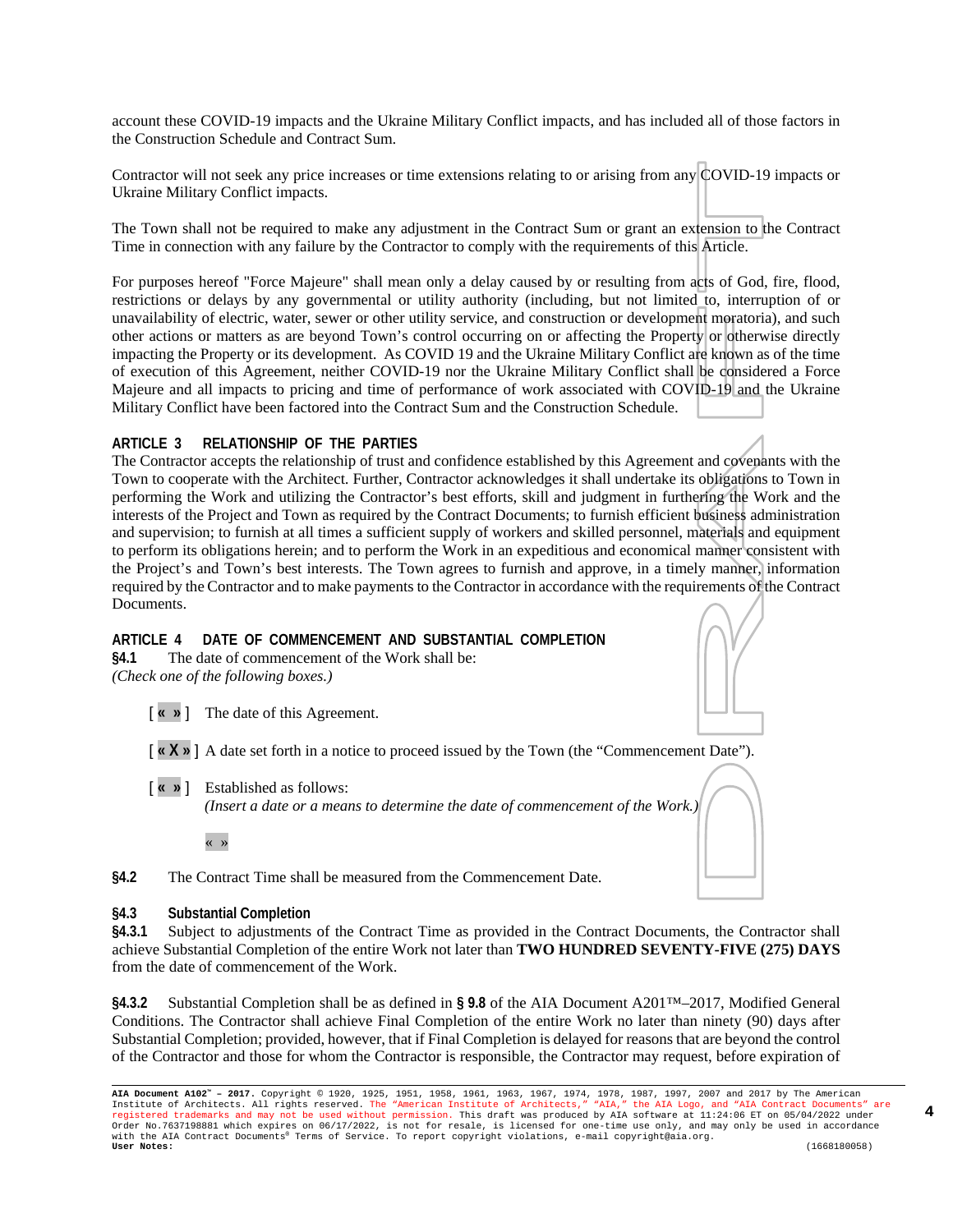account these COVID-19 impacts and the Ukraine Military Conflict impacts, and has included all of those factors in the Construction Schedule and Contract Sum.

Contractor will not seek any price increases or time extensions relating to or arising from any COVID-19 impacts or Ukraine Military Conflict impacts.

The Town shall not be required to make any adjustment in the Contract Sum or grant an extension to the Contract Time in connection with any failure by the Contractor to comply with the requirements of this Article.

For purposes hereof "Force Majeure" shall mean only a delay caused by or resulting from acts of God, fire, flood, restrictions or delays by any governmental or utility authority (including, but not limited to, interruption of or unavailability of electric, water, sewer or other utility service, and construction or development moratoria), and such other actions or matters as are beyond Town's control occurring on or affecting the Property or otherwise directly impacting the Property or its development. As COVID 19 and the Ukraine Military Conflict are known as of the time of execution of this Agreement, neither COVID-19 nor the Ukraine Military Conflict shall be considered a Force Majeure and all impacts to pricing and time of performance of work associated with COVID-19 and the Ukraine Military Conflict have been factored into the Contract Sum and the Construction Schedule.

**ARTICLE 3 RELATIONSHIP OF THE PARTIES**

The Contractor accepts the relationship of trust and confidence established by this Agreement and covenants with the Town to cooperate with the Architect. Further, Contractor acknowledges it shall undertake its obligations to Town in performing the Work and utilizing the Contractor's best efforts, skill and judgment in furthering the Work and the interests of the Project and Town as required by the Contract Documents; to furnish efficient business administration and supervision; to furnish at all times a sufficient supply of workers and skilled personnel, materials and equipment to perform its obligations herein; and to perform the Work in an expeditious and economical manner consistent with the Project's and Town's best interests. The Town agrees to furnish and approve, in a timely manner, information required by the Contractor and to make payments to the Contractor in accordance with the requirements of the Contract Documents.

**ARTICLE 4 DATE OF COMMENCEMENT AND SUBSTANTIAL COMPLETION**

**§4.1** The date of commencement of the Work shall be:
*(Check one of the following boxes.)*

[ « » ] The date of this Agreement.

[ « X » ] A date set forth in a notice to proceed issued by the Town (the "Commencement Date").

[ « » ] Established as follows:
*(Insert a date or a means to determine the date of commencement of the Work.)*

« »

**§4.2** The Contract Time shall be measured from the Commencement Date.

**§4.3 Substantial Completion**

**§4.3.1** Subject to adjustments of the Contract Time as provided in the Contract Documents, the Contractor shall achieve Substantial Completion of the entire Work not later than **TWO HUNDRED SEVENTY-FIVE (275) DAYS** from the date of commencement of the Work.

**§4.3.2** Substantial Completion shall be as defined in **§ 9.8** of the AIA Document A201™–2017, Modified General Conditions. The Contractor shall achieve Final Completion of the entire Work no later than ninety (90) days after Substantial Completion; provided, however, that if Final Completion is delayed for reasons that are beyond the control of the Contractor and those for whom the Contractor is responsible, the Contractor may request, before expiration of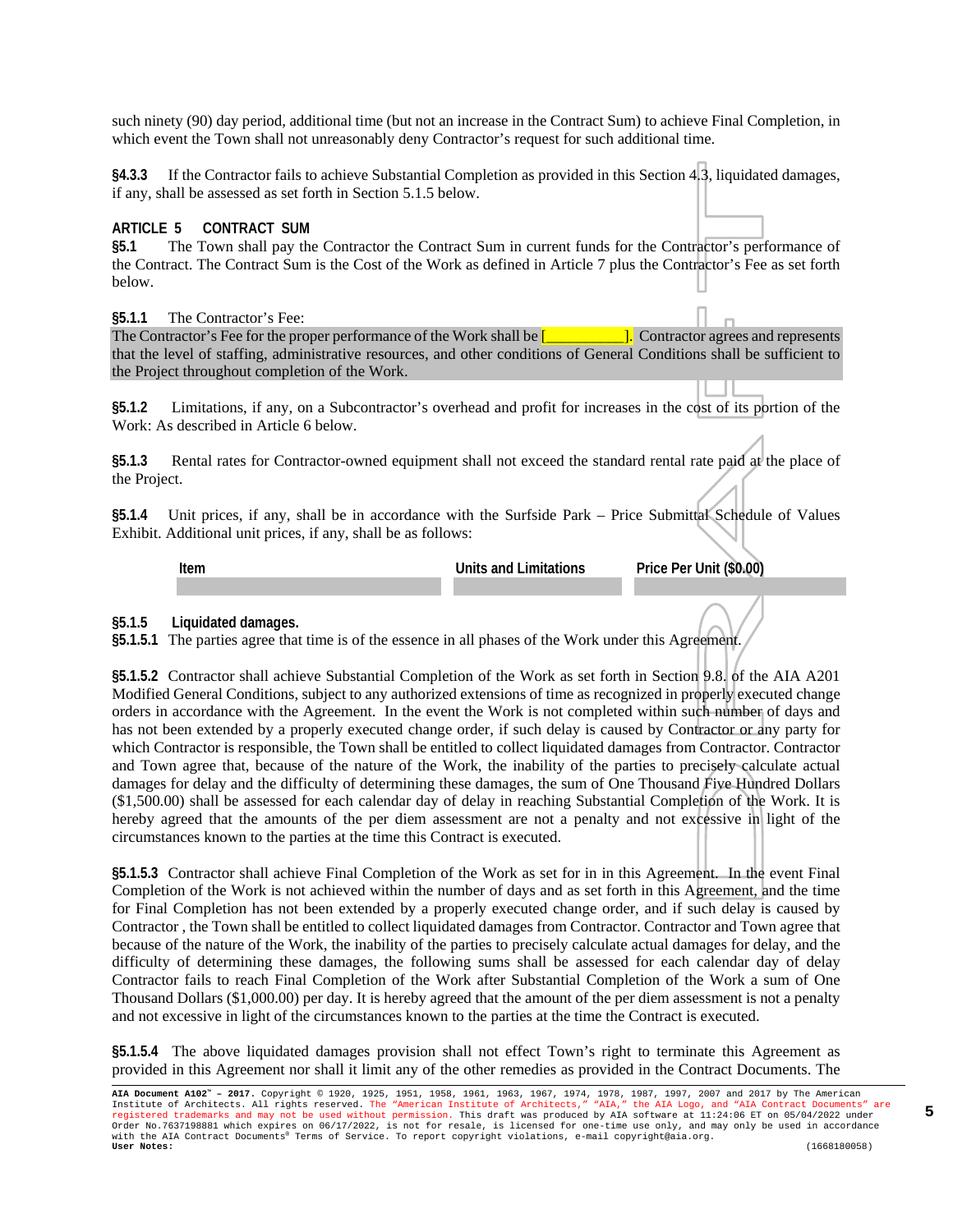such ninety (90) day period, additional time (but not an increase in the Contract Sum) to achieve Final Completion, in which event the Town shall not unreasonably deny Contractor's request for such additional time.

**§4.3.3** If the Contractor fails to achieve Substantial Completion as provided in this Section 4.3, liquidated damages, if any, shall be assessed as set forth in Section 5.1.5 below.

## ARTICLE 5 CONTRACT SUM

**§5.1** The Town shall pay the Contractor the Contract Sum in current funds for the Contractor's performance of the Contract. The Contract Sum is the Cost of the Work as defined in Article 7 plus the Contractor's Fee as set forth below.

**§5.1.1** The Contractor's Fee:
The Contractor's Fee for the proper performance of the Work shall be [__________]. Contractor agrees and represents that the level of staffing, administrative resources, and other conditions of General Conditions shall be sufficient to the Project throughout completion of the Work.

**§5.1.2** Limitations, if any, on a Subcontractor's overhead and profit for increases in the cost of its portion of the Work: As described in Article 6 below.

**§5.1.3** Rental rates for Contractor-owned equipment shall not exceed the standard rental rate paid at the place of the Project.

**§5.1.4** Unit prices, if any, shall be in accordance with the Surfside Park – Price Submittal Schedule of Values Exhibit. Additional unit prices, if any, shall be as follows:

| Item | Units and Limitations | Price Per Unit ($0.00) |
| --- | --- | --- |
| | | |

**§5.1.5 Liquidated damages.**
**§5.1.5.1** The parties agree that time is of the essence in all phases of the Work under this Agreement.

**§5.1.5.2** Contractor shall achieve Substantial Completion of the Work as set forth in Section 9.8. of the AIA A201 Modified General Conditions, subject to any authorized extensions of time as recognized in properly executed change orders in accordance with the Agreement. In the event the Work is not completed within such number of days and has not been extended by a properly executed change order, if such delay is caused by Contractor or any party for which Contractor is responsible, the Town shall be entitled to collect liquidated damages from Contractor. Contractor and Town agree that, because of the nature of the Work, the inability of the parties to precisely calculate actual damages for delay and the difficulty of determining these damages, the sum of One Thousand Five Hundred Dollars ($1,500.00) shall be assessed for each calendar day of delay in reaching Substantial Completion of the Work. It is hereby agreed that the amounts of the per diem assessment are not a penalty and not excessive in light of the circumstances known to the parties at the time this Contract is executed.

**§5.1.5.3** Contractor shall achieve Final Completion of the Work as set for in in this Agreement. In the event Final Completion of the Work is not achieved within the number of days and as set forth in this Agreement, and the time for Final Completion has not been extended by a properly executed change order, and if such delay is caused by Contractor , the Town shall be entitled to collect liquidated damages from Contractor. Contractor and Town agree that because of the nature of the Work, the inability of the parties to precisely calculate actual damages for delay, and the difficulty of determining these damages, the following sums shall be assessed for each calendar day of delay Contractor fails to reach Final Completion of the Work after Substantial Completion of the Work a sum of One Thousand Dollars ($1,000.00) per day. It is hereby agreed that the amount of the per diem assessment is not a penalty and not excessive in light of the circumstances known to the parties at the time the Contract is executed.

**§5.1.5.4** The above liquidated damages provision shall not effect Town's right to terminate this Agreement as provided in this Agreement nor shall it limit any of the other remedies as provided in the Contract Documents. The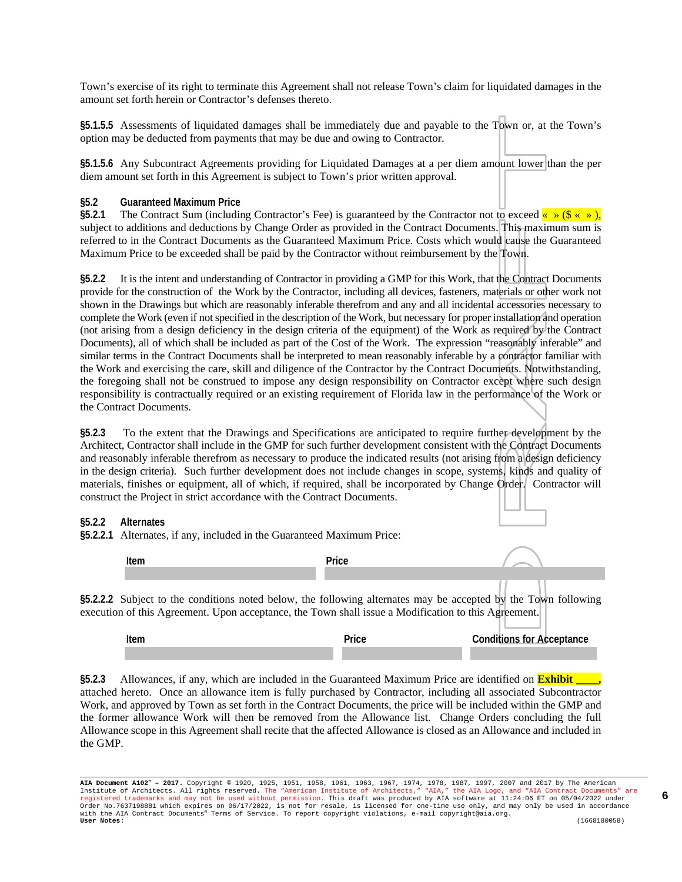Town's exercise of its right to terminate this Agreement shall not release Town's claim for liquidated damages in the amount set forth herein or Contractor's defenses thereto.

**§5.1.5.5** Assessments of liquidated damages shall be immediately due and payable to the Town or, at the Town's option may be deducted from payments that may be due and owing to Contractor.

**§5.1.5.6** Any Subcontract Agreements providing for Liquidated Damages at a per diem amount lower than the per diem amount set forth in this Agreement is subject to Town's prior written approval.

**§5.2 Guaranteed Maximum Price**

**§5.2.1** The Contract Sum (including Contractor's Fee) is guaranteed by the Contractor not to exceed « » ($ « » ), subject to additions and deductions by Change Order as provided in the Contract Documents. This maximum sum is referred to in the Contract Documents as the Guaranteed Maximum Price. Costs which would cause the Guaranteed Maximum Price to be exceeded shall be paid by the Contractor without reimbursement by the Town.

**§5.2.2** It is the intent and understanding of Contractor in providing a GMP for this Work, that the Contract Documents provide for the construction of the Work by the Contractor, including all devices, fasteners, materials or other work not shown in the Drawings but which are reasonably inferable therefrom and any and all incidental accessories necessary to complete the Work (even if not specified in the description of the Work, but necessary for proper installation and operation (not arising from a design deficiency in the design criteria of the equipment) of the Work as required by the Contract Documents), all of which shall be included as part of the Cost of the Work. The expression "reasonably inferable" and similar terms in the Contract Documents shall be interpreted to mean reasonably inferable by a contractor familiar with the Work and exercising the care, skill and diligence of the Contractor by the Contract Documents. Notwithstanding, the foregoing shall not be construed to impose any design responsibility on Contractor except where such design responsibility is contractually required or an existing requirement of Florida law in the performance of the Work or the Contract Documents.

**§5.2.3** To the extent that the Drawings and Specifications are anticipated to require further development by the Architect, Contractor shall include in the GMP for such further development consistent with the Contract Documents and reasonably inferable therefrom as necessary to produce the indicated results (not arising from a design deficiency in the design criteria). Such further development does not include changes in scope, systems, kinds and quality of materials, finishes or equipment, all of which, if required, shall be incorporated by Change Order. Contractor will construct the Project in strict accordance with the Contract Documents.

**§5.2.2 Alternates**

**§5.2.2.1** Alternates, if any, included in the Guaranteed Maximum Price:

| Item | Price |
| --- | --- |
| | |

**§5.2.2.2** Subject to the conditions noted below, the following alternates may be accepted by the Town following execution of this Agreement. Upon acceptance, the Town shall issue a Modification to this Agreement.

| Item | Price | Conditions for Acceptance |
| --- | --- | --- |
| | | |

**§5.2.3** Allowances, if any, which are included in the Guaranteed Maximum Price are identified on **Exhibit \_\_\_\_,** attached hereto. Once an allowance item is fully purchased by Contractor, including all associated Subcontractor Work, and approved by Town as set forth in the Contract Documents, the price will be included within the GMP and the former allowance Work will then be removed from the Allowance list. Change Orders concluding the full Allowance scope in this Agreement shall recite that the affected Allowance is closed as an Allowance and included in the GMP.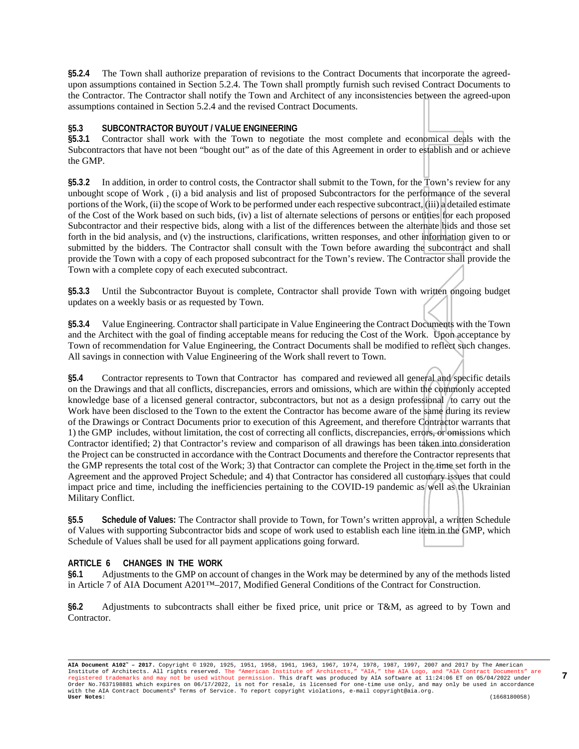**§5.2.4** The Town shall authorize preparation of revisions to the Contract Documents that incorporate the agreed-upon assumptions contained in Section 5.2.4. The Town shall promptly furnish such revised Contract Documents to the Contractor. The Contractor shall notify the Town and Architect of any inconsistencies between the agreed-upon assumptions contained in Section 5.2.4 and the revised Contract Documents.

**§5.3 SUBCONTRACTOR BUYOUT / VALUE ENGINEERING**

**§5.3.1** Contractor shall work with the Town to negotiate the most complete and economical deals with the Subcontractors that have not been "bought out" as of the date of this Agreement in order to establish and or achieve the GMP.

**§5.3.2** In addition, in order to control costs, the Contractor shall submit to the Town, for the Town's review for any unbought scope of Work , (i) a bid analysis and list of proposed Subcontractors for the performance of the several portions of the Work, (ii) the scope of Work to be performed under each respective subcontract, (iii) a detailed estimate of the Cost of the Work based on such bids, (iv) a list of alternate selections of persons or entities for each proposed Subcontractor and their respective bids, along with a list of the differences between the alternate bids and those set forth in the bid analysis, and (v) the instructions, clarifications, written responses, and other information given to or submitted by the bidders. The Contractor shall consult with the Town before awarding the subcontract and shall provide the Town with a copy of each proposed subcontract for the Town's review. The Contractor shall provide the Town with a complete copy of each executed subcontract.

**§5.3.3** Until the Subcontractor Buyout is complete, Contractor shall provide Town with written ongoing budget updates on a weekly basis or as requested by Town.

**§5.3.4** Value Engineering. Contractor shall participate in Value Engineering the Contract Documents with the Town and the Architect with the goal of finding acceptable means for reducing the Cost of the Work. Upon acceptance by Town of recommendation for Value Engineering, the Contract Documents shall be modified to reflect such changes. All savings in connection with Value Engineering of the Work shall revert to Town.

**§5.4** Contractor represents to Town that Contractor has compared and reviewed all general and specific details on the Drawings and that all conflicts, discrepancies, errors and omissions, which are within the commonly accepted knowledge base of a licensed general contractor, subcontractors, but not as a design professional to carry out the Work have been disclosed to the Town to the extent the Contractor has become aware of the same during its review of the Drawings or Contract Documents prior to execution of this Agreement, and therefore Contractor warrants that 1) the GMP includes, without limitation, the cost of correcting all conflicts, discrepancies, errors, or omissions which Contractor identified; 2) that Contractor's review and comparison of all drawings has been taken into consideration the Project can be constructed in accordance with the Contract Documents and therefore the Contractor represents that the GMP represents the total cost of the Work; 3) that Contractor can complete the Project in the time set forth in the Agreement and the approved Project Schedule; and 4) that Contractor has considered all customary issues that could impact price and time, including the inefficiencies pertaining to the COVID-19 pandemic as well as the Ukrainian Military Conflict.

**§5.5 Schedule of Values:** The Contractor shall provide to Town, for Town's written approval, a written Schedule of Values with supporting Subcontractor bids and scope of work used to establish each line item in the GMP, which Schedule of Values shall be used for all payment applications going forward.

## ARTICLE 6 CHANGES IN THE WORK

**§6.1** Adjustments to the GMP on account of changes in the Work may be determined by any of the methods listed in Article 7 of AIA Document A201™–2017, Modified General Conditions of the Contract for Construction.

**§6.2** Adjustments to subcontracts shall either be fixed price, unit price or T&M, as agreed to by Town and Contractor.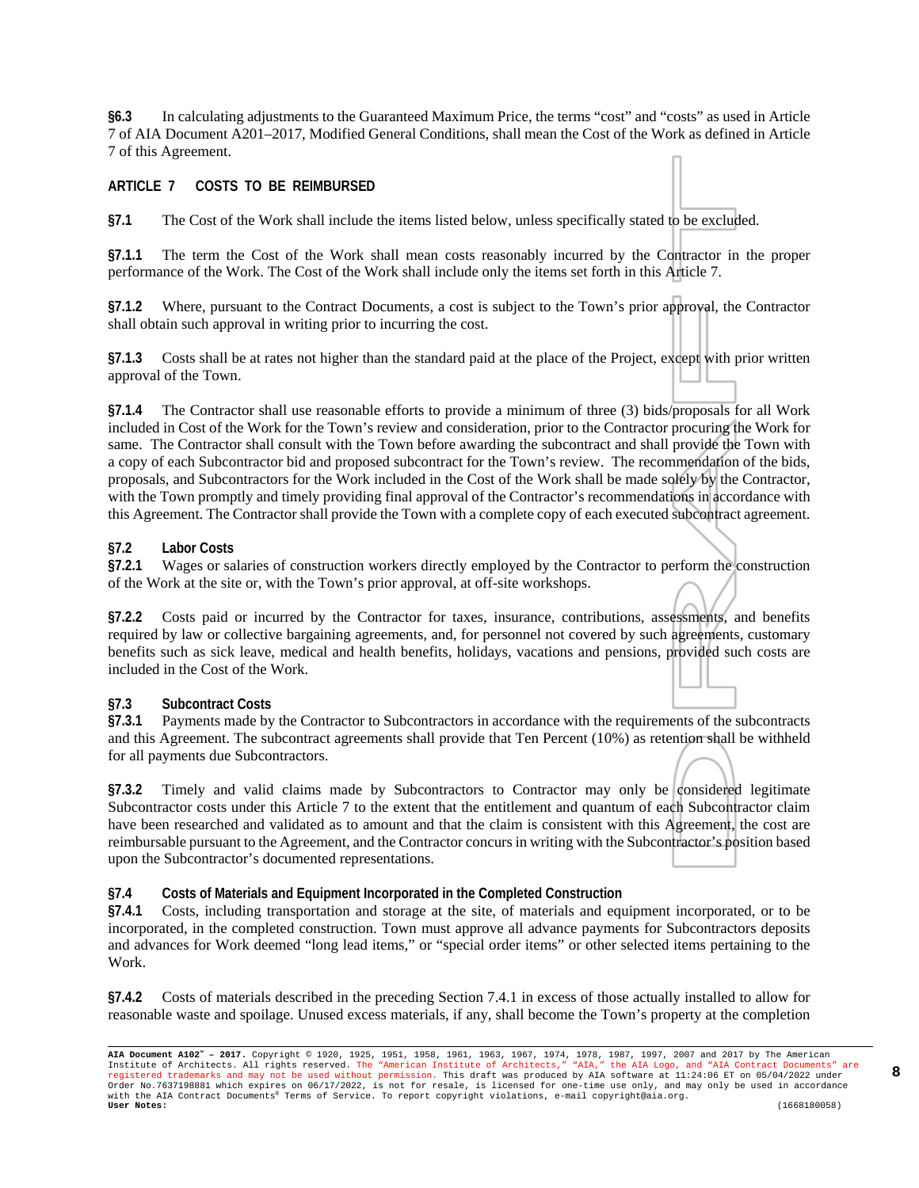**§6.3** In calculating adjustments to the Guaranteed Maximum Price, the terms "cost" and "costs" as used in Article 7 of AIA Document A201–2017, Modified General Conditions, shall mean the Cost of the Work as defined in Article 7 of this Agreement.

## ARTICLE 7 COSTS TO BE REIMBURSED

**§7.1** The Cost of the Work shall include the items listed below, unless specifically stated to be excluded.

**§7.1.1** The term the Cost of the Work shall mean costs reasonably incurred by the Contractor in the proper performance of the Work. The Cost of the Work shall include only the items set forth in this Article 7.

**§7.1.2** Where, pursuant to the Contract Documents, a cost is subject to the Town's prior approval, the Contractor shall obtain such approval in writing prior to incurring the cost.

**§7.1.3** Costs shall be at rates not higher than the standard paid at the place of the Project, except with prior written approval of the Town.

**§7.1.4** The Contractor shall use reasonable efforts to provide a minimum of three (3) bids/proposals for all Work included in Cost of the Work for the Town's review and consideration, prior to the Contractor procuring the Work for same. The Contractor shall consult with the Town before awarding the subcontract and shall provide the Town with a copy of each Subcontractor bid and proposed subcontract for the Town's review. The recommendation of the bids, proposals, and Subcontractors for the Work included in the Cost of the Work shall be made solely by the Contractor, with the Town promptly and timely providing final approval of the Contractor's recommendations in accordance with this Agreement. The Contractor shall provide the Town with a complete copy of each executed subcontract agreement.

### §7.2 Labor Costs

**§7.2.1** Wages or salaries of construction workers directly employed by the Contractor to perform the construction of the Work at the site or, with the Town's prior approval, at off-site workshops.

**§7.2.2** Costs paid or incurred by the Contractor for taxes, insurance, contributions, assessments, and benefits required by law or collective bargaining agreements, and, for personnel not covered by such agreements, customary benefits such as sick leave, medical and health benefits, holidays, vacations and pensions, provided such costs are included in the Cost of the Work.

### §7.3 Subcontract Costs

**§7.3.1** Payments made by the Contractor to Subcontractors in accordance with the requirements of the subcontracts and this Agreement. The subcontract agreements shall provide that Ten Percent (10%) as retention shall be withheld for all payments due Subcontractors.

**§7.3.2** Timely and valid claims made by Subcontractors to Contractor may only be considered legitimate Subcontractor costs under this Article 7 to the extent that the entitlement and quantum of each Subcontractor claim have been researched and validated as to amount and that the claim is consistent with this Agreement, the cost are reimbursable pursuant to the Agreement, and the Contractor concurs in writing with the Subcontractor's position based upon the Subcontractor's documented representations.

### §7.4 Costs of Materials and Equipment Incorporated in the Completed Construction

**§7.4.1** Costs, including transportation and storage at the site, of materials and equipment incorporated, or to be incorporated, in the completed construction. Town must approve all advance payments for Subcontractors deposits and advances for Work deemed "long lead items," or "special order items" or other selected items pertaining to the Work.

**§7.4.2** Costs of materials described in the preceding Section 7.4.1 in excess of those actually installed to allow for reasonable waste and spoilage. Unused excess materials, if any, shall become the Town's property at the completion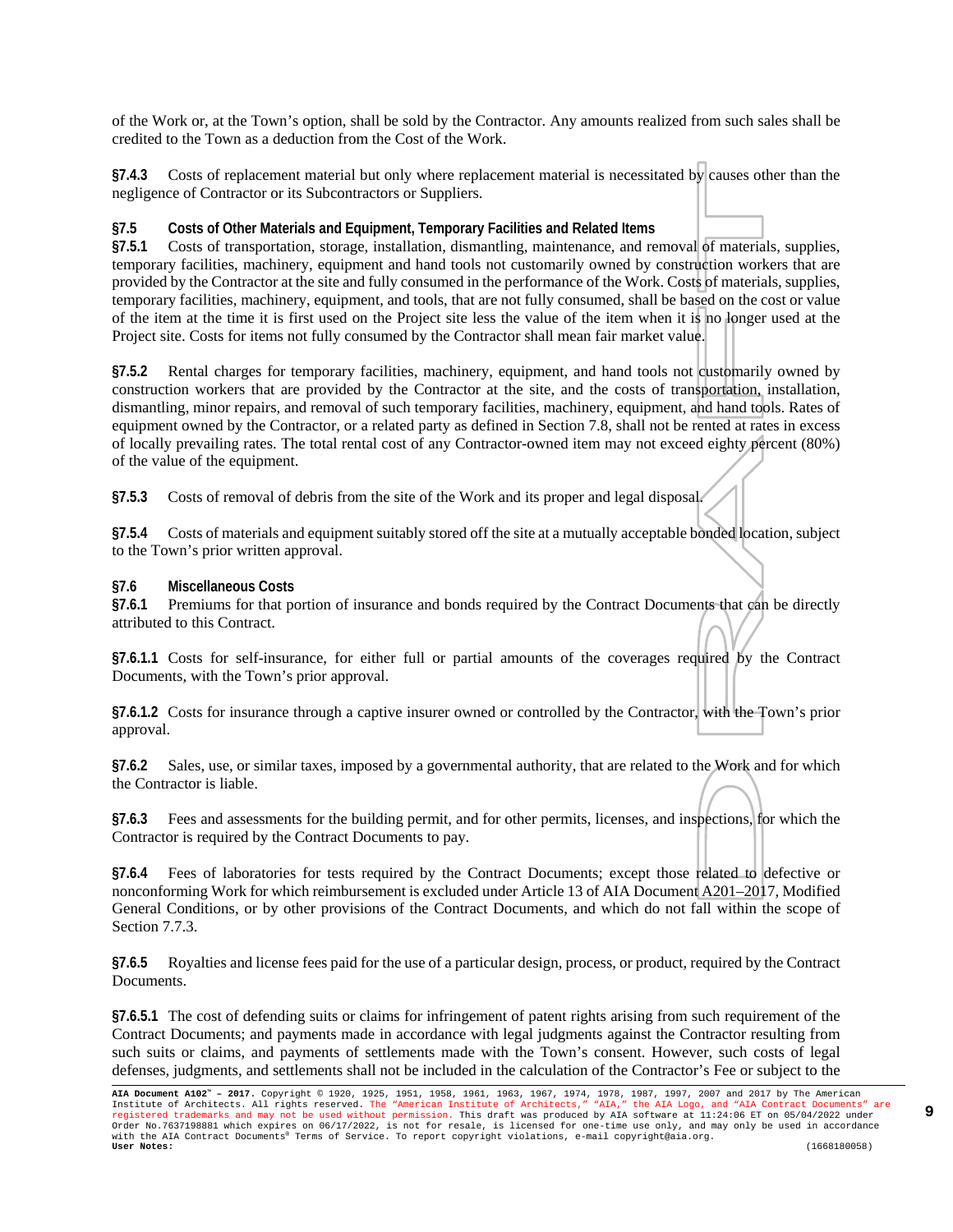of the Work or, at the Town's option, shall be sold by the Contractor. Any amounts realized from such sales shall be credited to the Town as a deduction from the Cost of the Work.

**§7.4.3** Costs of replacement material but only where replacement material is necessitated by causes other than the negligence of Contractor or its Subcontractors or Suppliers.

**§7.5 Costs of Other Materials and Equipment, Temporary Facilities and Related Items**

**§7.5.1** Costs of transportation, storage, installation, dismantling, maintenance, and removal of materials, supplies, temporary facilities, machinery, equipment and hand tools not customarily owned by construction workers that are provided by the Contractor at the site and fully consumed in the performance of the Work. Costs of materials, supplies, temporary facilities, machinery, equipment, and tools, that are not fully consumed, shall be based on the cost or value of the item at the time it is first used on the Project site less the value of the item when it is no longer used at the Project site. Costs for items not fully consumed by the Contractor shall mean fair market value.

**§7.5.2** Rental charges for temporary facilities, machinery, equipment, and hand tools not customarily owned by construction workers that are provided by the Contractor at the site, and the costs of transportation, installation, dismantling, minor repairs, and removal of such temporary facilities, machinery, equipment, and hand tools. Rates of equipment owned by the Contractor, or a related party as defined in Section 7.8, shall not be rented at rates in excess of locally prevailing rates. The total rental cost of any Contractor-owned item may not exceed eighty percent (80%) of the value of the equipment.

**§7.5.3** Costs of removal of debris from the site of the Work and its proper and legal disposal.

**§7.5.4** Costs of materials and equipment suitably stored off the site at a mutually acceptable bonded location, subject to the Town's prior written approval.

**§7.6 Miscellaneous Costs**

**§7.6.1** Premiums for that portion of insurance and bonds required by the Contract Documents that can be directly attributed to this Contract.

**§7.6.1.1** Costs for self-insurance, for either full or partial amounts of the coverages required by the Contract Documents, with the Town's prior approval.

**§7.6.1.2** Costs for insurance through a captive insurer owned or controlled by the Contractor, with the Town's prior approval.

**§7.6.2** Sales, use, or similar taxes, imposed by a governmental authority, that are related to the Work and for which the Contractor is liable.

**§7.6.3** Fees and assessments for the building permit, and for other permits, licenses, and inspections, for which the Contractor is required by the Contract Documents to pay.

**§7.6.4** Fees of laboratories for tests required by the Contract Documents; except those related to defective or nonconforming Work for which reimbursement is excluded under Article 13 of AIA Document A201–2017, Modified General Conditions, or by other provisions of the Contract Documents, and which do not fall within the scope of Section 7.7.3.

**§7.6.5** Royalties and license fees paid for the use of a particular design, process, or product, required by the Contract Documents.

**§7.6.5.1** The cost of defending suits or claims for infringement of patent rights arising from such requirement of the Contract Documents; and payments made in accordance with legal judgments against the Contractor resulting from such suits or claims, and payments of settlements made with the Town's consent. However, such costs of legal defenses, judgments, and settlements shall not be included in the calculation of the Contractor's Fee or subject to the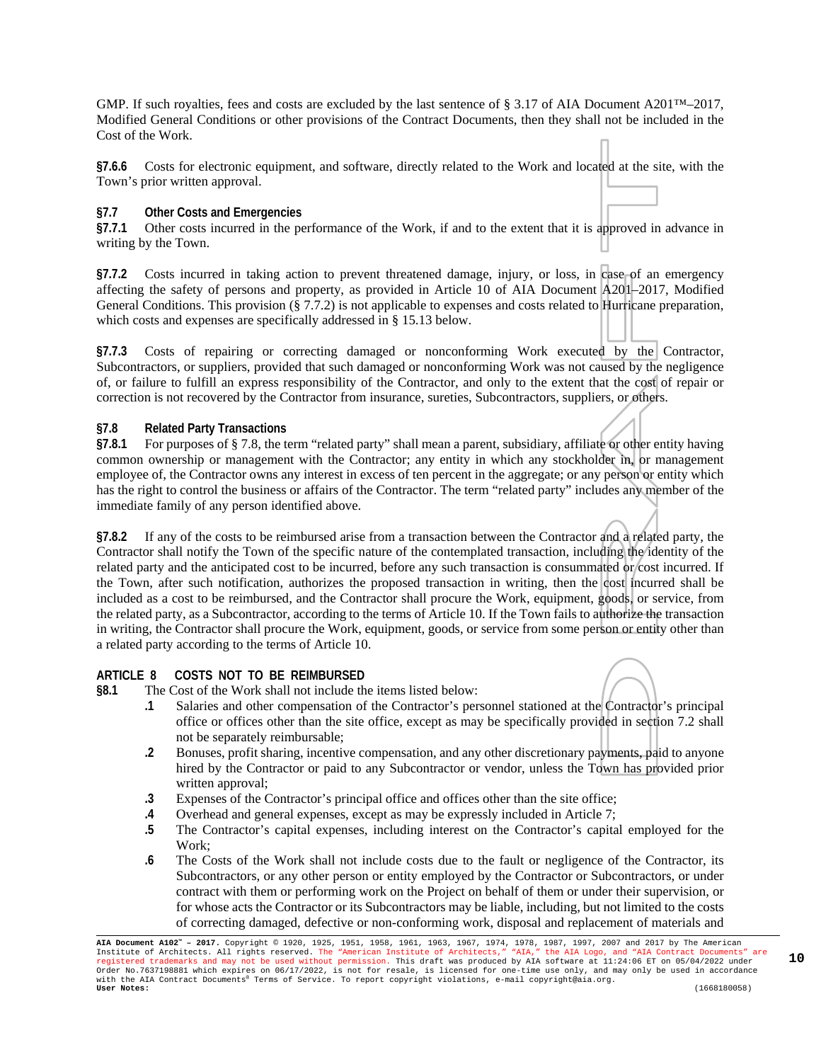GMP. If such royalties, fees and costs are excluded by the last sentence of § 3.17 of AIA Document A201™–2017, Modified General Conditions or other provisions of the Contract Documents, then they shall not be included in the Cost of the Work.

**§7.6.6** Costs for electronic equipment, and software, directly related to the Work and located at the site, with the Town's prior written approval.

**§7.7 Other Costs and Emergencies**

**§7.7.1** Other costs incurred in the performance of the Work, if and to the extent that it is approved in advance in writing by the Town.

**§7.7.2** Costs incurred in taking action to prevent threatened damage, injury, or loss, in case of an emergency affecting the safety of persons and property, as provided in Article 10 of AIA Document A201–2017, Modified General Conditions. This provision (§ 7.7.2) is not applicable to expenses and costs related to Hurricane preparation, which costs and expenses are specifically addressed in § 15.13 below.

**§7.7.3** Costs of repairing or correcting damaged or nonconforming Work executed by the Contractor, Subcontractors, or suppliers, provided that such damaged or nonconforming Work was not caused by the negligence of, or failure to fulfill an express responsibility of the Contractor, and only to the extent that the cost of repair or correction is not recovered by the Contractor from insurance, sureties, Subcontractors, suppliers, or others.

**§7.8 Related Party Transactions**

**§7.8.1** For purposes of § 7.8, the term "related party" shall mean a parent, subsidiary, affiliate or other entity having common ownership or management with the Contractor; any entity in which any stockholder in, or management employee of, the Contractor owns any interest in excess of ten percent in the aggregate; or any person or entity which has the right to control the business or affairs of the Contractor. The term "related party" includes any member of the immediate family of any person identified above.

**§7.8.2** If any of the costs to be reimbursed arise from a transaction between the Contractor and a related party, the Contractor shall notify the Town of the specific nature of the contemplated transaction, including the identity of the related party and the anticipated cost to be incurred, before any such transaction is consummated or cost incurred. If the Town, after such notification, authorizes the proposed transaction in writing, then the cost incurred shall be included as a cost to be reimbursed, and the Contractor shall procure the Work, equipment, goods, or service from the related party, as a Subcontractor, according to the terms of Article 10. If the Town fails to authorize the transaction in writing, the Contractor shall procure the Work, equipment, goods, or service from some person or entity other than a related party according to the terms of Article 10.

## ARTICLE 8 COSTS NOT TO BE REIMBURSED

**§8.1** The Cost of the Work shall not include the items listed below:

- **.1** Salaries and other compensation of the Contractor's personnel stationed at the Contractor's principal office or offices other than the site office, except as may be specifically provided in section 7.2 shall not be separately reimbursable;
- **.2** Bonuses, profit sharing, incentive compensation, and any other discretionary payments, paid to anyone hired by the Contractor or paid to any Subcontractor or vendor, unless the Town has provided prior written approval;
- **.3** Expenses of the Contractor's principal office and offices other than the site office;
- **.4** Overhead and general expenses, except as may be expressly included in Article 7;
- **.5** The Contractor's capital expenses, including interest on the Contractor's capital employed for the Work;
- **.6** The Costs of the Work shall not include costs due to the fault or negligence of the Contractor, its Subcontractors, or any other person or entity employed by the Contractor or Subcontractors, or under contract with them or performing work on the Project on behalf of them or under their supervision, or for whose acts the Contractor or its Subcontractors may be liable, including, but not limited to the costs of correcting damaged, defective or non-conforming work, disposal and replacement of materials and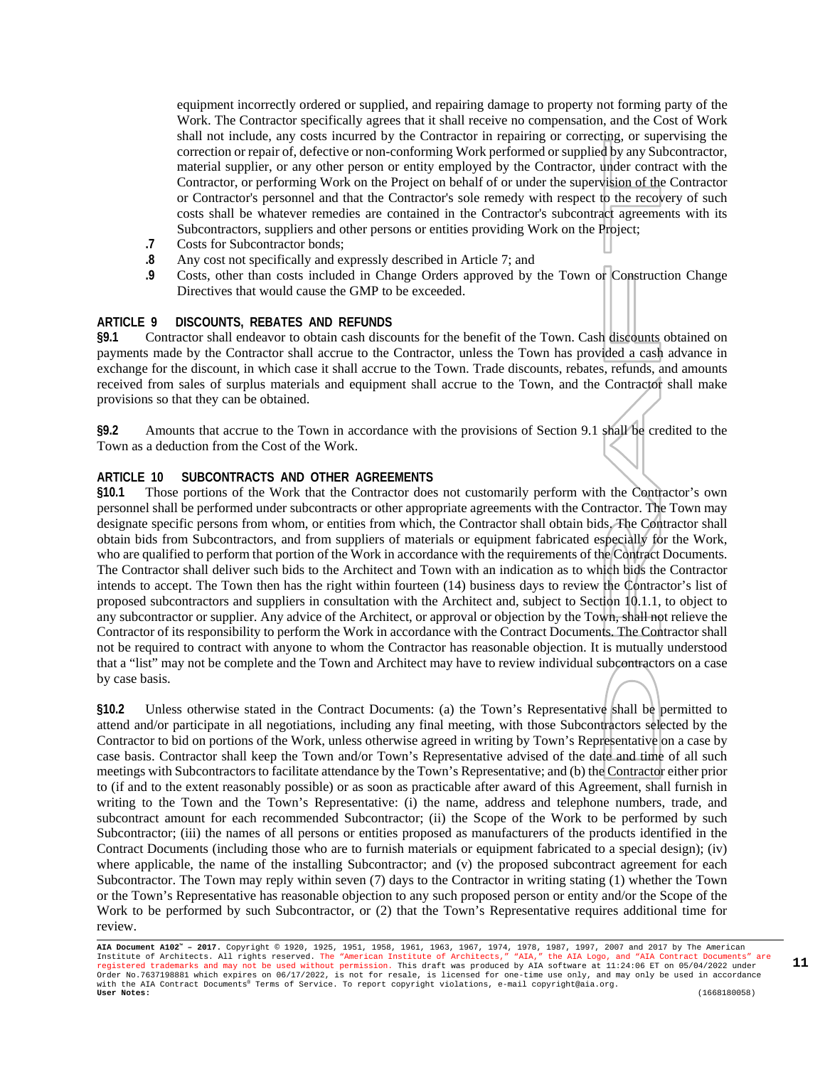equipment incorrectly ordered or supplied, and repairing damage to property not forming party of the Work. The Contractor specifically agrees that it shall receive no compensation, and the Cost of Work shall not include, any costs incurred by the Contractor in repairing or correcting, or supervising the correction or repair of, defective or non-conforming Work performed or supplied by any Subcontractor, material supplier, or any other person or entity employed by the Contractor, under contract with the Contractor, or performing Work on the Project on behalf of or under the supervision of the Contractor or Contractor's personnel and that the Contractor's sole remedy with respect to the recovery of such costs shall be whatever remedies are contained in the Contractor's subcontract agreements with its Subcontractors, suppliers and other persons or entities providing Work on the Project;

**.7** Costs for Subcontractor bonds;

**.8** Any cost not specifically and expressly described in Article 7; and

**.9** Costs, other than costs included in Change Orders approved by the Town or Construction Change Directives that would cause the GMP to be exceeded.

## ARTICLE 9 DISCOUNTS, REBATES AND REFUNDS

**§9.1** Contractor shall endeavor to obtain cash discounts for the benefit of the Town. Cash discounts obtained on payments made by the Contractor shall accrue to the Contractor, unless the Town has provided a cash advance in exchange for the discount, in which case it shall accrue to the Town. Trade discounts, rebates, refunds, and amounts received from sales of surplus materials and equipment shall accrue to the Town, and the Contractor shall make provisions so that they can be obtained.

**§9.2** Amounts that accrue to the Town in accordance with the provisions of Section 9.1 shall be credited to the Town as a deduction from the Cost of the Work.

## ARTICLE 10 SUBCONTRACTS AND OTHER AGREEMENTS

**§10.1** Those portions of the Work that the Contractor does not customarily perform with the Contractor's own personnel shall be performed under subcontracts or other appropriate agreements with the Contractor. The Town may designate specific persons from whom, or entities from which, the Contractor shall obtain bids. The Contractor shall obtain bids from Subcontractors, and from suppliers of materials or equipment fabricated especially for the Work, who are qualified to perform that portion of the Work in accordance with the requirements of the Contract Documents. The Contractor shall deliver such bids to the Architect and Town with an indication as to which bids the Contractor intends to accept. The Town then has the right within fourteen (14) business days to review the Contractor's list of proposed subcontractors and suppliers in consultation with the Architect and, subject to Section 10.1.1, to object to any subcontractor or supplier. Any advice of the Architect, or approval or objection by the Town, shall not relieve the Contractor of its responsibility to perform the Work in accordance with the Contract Documents. The Contractor shall not be required to contract with anyone to whom the Contractor has reasonable objection. It is mutually understood that a "list" may not be complete and the Town and Architect may have to review individual subcontractors on a case by case basis.

**§10.2** Unless otherwise stated in the Contract Documents: (a) the Town's Representative shall be permitted to attend and/or participate in all negotiations, including any final meeting, with those Subcontractors selected by the Contractor to bid on portions of the Work, unless otherwise agreed in writing by Town's Representative on a case by case basis. Contractor shall keep the Town and/or Town's Representative advised of the date and time of all such meetings with Subcontractors to facilitate attendance by the Town's Representative; and (b) the Contractor either prior to (if and to the extent reasonably possible) or as soon as practicable after award of this Agreement, shall furnish in writing to the Town and the Town's Representative: (i) the name, address and telephone numbers, trade, and subcontract amount for each recommended Subcontractor; (ii) the Scope of the Work to be performed by such Subcontractor; (iii) the names of all persons or entities proposed as manufacturers of the products identified in the Contract Documents (including those who are to furnish materials or equipment fabricated to a special design); (iv) where applicable, the name of the installing Subcontractor; and (v) the proposed subcontract agreement for each Subcontractor. The Town may reply within seven (7) days to the Contractor in writing stating (1) whether the Town or the Town's Representative has reasonable objection to any such proposed person or entity and/or the Scope of the Work to be performed by such Subcontractor, or (2) that the Town's Representative requires additional time for review.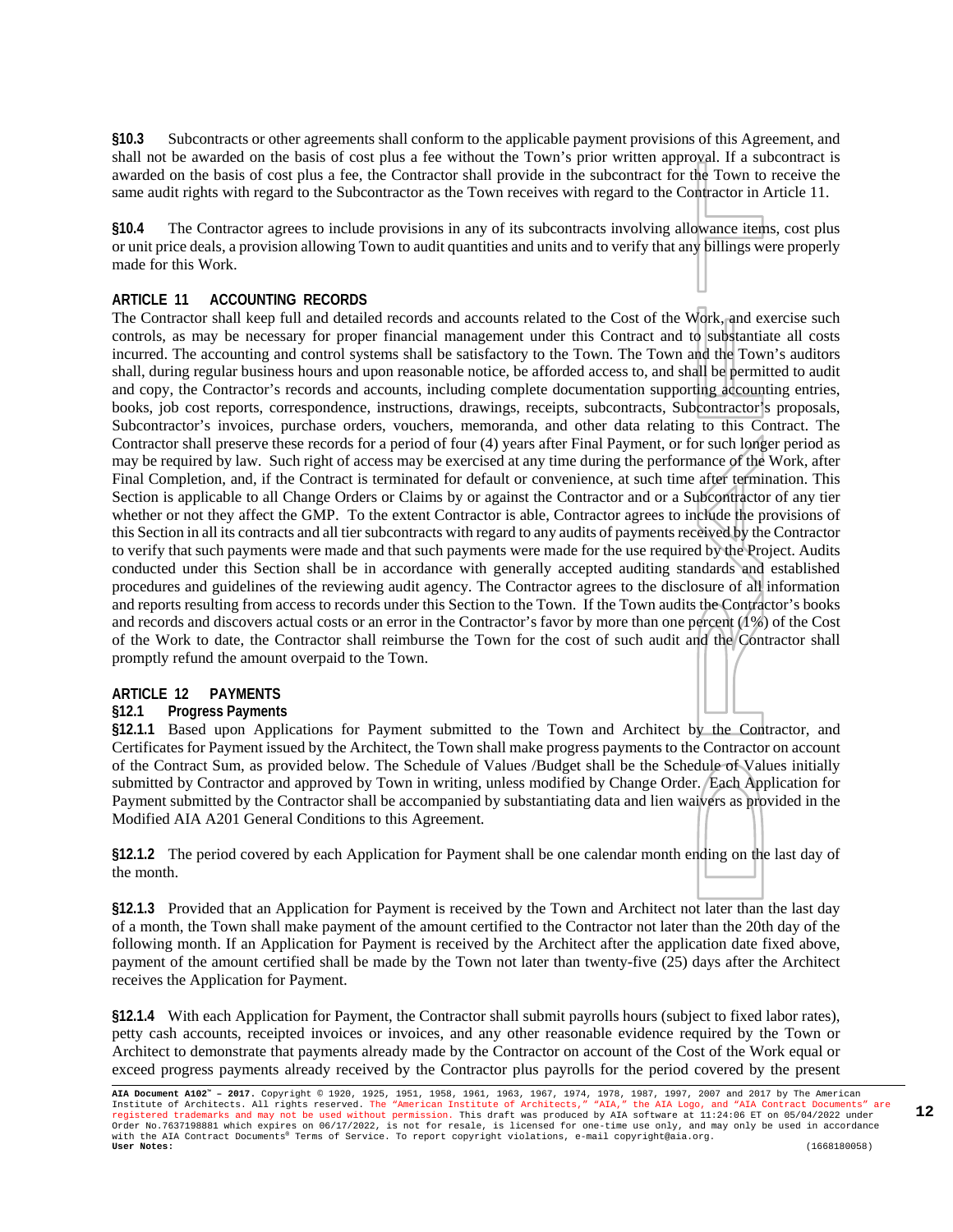**§10.3** Subcontracts or other agreements shall conform to the applicable payment provisions of this Agreement, and shall not be awarded on the basis of cost plus a fee without the Town's prior written approval. If a subcontract is awarded on the basis of cost plus a fee, the Contractor shall provide in the subcontract for the Town to receive the same audit rights with regard to the Subcontractor as the Town receives with regard to the Contractor in Article 11.

**§10.4** The Contractor agrees to include provisions in any of its subcontracts involving allowance items, cost plus or unit price deals, a provision allowing Town to audit quantities and units and to verify that any billings were properly made for this Work.

## ARTICLE 11 ACCOUNTING RECORDS

The Contractor shall keep full and detailed records and accounts related to the Cost of the Work, and exercise such controls, as may be necessary for proper financial management under this Contract and to substantiate all costs incurred. The accounting and control systems shall be satisfactory to the Town. The Town and the Town's auditors shall, during regular business hours and upon reasonable notice, be afforded access to, and shall be permitted to audit and copy, the Contractor's records and accounts, including complete documentation supporting accounting entries, books, job cost reports, correspondence, instructions, drawings, receipts, subcontracts, Subcontractor's proposals, Subcontractor's invoices, purchase orders, vouchers, memoranda, and other data relating to this Contract. The Contractor shall preserve these records for a period of four (4) years after Final Payment, or for such longer period as may be required by law. Such right of access may be exercised at any time during the performance of the Work, after Final Completion, and, if the Contract is terminated for default or convenience, at such time after termination. This Section is applicable to all Change Orders or Claims by or against the Contractor and or a Subcontractor of any tier whether or not they affect the GMP. To the extent Contractor is able, Contractor agrees to include the provisions of this Section in all its contracts and all tier subcontracts with regard to any audits of payments received by the Contractor to verify that such payments were made and that such payments were made for the use required by the Project. Audits conducted under this Section shall be in accordance with generally accepted auditing standards and established procedures and guidelines of the reviewing audit agency. The Contractor agrees to the disclosure of all information and reports resulting from access to records under this Section to the Town. If the Town audits the Contractor's books and records and discovers actual costs or an error in the Contractor's favor by more than one percent (1%) of the Cost of the Work to date, the Contractor shall reimburse the Town for the cost of such audit and the Contractor shall promptly refund the amount overpaid to the Town.

## ARTICLE 12 PAYMENTS

### §12.1 Progress Payments

**§12.1.1** Based upon Applications for Payment submitted to the Town and Architect by the Contractor, and Certificates for Payment issued by the Architect, the Town shall make progress payments to the Contractor on account of the Contract Sum, as provided below. The Schedule of Values /Budget shall be the Schedule of Values initially submitted by Contractor and approved by Town in writing, unless modified by Change Order. Each Application for Payment submitted by the Contractor shall be accompanied by substantiating data and lien waivers as provided in the Modified AIA A201 General Conditions to this Agreement.

**§12.1.2** The period covered by each Application for Payment shall be one calendar month ending on the last day of the month.

**§12.1.3** Provided that an Application for Payment is received by the Town and Architect not later than the last day of a month, the Town shall make payment of the amount certified to the Contractor not later than the 20th day of the following month. If an Application for Payment is received by the Architect after the application date fixed above, payment of the amount certified shall be made by the Town not later than twenty-five (25) days after the Architect receives the Application for Payment.

**§12.1.4** With each Application for Payment, the Contractor shall submit payrolls hours (subject to fixed labor rates), petty cash accounts, receipted invoices or invoices, and any other reasonable evidence required by the Town or Architect to demonstrate that payments already made by the Contractor on account of the Cost of the Work equal or exceed progress payments already received by the Contractor plus payrolls for the period covered by the present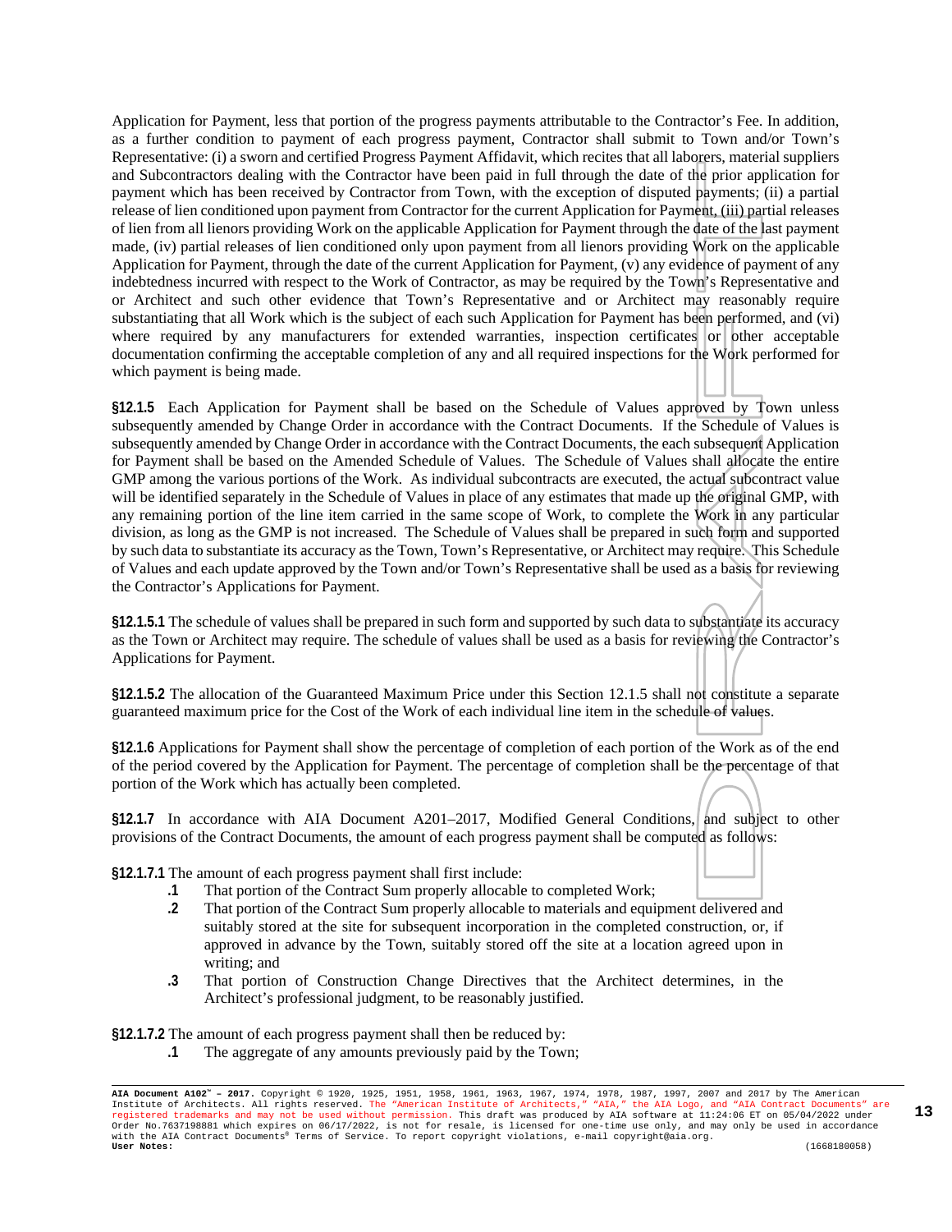Application for Payment, less that portion of the progress payments attributable to the Contractor's Fee. In addition, as a further condition to payment of each progress payment, Contractor shall submit to Town and/or Town's Representative: (i) a sworn and certified Progress Payment Affidavit, which recites that all laborers, material suppliers and Subcontractors dealing with the Contractor have been paid in full through the date of the prior application for payment which has been received by Contractor from Town, with the exception of disputed payments; (ii) a partial release of lien conditioned upon payment from Contractor for the current Application for Payment, (iii) partial releases of lien from all lienors providing Work on the applicable Application for Payment through the date of the last payment made, (iv) partial releases of lien conditioned only upon payment from all lienors providing Work on the applicable Application for Payment, through the date of the current Application for Payment, (v) any evidence of payment of any indebtedness incurred with respect to the Work of Contractor, as may be required by the Town's Representative and or Architect and such other evidence that Town's Representative and or Architect may reasonably require substantiating that all Work which is the subject of each such Application for Payment has been performed, and (vi) where required by any manufacturers for extended warranties, inspection certificates or other acceptable documentation confirming the acceptable completion of any and all required inspections for the Work performed for which payment is being made.

**§12.1.5** Each Application for Payment shall be based on the Schedule of Values approved by Town unless subsequently amended by Change Order in accordance with the Contract Documents. If the Schedule of Values is subsequently amended by Change Order in accordance with the Contract Documents, the each subsequent Application for Payment shall be based on the Amended Schedule of Values. The Schedule of Values shall allocate the entire GMP among the various portions of the Work. As individual subcontracts are executed, the actual subcontract value will be identified separately in the Schedule of Values in place of any estimates that made up the original GMP, with any remaining portion of the line item carried in the same scope of Work, to complete the Work in any particular division, as long as the GMP is not increased. The Schedule of Values shall be prepared in such form and supported by such data to substantiate its accuracy as the Town, Town's Representative, or Architect may require. This Schedule of Values and each update approved by the Town and/or Town's Representative shall be used as a basis for reviewing the Contractor's Applications for Payment.

**§12.1.5.1** The schedule of values shall be prepared in such form and supported by such data to substantiate its accuracy as the Town or Architect may require. The schedule of values shall be used as a basis for reviewing the Contractor's Applications for Payment.

**§12.1.5.2** The allocation of the Guaranteed Maximum Price under this Section 12.1.5 shall not constitute a separate guaranteed maximum price for the Cost of the Work of each individual line item in the schedule of values.

**§12.1.6** Applications for Payment shall show the percentage of completion of each portion of the Work as of the end of the period covered by the Application for Payment. The percentage of completion shall be the percentage of that portion of the Work which has actually been completed.

**§12.1.7** In accordance with AIA Document A201–2017, Modified General Conditions, and subject to other provisions of the Contract Documents, the amount of each progress payment shall be computed as follows:

**§12.1.7.1** The amount of each progress payment shall first include:

- **.1** That portion of the Contract Sum properly allocable to completed Work;
- **.2** That portion of the Contract Sum properly allocable to materials and equipment delivered and suitably stored at the site for subsequent incorporation in the completed construction, or, if approved in advance by the Town, suitably stored off the site at a location agreed upon in writing; and
- **.3** That portion of Construction Change Directives that the Architect determines, in the Architect's professional judgment, to be reasonably justified.

**§12.1.7.2** The amount of each progress payment shall then be reduced by:

- **.1** The aggregate of any amounts previously paid by the Town;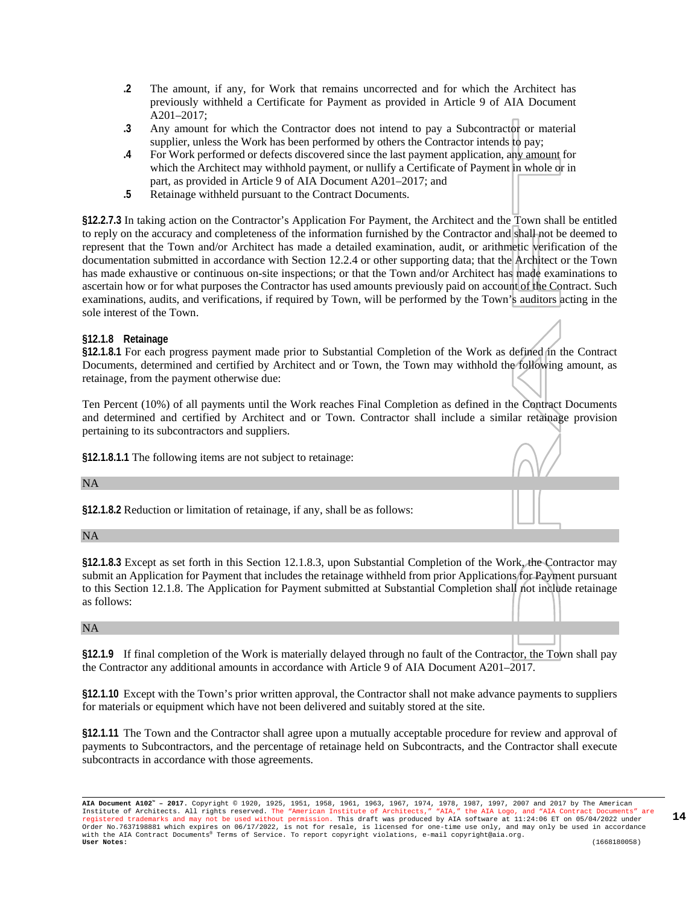**.2** The amount, if any, for Work that remains uncorrected and for which the Architect has previously withheld a Certificate for Payment as provided in Article 9 of AIA Document A201–2017;

**.3** Any amount for which the Contractor does not intend to pay a Subcontractor or material supplier, unless the Work has been performed by others the Contractor intends to pay;

**.4** For Work performed or defects discovered since the last payment application, any amount for which the Architect may withhold payment, or nullify a Certificate of Payment in whole or in part, as provided in Article 9 of AIA Document A201–2017; and

**.5** Retainage withheld pursuant to the Contract Documents.

**§12.2.7.3** In taking action on the Contractor's Application For Payment, the Architect and the Town shall be entitled to reply on the accuracy and completeness of the information furnished by the Contractor and shall not be deemed to represent that the Town and/or Architect has made a detailed examination, audit, or arithmetic verification of the documentation submitted in accordance with Section 12.2.4 or other supporting data; that the Architect or the Town has made exhaustive or continuous on-site inspections; or that the Town and/or Architect has made examinations to ascertain how or for what purposes the Contractor has used amounts previously paid on account of the Contract. Such examinations, audits, and verifications, if required by Town, will be performed by the Town's auditors acting in the sole interest of the Town.

**§12.1.8 Retainage**

**§12.1.8.1** For each progress payment made prior to Substantial Completion of the Work as defined in the Contract Documents, determined and certified by Architect and or Town, the Town may withhold the following amount, as retainage, from the payment otherwise due:

Ten Percent (10%) of all payments until the Work reaches Final Completion as defined in the Contract Documents and determined and certified by Architect and or Town. Contractor shall include a similar retainage provision pertaining to its subcontractors and suppliers.

**§12.1.8.1.1** The following items are not subject to retainage:

NA

**§12.1.8.2** Reduction or limitation of retainage, if any, shall be as follows:

NA

**§12.1.8.3** Except as set forth in this Section 12.1.8.3, upon Substantial Completion of the Work, the Contractor may submit an Application for Payment that includes the retainage withheld from prior Applications for Payment pursuant to this Section 12.1.8. The Application for Payment submitted at Substantial Completion shall not include retainage as follows:

NA

**§12.1.9** If final completion of the Work is materially delayed through no fault of the Contractor, the Town shall pay the Contractor any additional amounts in accordance with Article 9 of AIA Document A201–2017.

**§12.1.10** Except with the Town's prior written approval, the Contractor shall not make advance payments to suppliers for materials or equipment which have not been delivered and suitably stored at the site.

**§12.1.11** The Town and the Contractor shall agree upon a mutually acceptable procedure for review and approval of payments to Subcontractors, and the percentage of retainage held on Subcontracts, and the Contractor shall execute subcontracts in accordance with those agreements.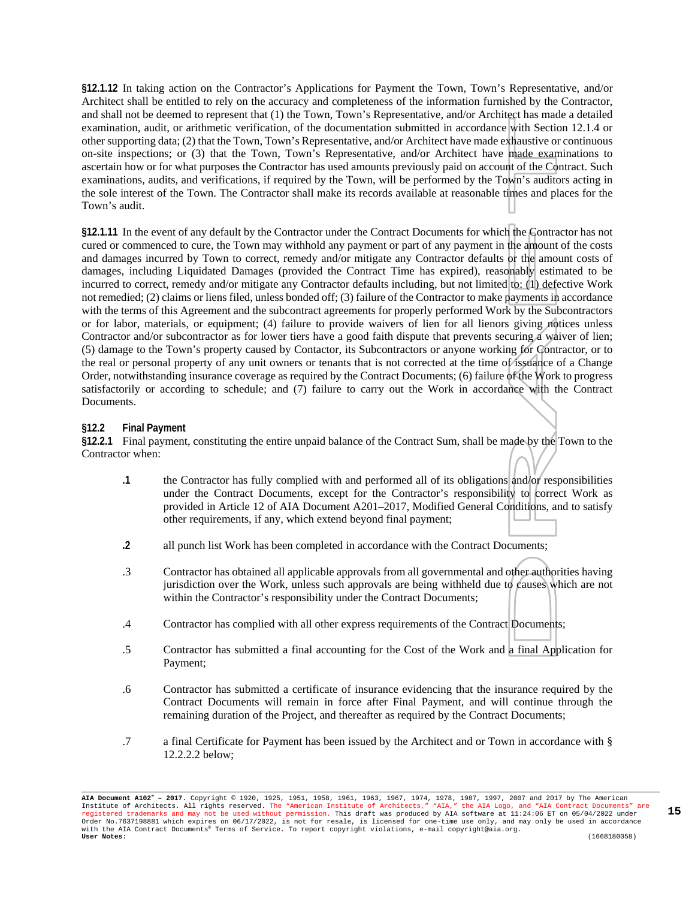**§12.1.12** In taking action on the Contractor's Applications for Payment the Town, Town's Representative, and/or Architect shall be entitled to rely on the accuracy and completeness of the information furnished by the Contractor, and shall not be deemed to represent that (1) the Town, Town's Representative, and/or Architect has made a detailed examination, audit, or arithmetic verification, of the documentation submitted in accordance with Section 12.1.4 or other supporting data; (2) that the Town, Town's Representative, and/or Architect have made exhaustive or continuous on-site inspections; or (3) that the Town, Town's Representative, and/or Architect have made examinations to ascertain how or for what purposes the Contractor has used amounts previously paid on account of the Contract. Such examinations, audits, and verifications, if required by the Town, will be performed by the Town's auditors acting in the sole interest of the Town. The Contractor shall make its records available at reasonable times and places for the Town's audit.

**§12.1.11** In the event of any default by the Contractor under the Contract Documents for which the Contractor has not cured or commenced to cure, the Town may withhold any payment or part of any payment in the amount of the costs and damages incurred by Town to correct, remedy and/or mitigate any Contractor defaults or the amount costs of damages, including Liquidated Damages (provided the Contract Time has expired), reasonably estimated to be incurred to correct, remedy and/or mitigate any Contractor defaults including, but not limited to: (1) defective Work not remedied; (2) claims or liens filed, unless bonded off; (3) failure of the Contractor to make payments in accordance with the terms of this Agreement and the subcontract agreements for properly performed Work by the Subcontractors or for labor, materials, or equipment; (4) failure to provide waivers of lien for all lienors giving notices unless Contractor and/or subcontractor as for lower tiers have a good faith dispute that prevents securing a waiver of lien; (5) damage to the Town's property caused by Contactor, its Subcontractors or anyone working for Contractor, or to the real or personal property of any unit owners or tenants that is not corrected at the time of issuance of a Change Order, notwithstanding insurance coverage as required by the Contract Documents; (6) failure of the Work to progress satisfactorily or according to schedule; and (7) failure to carry out the Work in accordance with the Contract Documents.

## §12.2 Final Payment

**§12.2.1** Final payment, constituting the entire unpaid balance of the Contract Sum, shall be made by the Town to the Contractor when:

**.1** the Contractor has fully complied with and performed all of its obligations and/or responsibilities under the Contract Documents, except for the Contractor's responsibility to correct Work as provided in Article 12 of AIA Document A201–2017, Modified General Conditions, and to satisfy other requirements, if any, which extend beyond final payment;

**.2** all punch list Work has been completed in accordance with the Contract Documents;

.3 Contractor has obtained all applicable approvals from all governmental and other authorities having jurisdiction over the Work, unless such approvals are being withheld due to causes which are not within the Contractor's responsibility under the Contract Documents;

.4 Contractor has complied with all other express requirements of the Contract Documents;

.5 Contractor has submitted a final accounting for the Cost of the Work and a final Application for Payment;

.6 Contractor has submitted a certificate of insurance evidencing that the insurance required by the Contract Documents will remain in force after Final Payment, and will continue through the remaining duration of the Project, and thereafter as required by the Contract Documents;

.7 a final Certificate for Payment has been issued by the Architect and or Town in accordance with § 12.2.2.2 below;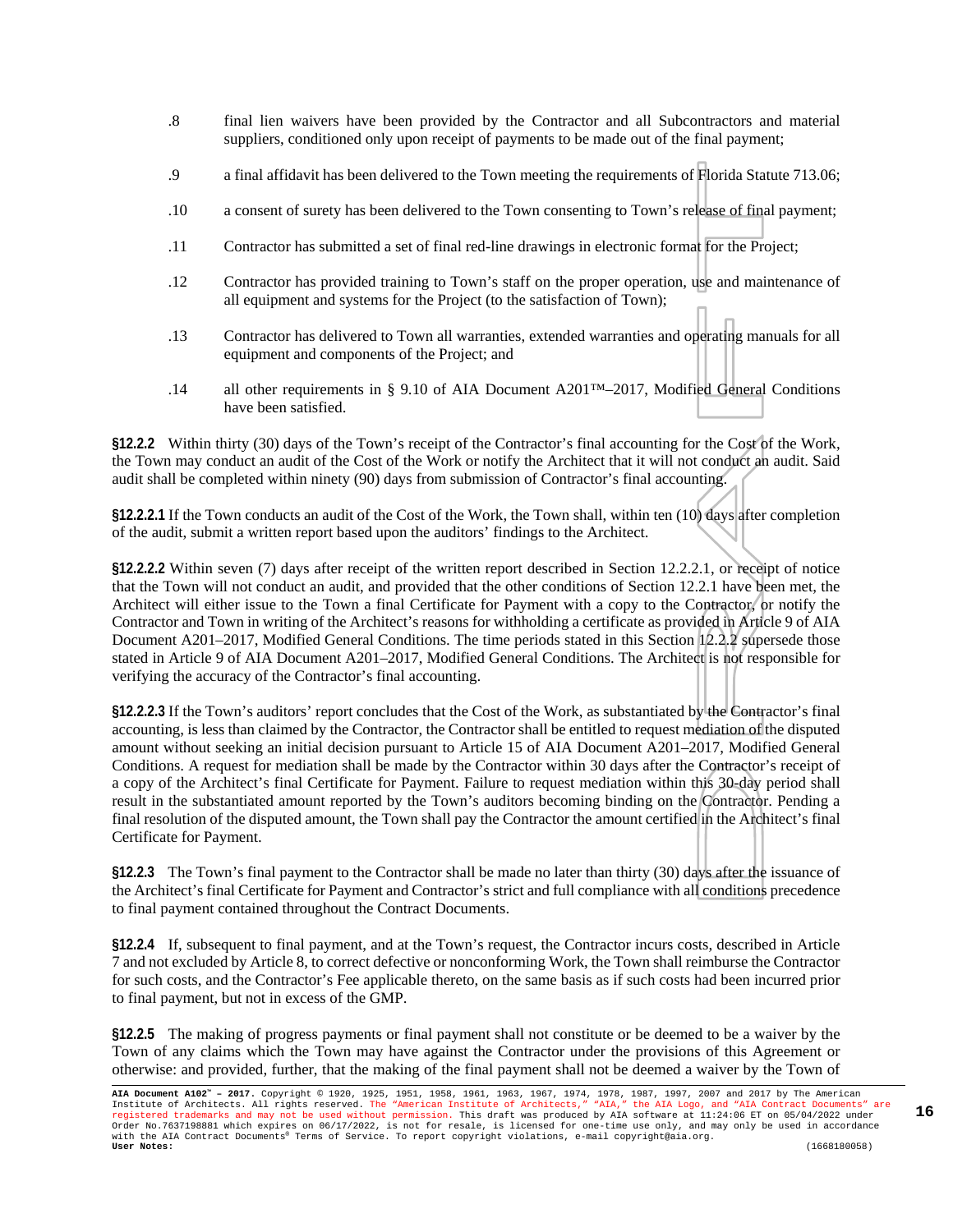.8 final lien waivers have been provided by the Contractor and all Subcontractors and material suppliers, conditioned only upon receipt of payments to be made out of the final payment;

.9 a final affidavit has been delivered to the Town meeting the requirements of Florida Statute 713.06;

.10 a consent of surety has been delivered to the Town consenting to Town's release of final payment;

.11 Contractor has submitted a set of final red-line drawings in electronic format for the Project;

.12 Contractor has provided training to Town's staff on the proper operation, use and maintenance of all equipment and systems for the Project (to the satisfaction of Town);

.13 Contractor has delivered to Town all warranties, extended warranties and operating manuals for all equipment and components of the Project; and

.14 all other requirements in § 9.10 of AIA Document A201™–2017, Modified General Conditions have been satisfied.

**§12.2.2** Within thirty (30) days of the Town's receipt of the Contractor's final accounting for the Cost of the Work, the Town may conduct an audit of the Cost of the Work or notify the Architect that it will not conduct an audit. Said audit shall be completed within ninety (90) days from submission of Contractor's final accounting.

**§12.2.2.1** If the Town conducts an audit of the Cost of the Work, the Town shall, within ten (10) days after completion of the audit, submit a written report based upon the auditors' findings to the Architect.

**§12.2.2.2** Within seven (7) days after receipt of the written report described in Section 12.2.2.1, or receipt of notice that the Town will not conduct an audit, and provided that the other conditions of Section 12.2.1 have been met, the Architect will either issue to the Town a final Certificate for Payment with a copy to the Contractor, or notify the Contractor and Town in writing of the Architect's reasons for withholding a certificate as provided in Article 9 of AIA Document A201–2017, Modified General Conditions. The time periods stated in this Section 12.2.2 supersede those stated in Article 9 of AIA Document A201–2017, Modified General Conditions. The Architect is not responsible for verifying the accuracy of the Contractor's final accounting.

**§12.2.2.3** If the Town's auditors' report concludes that the Cost of the Work, as substantiated by the Contractor's final accounting, is less than claimed by the Contractor, the Contractor shall be entitled to request mediation of the disputed amount without seeking an initial decision pursuant to Article 15 of AIA Document A201–2017, Modified General Conditions. A request for mediation shall be made by the Contractor within 30 days after the Contractor's receipt of a copy of the Architect's final Certificate for Payment. Failure to request mediation within this 30-day period shall result in the substantiated amount reported by the Town's auditors becoming binding on the Contractor. Pending a final resolution of the disputed amount, the Town shall pay the Contractor the amount certified in the Architect's final Certificate for Payment.

**§12.2.3** The Town's final payment to the Contractor shall be made no later than thirty (30) days after the issuance of the Architect's final Certificate for Payment and Contractor's strict and full compliance with all conditions precedence to final payment contained throughout the Contract Documents.

**§12.2.4** If, subsequent to final payment, and at the Town's request, the Contractor incurs costs, described in Article 7 and not excluded by Article 8, to correct defective or nonconforming Work, the Town shall reimburse the Contractor for such costs, and the Contractor's Fee applicable thereto, on the same basis as if such costs had been incurred prior to final payment, but not in excess of the GMP.

**§12.2.5** The making of progress payments or final payment shall not constitute or be deemed to be a waiver by the Town of any claims which the Town may have against the Contractor under the provisions of this Agreement or otherwise: and provided, further, that the making of the final payment shall not be deemed a waiver by the Town of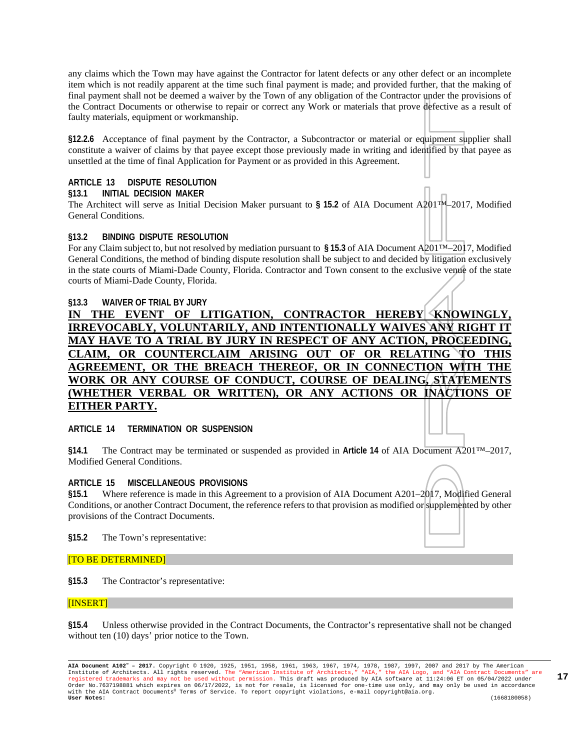any claims which the Town may have against the Contractor for latent defects or any other defect or an incomplete item which is not readily apparent at the time such final payment is made; and provided further, that the making of final payment shall not be deemed a waiver by the Town of any obligation of the Contractor under the provisions of the Contract Documents or otherwise to repair or correct any Work or materials that prove defective as a result of faulty materials, equipment or workmanship.

**§12.2.6** Acceptance of final payment by the Contractor, a Subcontractor or material or equipment supplier shall constitute a waiver of claims by that payee except those previously made in writing and identified by that payee as unsettled at the time of final Application for Payment or as provided in this Agreement.

## ARTICLE 13 DISPUTE RESOLUTION

### §13.1 INITIAL DECISION MAKER

The Architect will serve as Initial Decision Maker pursuant to **§ 15.2** of AIA Document A201™–2017, Modified General Conditions.

### §13.2 BINDING DISPUTE RESOLUTION

For any Claim subject to, but not resolved by mediation pursuant to **§ 15.3** of AIA Document A201™–2017, Modified General Conditions, the method of binding dispute resolution shall be subject to and decided by litigation exclusively in the state courts of Miami-Dade County, Florida. Contractor and Town consent to the exclusive venue of the state courts of Miami-Dade County, Florida.

### §13.3 WAIVER OF TRIAL BY JURY

**IN THE EVENT OF LITIGATION, CONTRACTOR HEREBY KNOWINGLY, IRREVOCABLY, VOLUNTARILY, AND INTENTIONALLY WAIVES ANY RIGHT IT MAY HAVE TO A TRIAL BY JURY IN RESPECT OF ANY ACTION, PROCEEDING, CLAIM, OR COUNTERCLAIM ARISING OUT OF OR RELATING TO THIS AGREEMENT, OR THE BREACH THEREOF, OR IN CONNECTION WITH THE WORK OR ANY COURSE OF CONDUCT, COURSE OF DEALING, STATEMENTS (WHETHER VERBAL OR WRITTEN), OR ANY ACTIONS OR INACTIONS OF EITHER PARTY.**

## ARTICLE 14 TERMINATION OR SUSPENSION

**§14.1** The Contract may be terminated or suspended as provided in **Article 14** of AIA Document A201™–2017, Modified General Conditions.

## ARTICLE 15 MISCELLANEOUS PROVISIONS

**§15.1** Where reference is made in this Agreement to a provision of AIA Document A201–2017, Modified General Conditions, or another Contract Document, the reference refers to that provision as modified or supplemented by other provisions of the Contract Documents.

**§15.2** The Town's representative:

[TO BE DETERMINED]

**§15.3** The Contractor's representative:

[INSERT]

**§15.4** Unless otherwise provided in the Contract Documents, the Contractor's representative shall not be changed without ten (10) days' prior notice to the Town.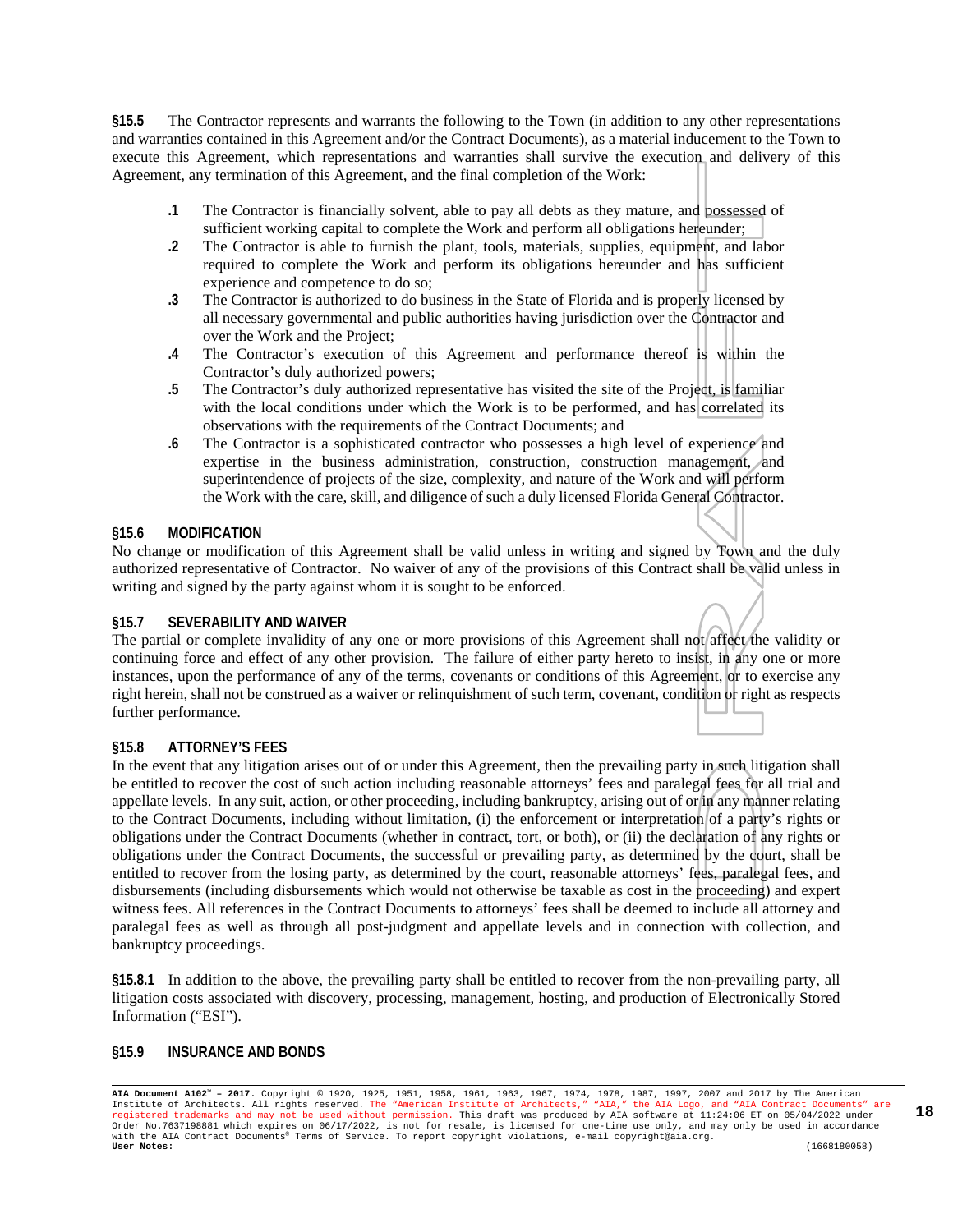**§15.5** The Contractor represents and warrants the following to the Town (in addition to any other representations and warranties contained in this Agreement and/or the Contract Documents), as a material inducement to the Town to execute this Agreement, which representations and warranties shall survive the execution and delivery of this Agreement, any termination of this Agreement, and the final completion of the Work:

**.1** The Contractor is financially solvent, able to pay all debts as they mature, and possessed of sufficient working capital to complete the Work and perform all obligations hereunder;

**.2** The Contractor is able to furnish the plant, tools, materials, supplies, equipment, and labor required to complete the Work and perform its obligations hereunder and has sufficient experience and competence to do so;

**.3** The Contractor is authorized to do business in the State of Florida and is properly licensed by all necessary governmental and public authorities having jurisdiction over the Contractor and over the Work and the Project;

**.4** The Contractor's execution of this Agreement and performance thereof is within the Contractor's duly authorized powers;

**.5** The Contractor's duly authorized representative has visited the site of the Project, is familiar with the local conditions under which the Work is to be performed, and has correlated its observations with the requirements of the Contract Documents; and

**.6** The Contractor is a sophisticated contractor who possesses a high level of experience and expertise in the business administration, construction, construction management, and superintendence of projects of the size, complexity, and nature of the Work and will perform the Work with the care, skill, and diligence of such a duly licensed Florida General Contractor.

### §15.6 MODIFICATION

No change or modification of this Agreement shall be valid unless in writing and signed by Town and the duly authorized representative of Contractor. No waiver of any of the provisions of this Contract shall be valid unless in writing and signed by the party against whom it is sought to be enforced.

### §15.7 SEVERABILITY AND WAIVER

The partial or complete invalidity of any one or more provisions of this Agreement shall not affect the validity or continuing force and effect of any other provision. The failure of either party hereto to insist, in any one or more instances, upon the performance of any of the terms, covenants or conditions of this Agreement, or to exercise any right herein, shall not be construed as a waiver or relinquishment of such term, covenant, condition or right as respects further performance.

### §15.8 ATTORNEY'S FEES

In the event that any litigation arises out of or under this Agreement, then the prevailing party in such litigation shall be entitled to recover the cost of such action including reasonable attorneys' fees and paralegal fees for all trial and appellate levels. In any suit, action, or other proceeding, including bankruptcy, arising out of or in any manner relating to the Contract Documents, including without limitation, (i) the enforcement or interpretation of a party's rights or obligations under the Contract Documents (whether in contract, tort, or both), or (ii) the declaration of any rights or obligations under the Contract Documents, the successful or prevailing party, as determined by the court, shall be entitled to recover from the losing party, as determined by the court, reasonable attorneys' fees, paralegal fees, and disbursements (including disbursements which would not otherwise be taxable as cost in the proceeding) and expert witness fees. All references in the Contract Documents to attorneys' fees shall be deemed to include all attorney and paralegal fees as well as through all post-judgment and appellate levels and in connection with collection, and bankruptcy proceedings.

**§15.8.1** In addition to the above, the prevailing party shall be entitled to recover from the non-prevailing party, all litigation costs associated with discovery, processing, management, hosting, and production of Electronically Stored Information ("ESI").

### §15.9 INSURANCE AND BONDS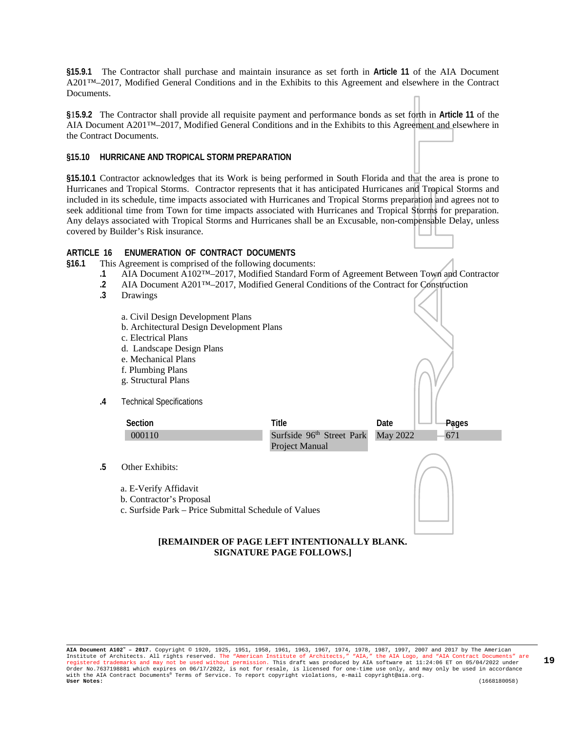**§15.9.1** The Contractor shall purchase and maintain insurance as set forth in **Article 11** of the AIA Document A201™–2017, Modified General Conditions and in the Exhibits to this Agreement and elsewhere in the Contract Documents.

**§15.9.2** The Contractor shall provide all requisite payment and performance bonds as set forth in **Article 11** of the AIA Document A201™–2017, Modified General Conditions and in the Exhibits to this Agreement and elsewhere in the Contract Documents.

**§15.10 HURRICANE AND TROPICAL STORM PREPARATION**

**§15.10.1** Contractor acknowledges that its Work is being performed in South Florida and that the area is prone to Hurricanes and Tropical Storms. Contractor represents that it has anticipated Hurricanes and Tropical Storms and included in its schedule, time impacts associated with Hurricanes and Tropical Storms preparation and agrees not to seek additional time from Town for time impacts associated with Hurricanes and Tropical Storms for preparation. Any delays associated with Tropical Storms and Hurricanes shall be an Excusable, non-compensable Delay, unless covered by Builder's Risk insurance.

## ARTICLE 16 ENUMERATION OF CONTRACT DOCUMENTS

**§16.1** This Agreement is comprised of the following documents:

**.1** AIA Document A102™–2017, Modified Standard Form of Agreement Between Town and Contractor

**.2** AIA Document A201™–2017, Modified General Conditions of the Contract for Construction

**.3** Drawings

a. Civil Design Development Plans
b. Architectural Design Development Plans
c. Electrical Plans
d. Landscape Design Plans
e. Mechanical Plans
f. Plumbing Plans
g. Structural Plans

**.4** Technical Specifications

| Section | Title | Date | Pages |
|---|---|---|---|
| 000110 | Surfside 96th Street Park Project Manual | May 2022 | 671 |

**.5** Other Exhibits:

a. E-Verify Affidavit
b. Contractor's Proposal
c. Surfside Park – Price Submittal Schedule of Values

**[REMAINDER OF PAGE LEFT INTENTIONALLY BLANK. SIGNATURE PAGE FOLLOWS.]**

**AIA Document A102™ – 2017.** Copyright © 1920, 1925, 1951, 1958, 1961, 1963, 1967, 1974, 1978, 1987, 1997, 2007 and 2017 by The American Institute of Architects. All rights reserved. The "American Institute of Architects," "AIA," the AIA Logo, and "AIA Contract Documents" are registered trademarks and may not be used without permission. This draft was produced by AIA software at 11:24:06 ET on 05/04/2022 under Order No.7637198881 which expires on 06/17/2022, is not for resale, is licensed for one-time use only, and may only be used in accordance with the AIA Contract Documents® Terms of Service. To report copyright violations, e-mail copyright@aia.org.
**User Notes:** (1668180058)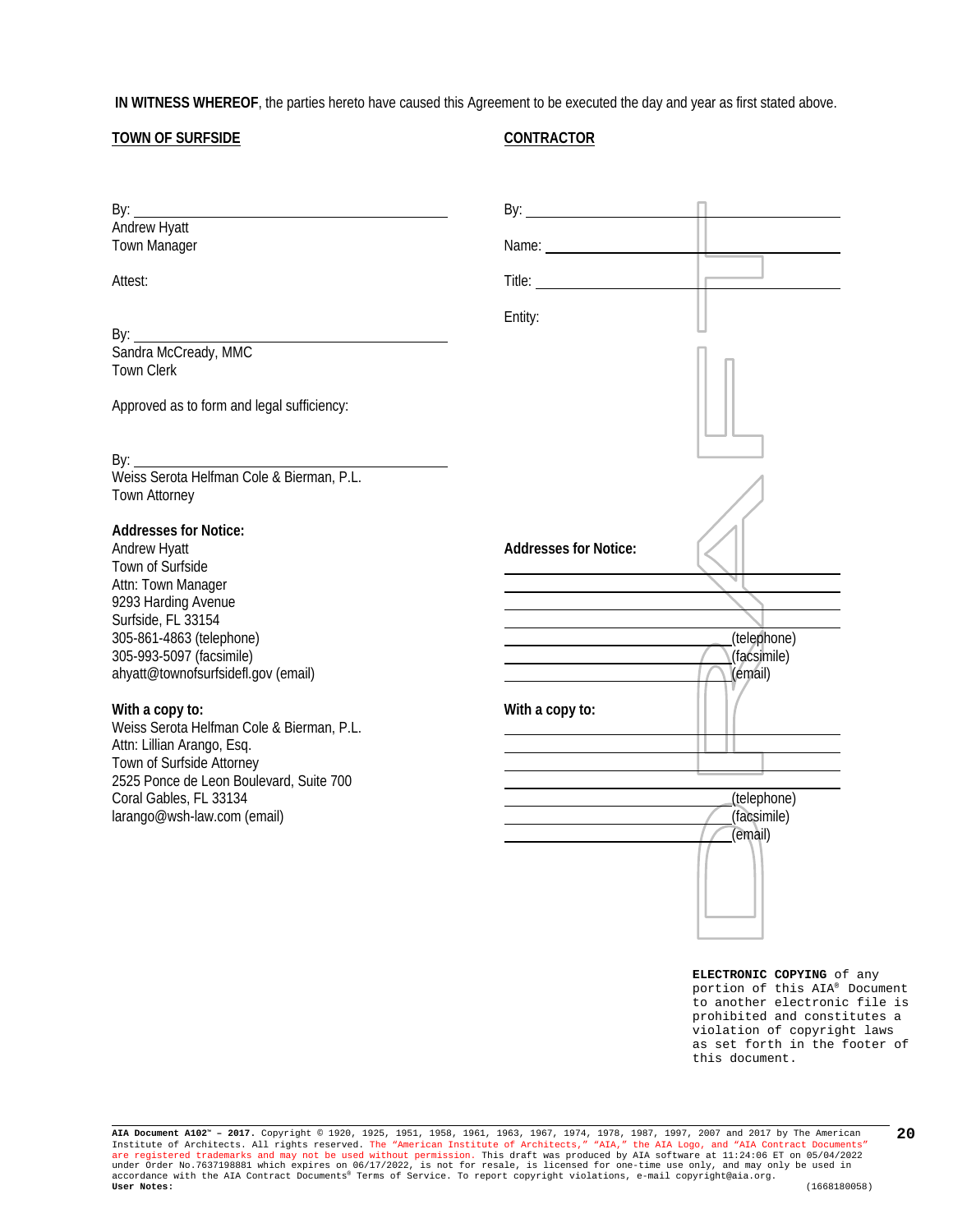**IN WITNESS WHEREOF**, the parties hereto have caused this Agreement to be executed the day and year as first stated above.

**TOWN OF SURFSIDE**

By: ______________________________
Andrew Hyatt
Town Manager

Attest:

By: ______________________________
Sandra McCready, MMC
Town Clerk

Approved as to form and legal sufficiency:

By: ______________________________
Weiss Serota Helfman Cole & Bierman, P.L.
Town Attorney

**Addresses for Notice:**
Andrew Hyatt
Town of Surfside
Attn: Town Manager
9293 Harding Avenue
Surfside, FL 33154
305-861-4863 (telephone)
305-993-5097 (facsimile)
ahyatt@townofsurfsidefl.gov (email)

**With a copy to:**
Weiss Serota Helfman Cole & Bierman, P.L.
Attn: Lillian Arango, Esq.
Town of Surfside Attorney
2525 Ponce de Leon Boulevard, Suite 700
Coral Gables, FL 33134
larango@wsh-law.com (email)

**CONTRACTOR**

By: ______________________________

Name: ______________________________

Title: ______________________________

Entity:

**Addresses for Notice:**

______________________________
______________________________
______________________________
______________________________
______________________________ (telephone)
______________________________ (facsimile)
______________________________ (email)

**With a copy to:**

______________________________
______________________________
______________________________
______________________________
______________________________ (telephone)
______________________________ (facsimile)
______________________________ (email)

**ELECTRONIC COPYING** of any portion of this AIA® Document to another electronic file is prohibited and constitutes a violation of copyright laws as set forth in the footer of this document.

**AIA Document A102™ – 2017.** Copyright © 1920, 1925, 1951, 1958, 1961, 1963, 1967, 1974, 1978, 1987, 1997, 2007 and 2017 by The American Institute of Architects. All rights reserved. The "American Institute of Architects," "AIA," the AIA Logo, and "AIA Contract Documents" are registered trademarks and may not be used without permission. This draft was produced by AIA software at 11:24:06 ET on 05/04/2022 under Order No.7637198881 which expires on 06/17/2022, is not for resale, is licensed for one-time use only, and may only be used in accordance with the AIA Contract Documents® Terms of Service. To report copyright violations, e-mail copyright@aia.org.
**User Notes:** (1668180058)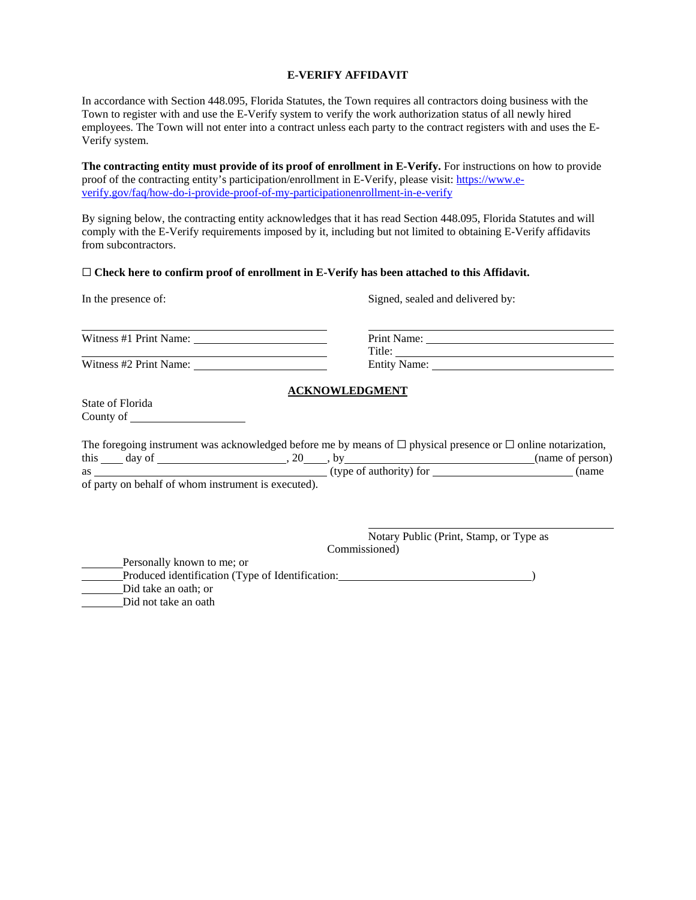# E-VERIFY AFFIDAVIT

In accordance with Section 448.095, Florida Statutes, the Town requires all contractors doing business with the Town to register with and use the E-Verify system to verify the work authorization status of all newly hired employees. The Town will not enter into a contract unless each party to the contract registers with and uses the E-Verify system.

**The contracting entity must provide of its proof of enrollment in E-Verify.** For instructions on how to provide proof of the contracting entity's participation/enrollment in E-Verify, please visit: [https://www.e-verify.gov/faq/how-do-i-provide-proof-of-my-participationenrollment-in-e-verify](https://www.e-verify.gov/faq/how-do-i-provide-proof-of-my-participationenrollment-in-e-verify)

By signing below, the contracting entity acknowledges that it has read Section 448.095, Florida Statutes and will comply with the E-Verify requirements imposed by it, including but not limited to obtaining E-Verify affidavits from subcontractors.

☐ **Check here to confirm proof of enrollment in E-Verify has been attached to this Affidavit.**

In the presence of:

______________________________

Witness #1 Print Name: ______________________

______________________________

Witness #2 Print Name: ______________________

Signed, sealed and delivered by:

______________________________

Print Name: ______________________

Title: ______________________

Entity Name: ______________________

## ACKNOWLEDGMENT

State of Florida

County of ______________________

The foregoing instrument was acknowledged before me by means of ☐ physical presence or ☐ online notarization, this ____ day of ______________________, 20____, by ______________________(name of person) as ______________________ (type of authority) for ______________________ (name of party on behalf of whom instrument is executed).

______________________________

Notary Public (Print, Stamp, or Type as Commissioned)

________Personally known to me; or

________Produced identification (Type of Identification:______________________)

________Did take an oath; or

________Did not take an oath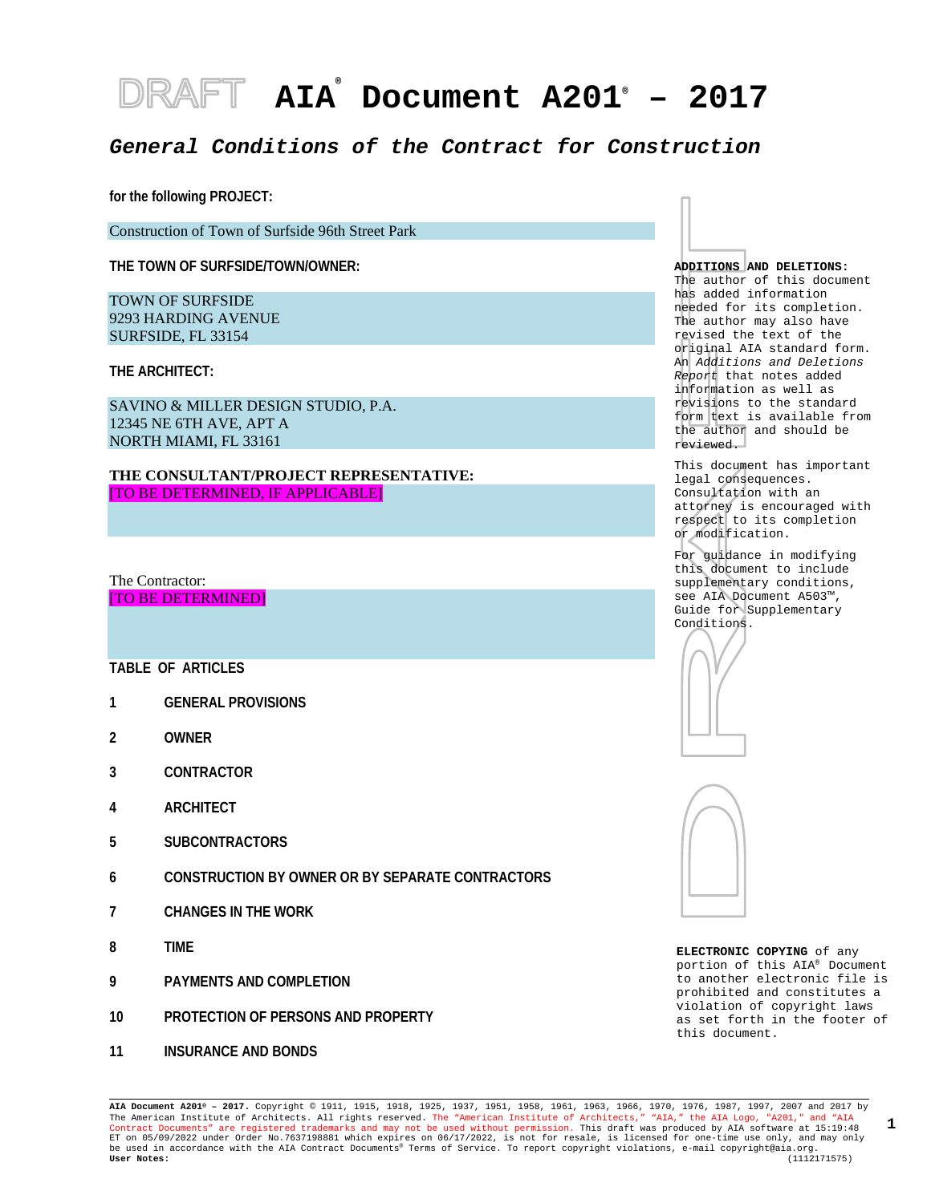# DRAFT AIA® Document A201® – 2017

## *General Conditions of the Contract for Construction*

**for the following PROJECT:**

Construction of Town of Surfside 96th Street Park

**THE TOWN OF SURFSIDE/TOWN/OWNER:**

TOWN OF SURFSIDE
9293 HARDING AVENUE
SURFSIDE, FL 33154

**THE ARCHITECT:**

SAVINO & MILLER DESIGN STUDIO, P.A.
12345 NE 6TH AVE, APT A
NORTH MIAMI, FL 33161

**THE CONSULTANT/PROJECT REPRESENTATIVE:**
[TO BE DETERMINED, IF APPLICABLE]

The Contractor:
[TO BE DETERMINED]

**TABLE OF ARTICLES**

1 GENERAL PROVISIONS

2 OWNER

3 CONTRACTOR

4 ARCHITECT

5 SUBCONTRACTORS

6 CONSTRUCTION BY OWNER OR BY SEPARATE CONTRACTORS

7 CHANGES IN THE WORK

8 TIME

9 PAYMENTS AND COMPLETION

10 PROTECTION OF PERSONS AND PROPERTY

11 INSURANCE AND BONDS

**ADDITIONS AND DELETIONS:** The author of this document has added information needed for its completion. The author may also have revised the text of the original AIA standard form. An *Additions and Deletions Report* that notes added information as well as revisions to the standard form text is available from the author and should be reviewed.

This document has important legal consequences. Consultation with an attorney is encouraged with respect to its completion or modification.

For guidance in modifying this document to include supplementary conditions, see AIA Document A503™, Guide for Supplementary Conditions.

**ELECTRONIC COPYING** of any portion of this AIA® Document to another electronic file is prohibited and constitutes a violation of copyright laws as set forth in the footer of this document.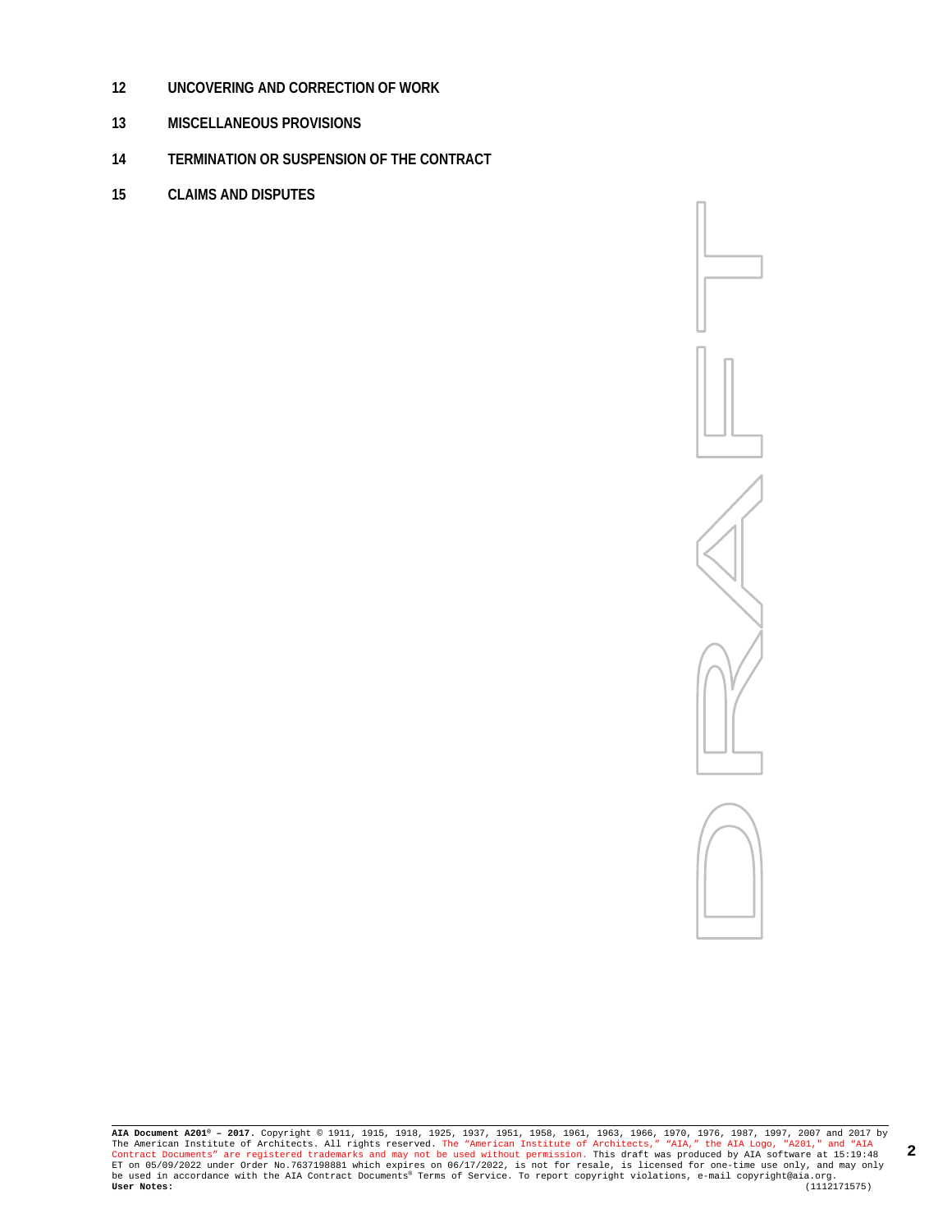**12 UNCOVERING AND CORRECTION OF WORK**

**13 MISCELLANEOUS PROVISIONS**

**14 TERMINATION OR SUSPENSION OF THE CONTRACT**

**15 CLAIMS AND DISPUTES**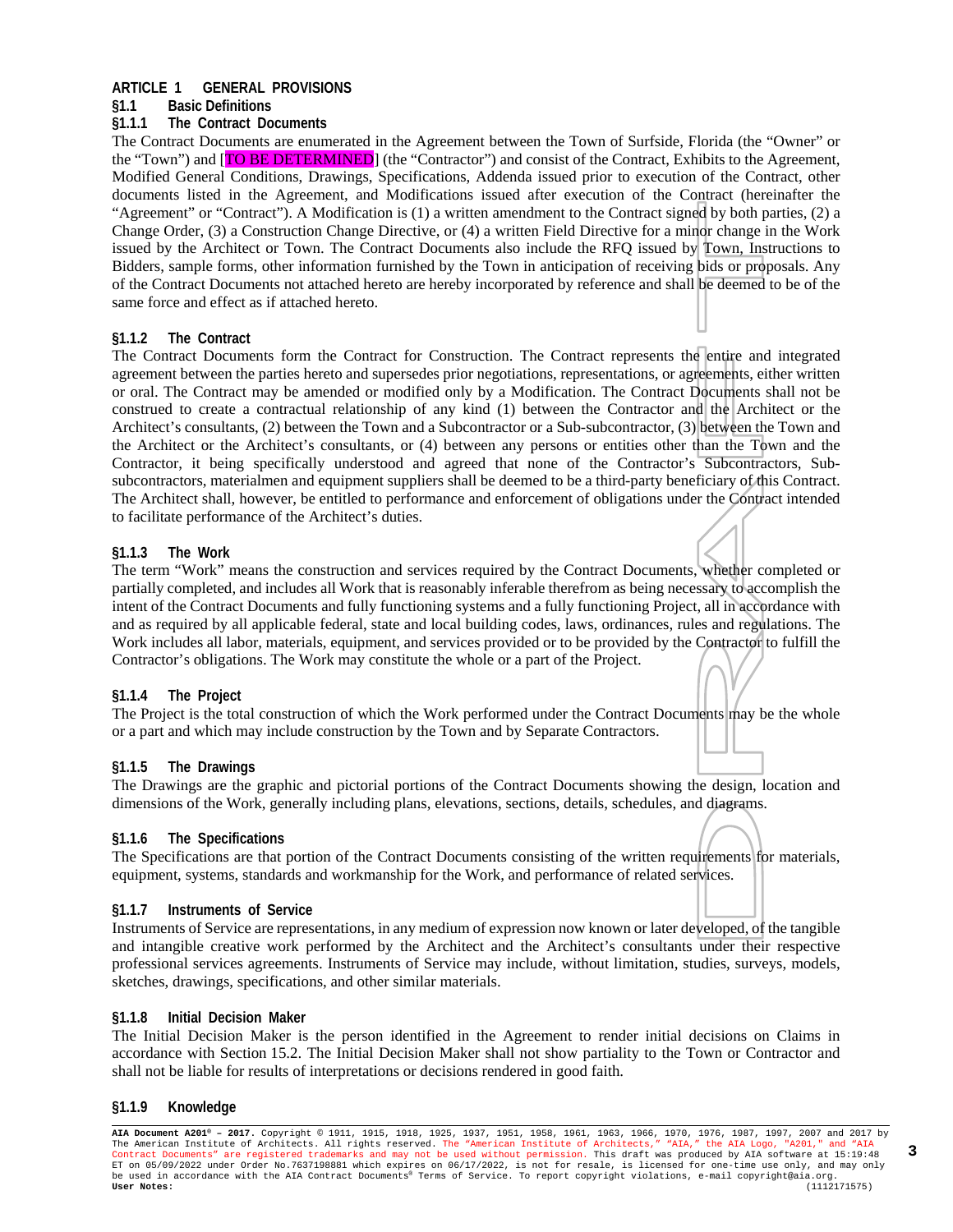## ARTICLE 1 GENERAL PROVISIONS

### §1.1 Basic Definitions

### §1.1.1 The Contract Documents

The Contract Documents are enumerated in the Agreement between the Town of Surfside, Florida (the "Owner" or the "Town") and [TO BE DETERMINED] (the "Contractor") and consist of the Contract, Exhibits to the Agreement, Modified General Conditions, Drawings, Specifications, Addenda issued prior to execution of the Contract, other documents listed in the Agreement, and Modifications issued after execution of the Contract (hereinafter the "Agreement" or "Contract"). A Modification is (1) a written amendment to the Contract signed by both parties, (2) a Change Order, (3) a Construction Change Directive, or (4) a written Field Directive for a minor change in the Work issued by the Architect or Town. The Contract Documents also include the RFQ issued by Town, Instructions to Bidders, sample forms, other information furnished by the Town in anticipation of receiving bids or proposals. Any of the Contract Documents not attached hereto are hereby incorporated by reference and shall be deemed to be of the same force and effect as if attached hereto.

### §1.1.2 The Contract

The Contract Documents form the Contract for Construction. The Contract represents the entire and integrated agreement between the parties hereto and supersedes prior negotiations, representations, or agreements, either written or oral. The Contract may be amended or modified only by a Modification. The Contract Documents shall not be construed to create a contractual relationship of any kind (1) between the Contractor and the Architect or the Architect's consultants, (2) between the Town and a Subcontractor or a Sub-subcontractor, (3) between the Town and the Architect or the Architect's consultants, or (4) between any persons or entities other than the Town and the Contractor, it being specifically understood and agreed that none of the Contractor's Subcontractors, Sub-subcontractors, materialmen and equipment suppliers shall be deemed to be a third-party beneficiary of this Contract. The Architect shall, however, be entitled to performance and enforcement of obligations under the Contract intended to facilitate performance of the Architect's duties.

### §1.1.3 The Work

The term "Work" means the construction and services required by the Contract Documents, whether completed or partially completed, and includes all Work that is reasonably inferable therefrom as being necessary to accomplish the intent of the Contract Documents and fully functioning systems and a fully functioning Project, all in accordance with and as required by all applicable federal, state and local building codes, laws, ordinances, rules and regulations. The Work includes all labor, materials, equipment, and services provided or to be provided by the Contractor to fulfill the Contractor's obligations. The Work may constitute the whole or a part of the Project.

### §1.1.4 The Project

The Project is the total construction of which the Work performed under the Contract Documents may be the whole or a part and which may include construction by the Town and by Separate Contractors.

### §1.1.5 The Drawings

The Drawings are the graphic and pictorial portions of the Contract Documents showing the design, location and dimensions of the Work, generally including plans, elevations, sections, details, schedules, and diagrams.

### §1.1.6 The Specifications

The Specifications are that portion of the Contract Documents consisting of the written requirements for materials, equipment, systems, standards and workmanship for the Work, and performance of related services.

### §1.1.7 Instruments of Service

Instruments of Service are representations, in any medium of expression now known or later developed, of the tangible and intangible creative work performed by the Architect and the Architect's consultants under their respective professional services agreements. Instruments of Service may include, without limitation, studies, surveys, models, sketches, drawings, specifications, and other similar materials.

### §1.1.8 Initial Decision Maker

The Initial Decision Maker is the person identified in the Agreement to render initial decisions on Claims in accordance with Section 15.2. The Initial Decision Maker shall not show partiality to the Town or Contractor and shall not be liable for results of interpretations or decisions rendered in good faith.

### §1.1.9 Knowledge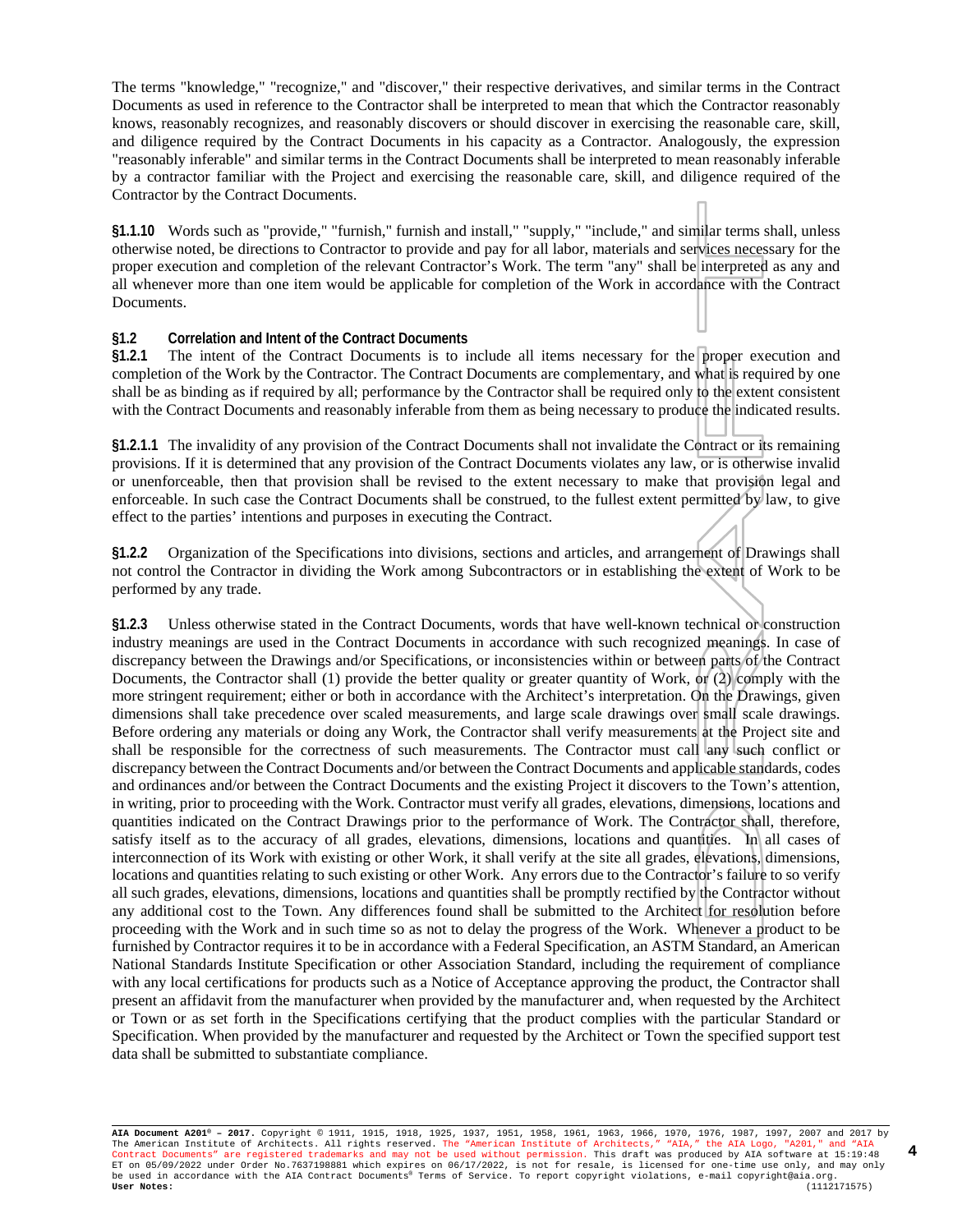The terms "knowledge," "recognize," and "discover," their respective derivatives, and similar terms in the Contract Documents as used in reference to the Contractor shall be interpreted to mean that which the Contractor reasonably knows, reasonably recognizes, and reasonably discovers or should discover in exercising the reasonable care, skill, and diligence required by the Contract Documents in his capacity as a Contractor. Analogously, the expression "reasonably inferable" and similar terms in the Contract Documents shall be interpreted to mean reasonably inferable by a contractor familiar with the Project and exercising the reasonable care, skill, and diligence required of the Contractor by the Contract Documents.

**§1.1.10** Words such as "provide," "furnish," furnish and install," "supply," "include," and similar terms shall, unless otherwise noted, be directions to Contractor to provide and pay for all labor, materials and services necessary for the proper execution and completion of the relevant Contractor's Work. The term "any" shall be interpreted as any and all whenever more than one item would be applicable for completion of the Work in accordance with the Contract Documents.

**§1.2 Correlation and Intent of the Contract Documents**

**§1.2.1** The intent of the Contract Documents is to include all items necessary for the proper execution and completion of the Work by the Contractor. The Contract Documents are complementary, and what is required by one shall be as binding as if required by all; performance by the Contractor shall be required only to the extent consistent with the Contract Documents and reasonably inferable from them as being necessary to produce the indicated results.

**§1.2.1.1** The invalidity of any provision of the Contract Documents shall not invalidate the Contract or its remaining provisions. If it is determined that any provision of the Contract Documents violates any law, or is otherwise invalid or unenforceable, then that provision shall be revised to the extent necessary to make that provision legal and enforceable. In such case the Contract Documents shall be construed, to the fullest extent permitted by law, to give effect to the parties' intentions and purposes in executing the Contract.

**§1.2.2** Organization of the Specifications into divisions, sections and articles, and arrangement of Drawings shall not control the Contractor in dividing the Work among Subcontractors or in establishing the extent of Work to be performed by any trade.

**§1.2.3** Unless otherwise stated in the Contract Documents, words that have well-known technical or construction industry meanings are used in the Contract Documents in accordance with such recognized meanings. In case of discrepancy between the Drawings and/or Specifications, or inconsistencies within or between parts of the Contract Documents, the Contractor shall (1) provide the better quality or greater quantity of Work, or (2) comply with the more stringent requirement; either or both in accordance with the Architect's interpretation. On the Drawings, given dimensions shall take precedence over scaled measurements, and large scale drawings over small scale drawings. Before ordering any materials or doing any Work, the Contractor shall verify measurements at the Project site and shall be responsible for the correctness of such measurements. The Contractor must call any such conflict or discrepancy between the Contract Documents and/or between the Contract Documents and applicable standards, codes and ordinances and/or between the Contract Documents and the existing Project it discovers to the Town's attention, in writing, prior to proceeding with the Work. Contractor must verify all grades, elevations, dimensions, locations and quantities indicated on the Contract Drawings prior to the performance of Work. The Contractor shall, therefore, satisfy itself as to the accuracy of all grades, elevations, dimensions, locations and quantities. In all cases of interconnection of its Work with existing or other Work, it shall verify at the site all grades, elevations, dimensions, locations and quantities relating to such existing or other Work. Any errors due to the Contractor's failure to so verify all such grades, elevations, dimensions, locations and quantities shall be promptly rectified by the Contractor without any additional cost to the Town. Any differences found shall be submitted to the Architect for resolution before proceeding with the Work and in such time so as not to delay the progress of the Work. Whenever a product to be furnished by Contractor requires it to be in accordance with a Federal Specification, an ASTM Standard, an American National Standards Institute Specification or other Association Standard, including the requirement of compliance with any local certifications for products such as a Notice of Acceptance approving the product, the Contractor shall present an affidavit from the manufacturer when provided by the manufacturer and, when requested by the Architect or Town or as set forth in the Specifications certifying that the product complies with the particular Standard or Specification. When provided by the manufacturer and requested by the Architect or Town the specified support test data shall be submitted to substantiate compliance.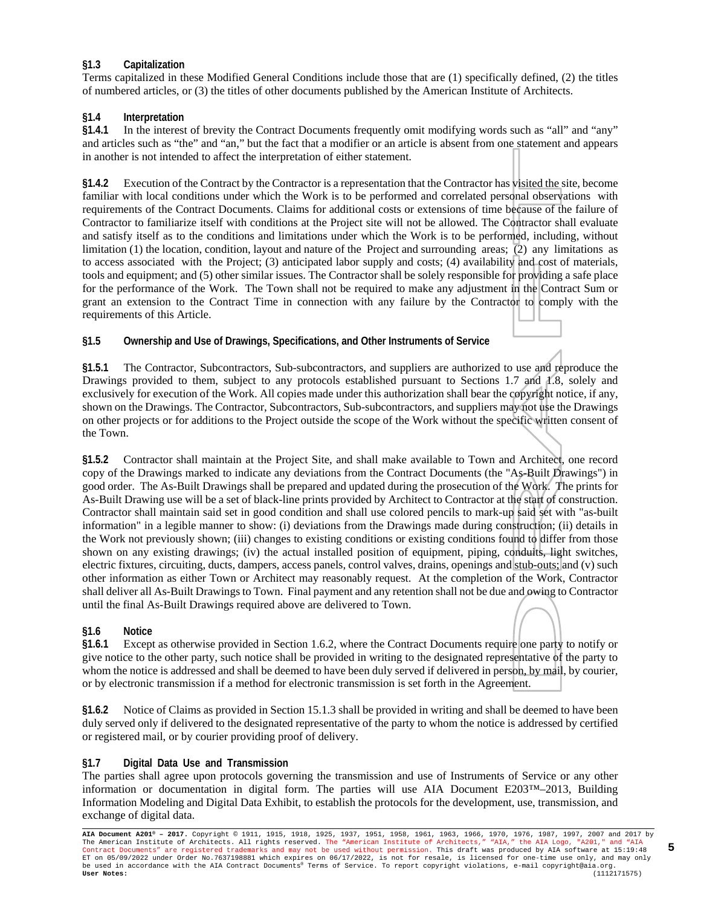### §1.3 Capitalization

Terms capitalized in these Modified General Conditions include those that are (1) specifically defined, (2) the titles of numbered articles, or (3) the titles of other documents published by the American Institute of Architects.

### §1.4 Interpretation

**§1.4.1** In the interest of brevity the Contract Documents frequently omit modifying words such as "all" and "any" and articles such as "the" and "an," but the fact that a modifier or an article is absent from one statement and appears in another is not intended to affect the interpretation of either statement.

**§1.4.2** Execution of the Contract by the Contractor is a representation that the Contractor has visited the site, become familiar with local conditions under which the Work is to be performed and correlated personal observations with requirements of the Contract Documents. Claims for additional costs or extensions of time because of the failure of Contractor to familiarize itself with conditions at the Project site will not be allowed. The Contractor shall evaluate and satisfy itself as to the conditions and limitations under which the Work is to be performed, including, without limitation (1) the location, condition, layout and nature of the Project and surrounding areas; (2) any limitations as to access associated with the Project; (3) anticipated labor supply and costs; (4) availability and cost of materials, tools and equipment; and (5) other similar issues. The Contractor shall be solely responsible for providing a safe place for the performance of the Work. The Town shall not be required to make any adjustment in the Contract Sum or grant an extension to the Contract Time in connection with any failure by the Contractor to comply with the requirements of this Article.

### §1.5 Ownership and Use of Drawings, Specifications, and Other Instruments of Service

**§1.5.1** The Contractor, Subcontractors, Sub-subcontractors, and suppliers are authorized to use and reproduce the Drawings provided to them, subject to any protocols established pursuant to Sections 1.7 and 1.8, solely and exclusively for execution of the Work. All copies made under this authorization shall bear the copyright notice, if any, shown on the Drawings. The Contractor, Subcontractors, Sub-subcontractors, and suppliers may not use the Drawings on other projects or for additions to the Project outside the scope of the Work without the specific written consent of the Town.

**§1.5.2** Contractor shall maintain at the Project Site, and shall make available to Town and Architect, one record copy of the Drawings marked to indicate any deviations from the Contract Documents (the "As-Built Drawings") in good order. The As-Built Drawings shall be prepared and updated during the prosecution of the Work. The prints for As-Built Drawing use will be a set of black-line prints provided by Architect to Contractor at the start of construction. Contractor shall maintain said set in good condition and shall use colored pencils to mark-up said set with "as-built information" in a legible manner to show: (i) deviations from the Drawings made during construction; (ii) details in the Work not previously shown; (iii) changes to existing conditions or existing conditions found to differ from those shown on any existing drawings; (iv) the actual installed position of equipment, piping, conduits, light switches, electric fixtures, circuiting, ducts, dampers, access panels, control valves, drains, openings and stub-outs; and (v) such other information as either Town or Architect may reasonably request. At the completion of the Work, Contractor shall deliver all As-Built Drawings to Town. Final payment and any retention shall not be due and owing to Contractor until the final As-Built Drawings required above are delivered to Town.

### §1.6 Notice

**§1.6.1** Except as otherwise provided in Section 1.6.2, where the Contract Documents require one party to notify or give notice to the other party, such notice shall be provided in writing to the designated representative of the party to whom the notice is addressed and shall be deemed to have been duly served if delivered in person, by mail, by courier, or by electronic transmission if a method for electronic transmission is set forth in the Agreement.

**§1.6.2** Notice of Claims as provided in Section 15.1.3 shall be provided in writing and shall be deemed to have been duly served only if delivered to the designated representative of the party to whom the notice is addressed by certified or registered mail, or by courier providing proof of delivery.

### §1.7 Digital Data Use and Transmission

The parties shall agree upon protocols governing the transmission and use of Instruments of Service or any other information or documentation in digital form. The parties will use AIA Document E203™–2013, Building Information Modeling and Digital Data Exhibit, to establish the protocols for the development, use, transmission, and exchange of digital data.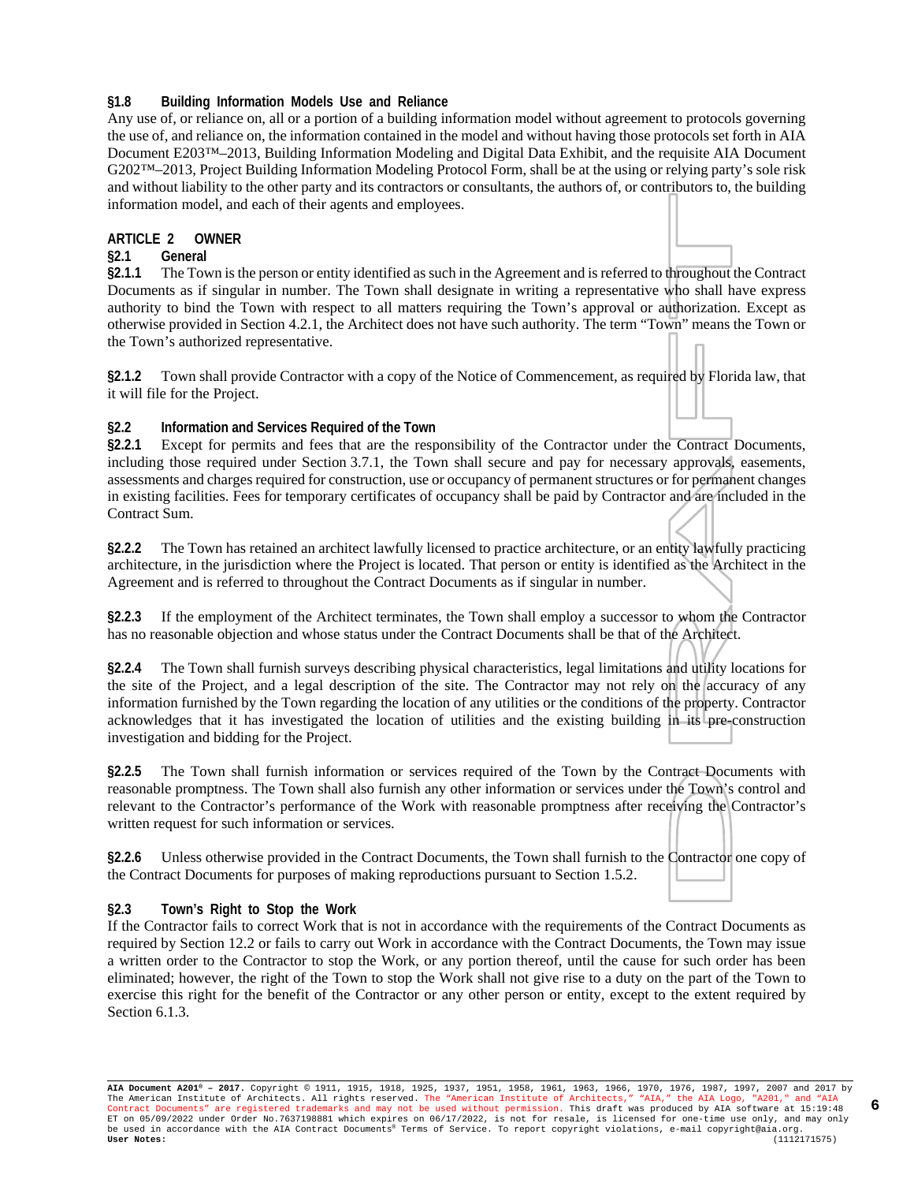### §1.8 Building Information Models Use and Reliance

Any use of, or reliance on, all or a portion of a building information model without agreement to protocols governing the use of, and reliance on, the information contained in the model and without having those protocols set forth in AIA Document E203™–2013, Building Information Modeling and Digital Data Exhibit, and the requisite AIA Document G202™–2013, Project Building Information Modeling Protocol Form, shall be at the using or relying party's sole risk and without liability to the other party and its contractors or consultants, the authors of, or contributors to, the building information model, and each of their agents and employees.

## ARTICLE 2 OWNER

### §2.1 General

**§2.1.1** The Town is the person or entity identified as such in the Agreement and is referred to throughout the Contract Documents as if singular in number. The Town shall designate in writing a representative who shall have express authority to bind the Town with respect to all matters requiring the Town's approval or authorization. Except as otherwise provided in Section 4.2.1, the Architect does not have such authority. The term "Town" means the Town or the Town's authorized representative.

**§2.1.2** Town shall provide Contractor with a copy of the Notice of Commencement, as required by Florida law, that it will file for the Project.

### §2.2 Information and Services Required of the Town

**§2.2.1** Except for permits and fees that are the responsibility of the Contractor under the Contract Documents, including those required under Section 3.7.1, the Town shall secure and pay for necessary approvals, easements, assessments and charges required for construction, use or occupancy of permanent structures or for permanent changes in existing facilities. Fees for temporary certificates of occupancy shall be paid by Contractor and are included in the Contract Sum.

**§2.2.2** The Town has retained an architect lawfully licensed to practice architecture, or an entity lawfully practicing architecture, in the jurisdiction where the Project is located. That person or entity is identified as the Architect in the Agreement and is referred to throughout the Contract Documents as if singular in number.

**§2.2.3** If the employment of the Architect terminates, the Town shall employ a successor to whom the Contractor has no reasonable objection and whose status under the Contract Documents shall be that of the Architect.

**§2.2.4** The Town shall furnish surveys describing physical characteristics, legal limitations and utility locations for the site of the Project, and a legal description of the site. The Contractor may not rely on the accuracy of any information furnished by the Town regarding the location of any utilities or the conditions of the property. Contractor acknowledges that it has investigated the location of utilities and the existing building in its pre-construction investigation and bidding for the Project.

**§2.2.5** The Town shall furnish information or services required of the Town by the Contract Documents with reasonable promptness. The Town shall also furnish any other information or services under the Town's control and relevant to the Contractor's performance of the Work with reasonable promptness after receiving the Contractor's written request for such information or services.

**§2.2.6** Unless otherwise provided in the Contract Documents, the Town shall furnish to the Contractor one copy of the Contract Documents for purposes of making reproductions pursuant to Section 1.5.2.

### §2.3 Town's Right to Stop the Work

If the Contractor fails to correct Work that is not in accordance with the requirements of the Contract Documents as required by Section 12.2 or fails to carry out Work in accordance with the Contract Documents, the Town may issue a written order to the Contractor to stop the Work, or any portion thereof, until the cause for such order has been eliminated; however, the right of the Town to stop the Work shall not give rise to a duty on the part of the Town to exercise this right for the benefit of the Contractor or any other person or entity, except to the extent required by Section 6.1.3.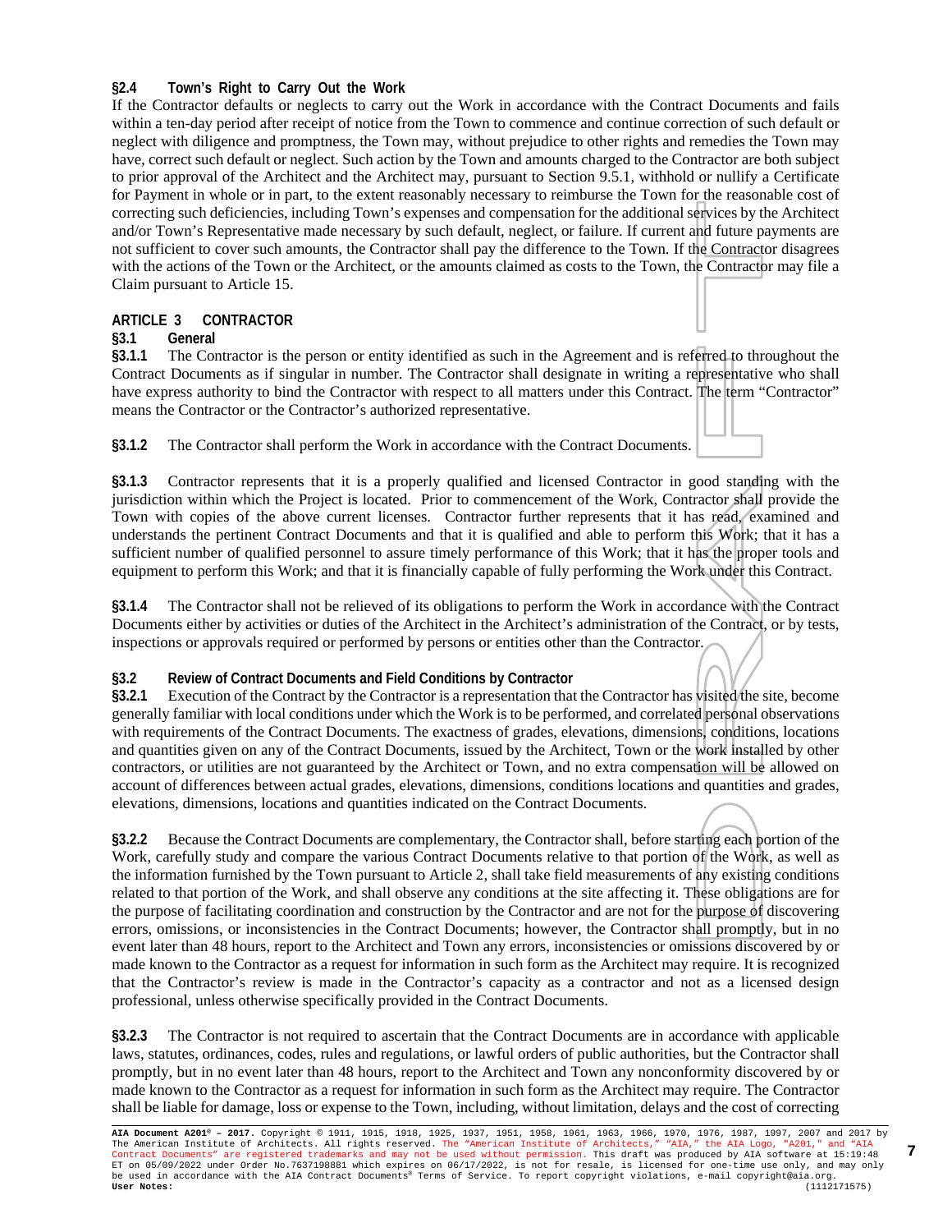### §2.4 Town's Right to Carry Out the Work

If the Contractor defaults or neglects to carry out the Work in accordance with the Contract Documents and fails within a ten-day period after receipt of notice from the Town to commence and continue correction of such default or neglect with diligence and promptness, the Town may, without prejudice to other rights and remedies the Town may have, correct such default or neglect. Such action by the Town and amounts charged to the Contractor are both subject to prior approval of the Architect and the Architect may, pursuant to Section 9.5.1, withhold or nullify a Certificate for Payment in whole or in part, to the extent reasonably necessary to reimburse the Town for the reasonable cost of correcting such deficiencies, including Town's expenses and compensation for the additional services by the Architect and/or Town's Representative made necessary by such default, neglect, or failure. If current and future payments are not sufficient to cover such amounts, the Contractor shall pay the difference to the Town. If the Contractor disagrees with the actions of the Town or the Architect, or the amounts claimed as costs to the Town, the Contractor may file a Claim pursuant to Article 15.

## ARTICLE 3 CONTRACTOR

### §3.1 General

**§3.1.1** The Contractor is the person or entity identified as such in the Agreement and is referred to throughout the Contract Documents as if singular in number. The Contractor shall designate in writing a representative who shall have express authority to bind the Contractor with respect to all matters under this Contract. The term "Contractor" means the Contractor or the Contractor's authorized representative.

**§3.1.2** The Contractor shall perform the Work in accordance with the Contract Documents.

**§3.1.3** Contractor represents that it is a properly qualified and licensed Contractor in good standing with the jurisdiction within which the Project is located. Prior to commencement of the Work, Contractor shall provide the Town with copies of the above current licenses. Contractor further represents that it has read, examined and understands the pertinent Contract Documents and that it is qualified and able to perform this Work; that it has a sufficient number of qualified personnel to assure timely performance of this Work; that it has the proper tools and equipment to perform this Work; and that it is financially capable of fully performing the Work under this Contract.

**§3.1.4** The Contractor shall not be relieved of its obligations to perform the Work in accordance with the Contract Documents either by activities or duties of the Architect in the Architect's administration of the Contract, or by tests, inspections or approvals required or performed by persons or entities other than the Contractor.

### §3.2 Review of Contract Documents and Field Conditions by Contractor

**§3.2.1** Execution of the Contract by the Contractor is a representation that the Contractor has visited the site, become generally familiar with local conditions under which the Work is to be performed, and correlated personal observations with requirements of the Contract Documents. The exactness of grades, elevations, dimensions, conditions, locations and quantities given on any of the Contract Documents, issued by the Architect, Town or the work installed by other contractors, or utilities are not guaranteed by the Architect or Town, and no extra compensation will be allowed on account of differences between actual grades, elevations, dimensions, conditions locations and quantities and grades, elevations, dimensions, locations and quantities indicated on the Contract Documents.

**§3.2.2** Because the Contract Documents are complementary, the Contractor shall, before starting each portion of the Work, carefully study and compare the various Contract Documents relative to that portion of the Work, as well as the information furnished by the Town pursuant to Article 2, shall take field measurements of any existing conditions related to that portion of the Work, and shall observe any conditions at the site affecting it. These obligations are for the purpose of facilitating coordination and construction by the Contractor and are not for the purpose of discovering errors, omissions, or inconsistencies in the Contract Documents; however, the Contractor shall promptly, but in no event later than 48 hours, report to the Architect and Town any errors, inconsistencies or omissions discovered by or made known to the Contractor as a request for information in such form as the Architect may require. It is recognized that the Contractor's review is made in the Contractor's capacity as a contractor and not as a licensed design professional, unless otherwise specifically provided in the Contract Documents.

**§3.2.3** The Contractor is not required to ascertain that the Contract Documents are in accordance with applicable laws, statutes, ordinances, codes, rules and regulations, or lawful orders of public authorities, but the Contractor shall promptly, but in no event later than 48 hours, report to the Architect and Town any nonconformity discovered by or made known to the Contractor as a request for information in such form as the Architect may require. The Contractor shall be liable for damage, loss or expense to the Town, including, without limitation, delays and the cost of correcting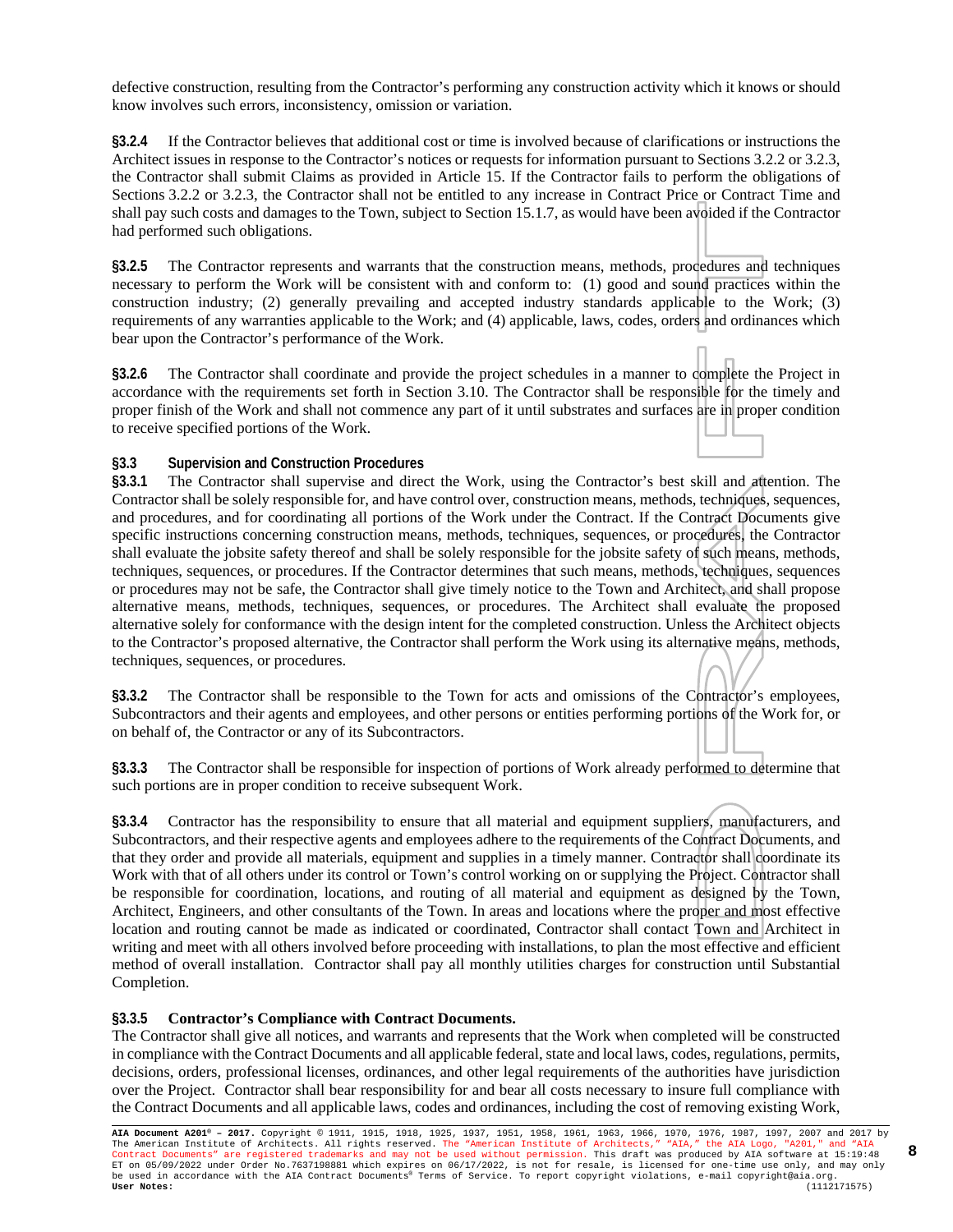defective construction, resulting from the Contractor's performing any construction activity which it knows or should know involves such errors, inconsistency, omission or variation.

**§3.2.4** If the Contractor believes that additional cost or time is involved because of clarifications or instructions the Architect issues in response to the Contractor's notices or requests for information pursuant to Sections 3.2.2 or 3.2.3, the Contractor shall submit Claims as provided in Article 15. If the Contractor fails to perform the obligations of Sections 3.2.2 or 3.2.3, the Contractor shall not be entitled to any increase in Contract Price or Contract Time and shall pay such costs and damages to the Town, subject to Section 15.1.7, as would have been avoided if the Contractor had performed such obligations.

**§3.2.5** The Contractor represents and warrants that the construction means, methods, procedures and techniques necessary to perform the Work will be consistent with and conform to: (1) good and sound practices within the construction industry; (2) generally prevailing and accepted industry standards applicable to the Work; (3) requirements of any warranties applicable to the Work; and (4) applicable, laws, codes, orders and ordinances which bear upon the Contractor's performance of the Work.

**§3.2.6** The Contractor shall coordinate and provide the project schedules in a manner to complete the Project in accordance with the requirements set forth in Section 3.10. The Contractor shall be responsible for the timely and proper finish of the Work and shall not commence any part of it until substrates and surfaces are in proper condition to receive specified portions of the Work.

### §3.3 Supervision and Construction Procedures

**§3.3.1** The Contractor shall supervise and direct the Work, using the Contractor's best skill and attention. The Contractor shall be solely responsible for, and have control over, construction means, methods, techniques, sequences, and procedures, and for coordinating all portions of the Work under the Contract. If the Contract Documents give specific instructions concerning construction means, methods, techniques, sequences, or procedures, the Contractor shall evaluate the jobsite safety thereof and shall be solely responsible for the jobsite safety of such means, methods, techniques, sequences, or procedures. If the Contractor determines that such means, methods, techniques, sequences or procedures may not be safe, the Contractor shall give timely notice to the Town and Architect, and shall propose alternative means, methods, techniques, sequences, or procedures. The Architect shall evaluate the proposed alternative solely for conformance with the design intent for the completed construction. Unless the Architect objects to the Contractor's proposed alternative, the Contractor shall perform the Work using its alternative means, methods, techniques, sequences, or procedures.

**§3.3.2** The Contractor shall be responsible to the Town for acts and omissions of the Contractor's employees, Subcontractors and their agents and employees, and other persons or entities performing portions of the Work for, or on behalf of, the Contractor or any of its Subcontractors.

**§3.3.3** The Contractor shall be responsible for inspection of portions of Work already performed to determine that such portions are in proper condition to receive subsequent Work.

**§3.3.4** Contractor has the responsibility to ensure that all material and equipment suppliers, manufacturers, and Subcontractors, and their respective agents and employees adhere to the requirements of the Contract Documents, and that they order and provide all materials, equipment and supplies in a timely manner. Contractor shall coordinate its Work with that of all others under its control or Town's control working on or supplying the Project. Contractor shall be responsible for coordination, locations, and routing of all material and equipment as designed by the Town, Architect, Engineers, and other consultants of the Town. In areas and locations where the proper and most effective location and routing cannot be made as indicated or coordinated, Contractor shall contact Town and Architect in writing and meet with all others involved before proceeding with installations, to plan the most effective and efficient method of overall installation. Contractor shall pay all monthly utilities charges for construction until Substantial Completion.

**§3.3.5 Contractor's Compliance with Contract Documents.**
The Contractor shall give all notices, and warrants and represents that the Work when completed will be constructed in compliance with the Contract Documents and all applicable federal, state and local laws, codes, regulations, permits, decisions, orders, professional licenses, ordinances, and other legal requirements of the authorities have jurisdiction over the Project. Contractor shall bear responsibility for and bear all costs necessary to insure full compliance with the Contract Documents and all applicable laws, codes and ordinances, including the cost of removing existing Work,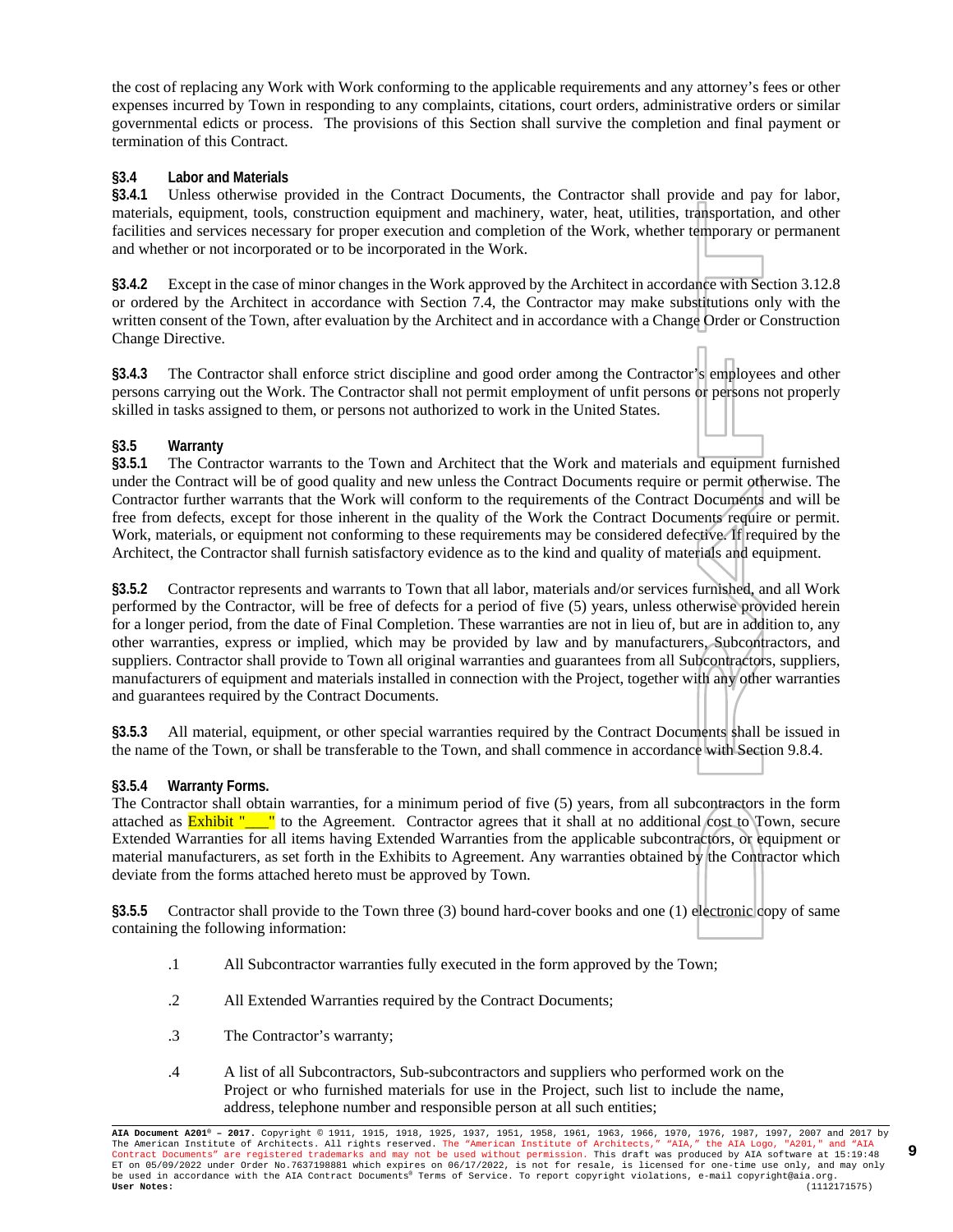the cost of replacing any Work with Work conforming to the applicable requirements and any attorney's fees or other expenses incurred by Town in responding to any complaints, citations, court orders, administrative orders or similar governmental edicts or process. The provisions of this Section shall survive the completion and final payment or termination of this Contract.

**§3.4 Labor and Materials**

**§3.4.1** Unless otherwise provided in the Contract Documents, the Contractor shall provide and pay for labor, materials, equipment, tools, construction equipment and machinery, water, heat, utilities, transportation, and other facilities and services necessary for proper execution and completion of the Work, whether temporary or permanent and whether or not incorporated or to be incorporated in the Work.

**§3.4.2** Except in the case of minor changes in the Work approved by the Architect in accordance with Section 3.12.8 or ordered by the Architect in accordance with Section 7.4, the Contractor may make substitutions only with the written consent of the Town, after evaluation by the Architect and in accordance with a Change Order or Construction Change Directive.

**§3.4.3** The Contractor shall enforce strict discipline and good order among the Contractor's employees and other persons carrying out the Work. The Contractor shall not permit employment of unfit persons or persons not properly skilled in tasks assigned to them, or persons not authorized to work in the United States.

**§3.5 Warranty**

**§3.5.1** The Contractor warrants to the Town and Architect that the Work and materials and equipment furnished under the Contract will be of good quality and new unless the Contract Documents require or permit otherwise. The Contractor further warrants that the Work will conform to the requirements of the Contract Documents and will be free from defects, except for those inherent in the quality of the Work the Contract Documents require or permit. Work, materials, or equipment not conforming to these requirements may be considered defective. If required by the Architect, the Contractor shall furnish satisfactory evidence as to the kind and quality of materials and equipment.

**§3.5.2** Contractor represents and warrants to Town that all labor, materials and/or services furnished, and all Work performed by the Contractor, will be free of defects for a period of five (5) years, unless otherwise provided herein for a longer period, from the date of Final Completion. These warranties are not in lieu of, but are in addition to, any other warranties, express or implied, which may be provided by law and by manufacturers, Subcontractors, and suppliers. Contractor shall provide to Town all original warranties and guarantees from all Subcontractors, suppliers, manufacturers of equipment and materials installed in connection with the Project, together with any other warranties and guarantees required by the Contract Documents.

**§3.5.3** All material, equipment, or other special warranties required by the Contract Documents shall be issued in the name of the Town, or shall be transferable to the Town, and shall commence in accordance with Section 9.8.4.

**§3.5.4 Warranty Forms.**

The Contractor shall obtain warranties, for a minimum period of five (5) years, from all subcontractors in the form attached as Exhibit "___" to the Agreement. Contractor agrees that it shall at no additional cost to Town, secure Extended Warranties for all items having Extended Warranties from the applicable subcontractors, or equipment or material manufacturers, as set forth in the Exhibits to Agreement. Any warranties obtained by the Contractor which deviate from the forms attached hereto must be approved by Town.

**§3.5.5** Contractor shall provide to the Town three (3) bound hard-cover books and one (1) electronic copy of same containing the following information:

.1 All Subcontractor warranties fully executed in the form approved by the Town;

.2 All Extended Warranties required by the Contract Documents;

.3 The Contractor's warranty;

.4 A list of all Subcontractors, Sub-subcontractors and suppliers who performed work on the Project or who furnished materials for use in the Project, such list to include the name, address, telephone number and responsible person at all such entities;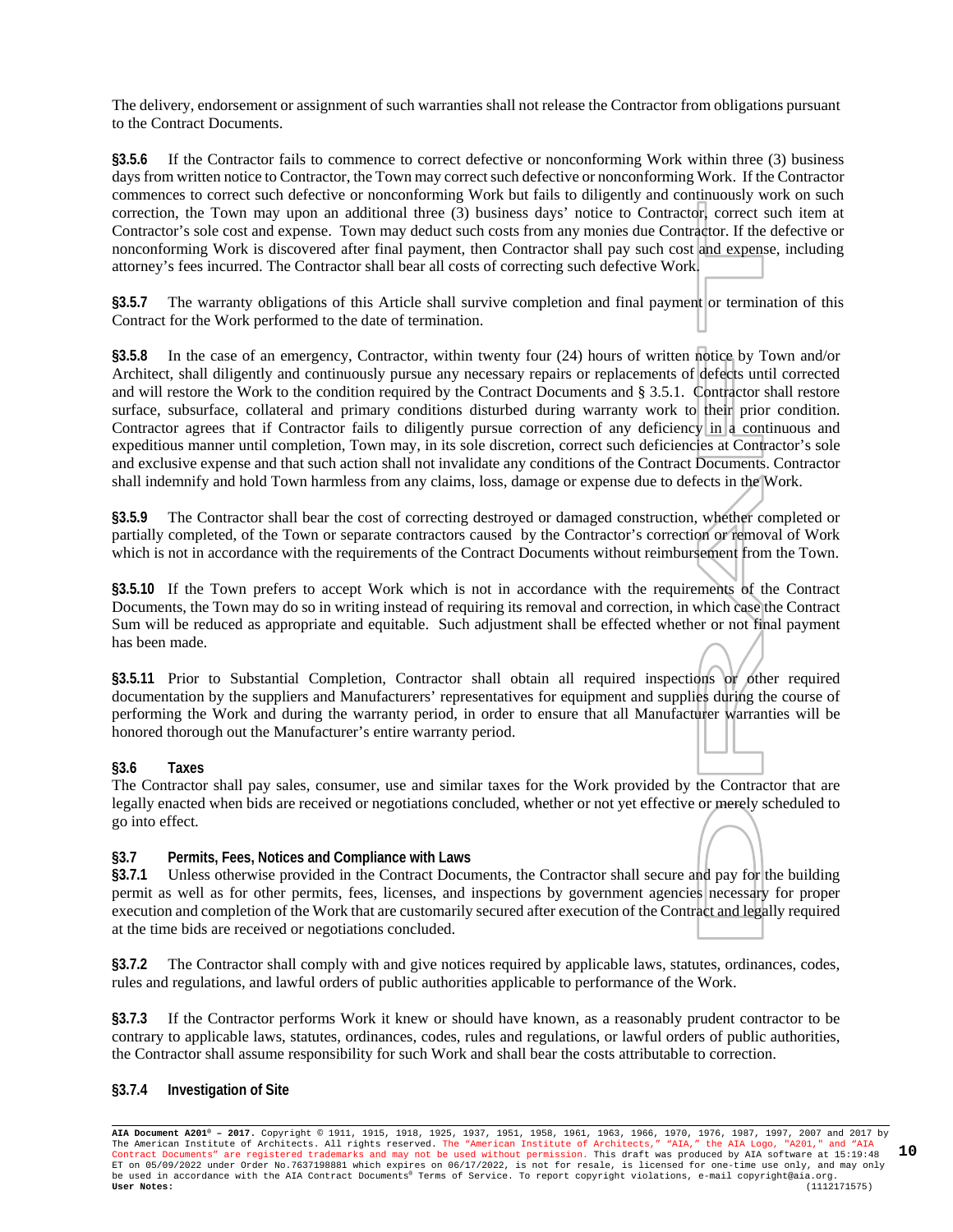The delivery, endorsement or assignment of such warranties shall not release the Contractor from obligations pursuant to the Contract Documents.

**§3.5.6** If the Contractor fails to commence to correct defective or nonconforming Work within three (3) business days from written notice to Contractor, the Town may correct such defective or nonconforming Work. If the Contractor commences to correct such defective or nonconforming Work but fails to diligently and continuously work on such correction, the Town may upon an additional three (3) business days' notice to Contractor, correct such item at Contractor's sole cost and expense. Town may deduct such costs from any monies due Contractor. If the defective or nonconforming Work is discovered after final payment, then Contractor shall pay such cost and expense, including attorney's fees incurred. The Contractor shall bear all costs of correcting such defective Work.

**§3.5.7** The warranty obligations of this Article shall survive completion and final payment or termination of this Contract for the Work performed to the date of termination.

**§3.5.8** In the case of an emergency, Contractor, within twenty four (24) hours of written notice by Town and/or Architect, shall diligently and continuously pursue any necessary repairs or replacements of defects until corrected and will restore the Work to the condition required by the Contract Documents and § 3.5.1. Contractor shall restore surface, subsurface, collateral and primary conditions disturbed during warranty work to their prior condition. Contractor agrees that if Contractor fails to diligently pursue correction of any deficiency in a continuous and expeditious manner until completion, Town may, in its sole discretion, correct such deficiencies at Contractor's sole and exclusive expense and that such action shall not invalidate any conditions of the Contract Documents. Contractor shall indemnify and hold Town harmless from any claims, loss, damage or expense due to defects in the Work.

**§3.5.9** The Contractor shall bear the cost of correcting destroyed or damaged construction, whether completed or partially completed, of the Town or separate contractors caused by the Contractor's correction or removal of Work which is not in accordance with the requirements of the Contract Documents without reimbursement from the Town.

**§3.5.10** If the Town prefers to accept Work which is not in accordance with the requirements of the Contract Documents, the Town may do so in writing instead of requiring its removal and correction, in which case the Contract Sum will be reduced as appropriate and equitable. Such adjustment shall be effected whether or not final payment has been made.

**§3.5.11** Prior to Substantial Completion, Contractor shall obtain all required inspections or other required documentation by the suppliers and Manufacturers' representatives for equipment and supplies during the course of performing the Work and during the warranty period, in order to ensure that all Manufacturer warranties will be honored thorough out the Manufacturer's entire warranty period.

### §3.6 Taxes

The Contractor shall pay sales, consumer, use and similar taxes for the Work provided by the Contractor that are legally enacted when bids are received or negotiations concluded, whether or not yet effective or merely scheduled to go into effect.

### §3.7 Permits, Fees, Notices and Compliance with Laws

**§3.7.1** Unless otherwise provided in the Contract Documents, the Contractor shall secure and pay for the building permit as well as for other permits, fees, licenses, and inspections by government agencies necessary for proper execution and completion of the Work that are customarily secured after execution of the Contract and legally required at the time bids are received or negotiations concluded.

**§3.7.2** The Contractor shall comply with and give notices required by applicable laws, statutes, ordinances, codes, rules and regulations, and lawful orders of public authorities applicable to performance of the Work.

**§3.7.3** If the Contractor performs Work it knew or should have known, as a reasonably prudent contractor to be contrary to applicable laws, statutes, ordinances, codes, rules and regulations, or lawful orders of public authorities, the Contractor shall assume responsibility for such Work and shall bear the costs attributable to correction.

### §3.7.4 Investigation of Site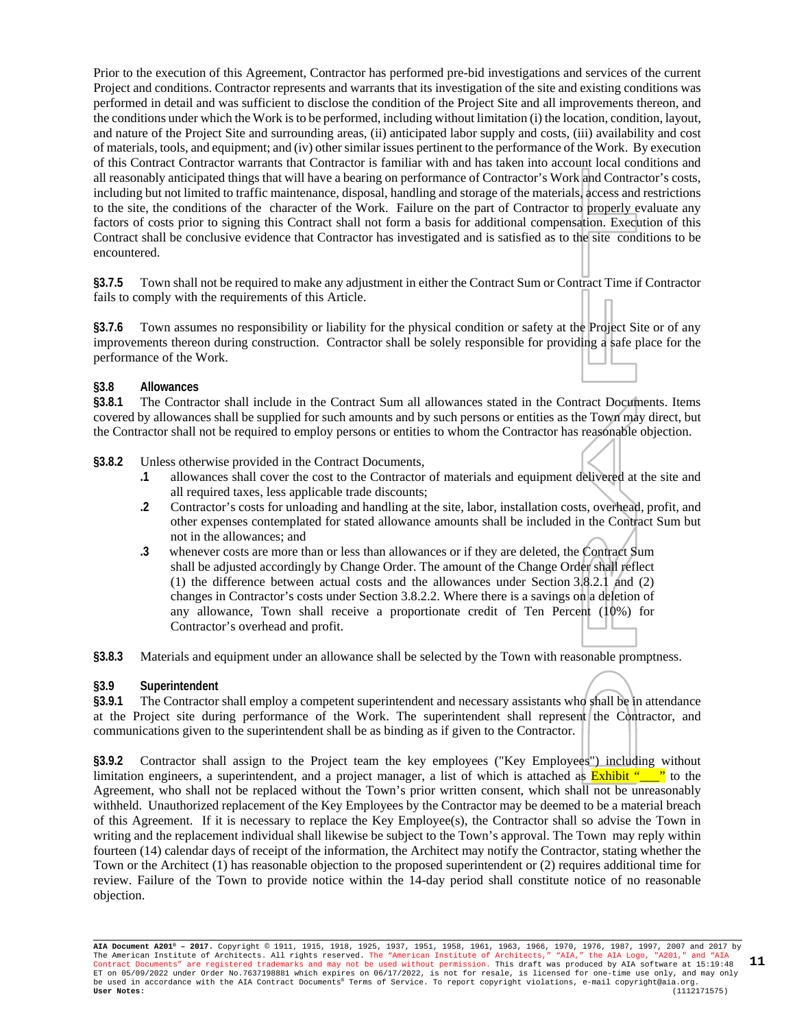Prior to the execution of this Agreement, Contractor has performed pre-bid investigations and services of the current Project and conditions. Contractor represents and warrants that its investigation of the site and existing conditions was performed in detail and was sufficient to disclose the condition of the Project Site and all improvements thereon, and the conditions under which the Work is to be performed, including without limitation (i) the location, condition, layout, and nature of the Project Site and surrounding areas, (ii) anticipated labor supply and costs, (iii) availability and cost of materials, tools, and equipment; and (iv) other similar issues pertinent to the performance of the Work. By execution of this Contract Contractor warrants that Contractor is familiar with and has taken into account local conditions and all reasonably anticipated things that will have a bearing on performance of Contractor's Work and Contractor's costs, including but not limited to traffic maintenance, disposal, handling and storage of the materials, access and restrictions to the site, the conditions of the character of the Work. Failure on the part of Contractor to properly evaluate any factors of costs prior to signing this Contract shall not form a basis for additional compensation. Execution of this Contract shall be conclusive evidence that Contractor has investigated and is satisfied as to the site conditions to be encountered.

**§3.7.5** Town shall not be required to make any adjustment in either the Contract Sum or Contract Time if Contractor fails to comply with the requirements of this Article.

**§3.7.6** Town assumes no responsibility or liability for the physical condition or safety at the Project Site or of any improvements thereon during construction. Contractor shall be solely responsible for providing a safe place for the performance of the Work.

**§3.8 Allowances**

**§3.8.1** The Contractor shall include in the Contract Sum all allowances stated in the Contract Documents. Items covered by allowances shall be supplied for such amounts and by such persons or entities as the Town may direct, but the Contractor shall not be required to employ persons or entities to whom the Contractor has reasonable objection.

**§3.8.2** Unless otherwise provided in the Contract Documents,

**.1** allowances shall cover the cost to the Contractor of materials and equipment delivered at the site and all required taxes, less applicable trade discounts;

**.2** Contractor's costs for unloading and handling at the site, labor, installation costs, overhead, profit, and other expenses contemplated for stated allowance amounts shall be included in the Contract Sum but not in the allowances; and

**.3** whenever costs are more than or less than allowances or if they are deleted, the Contract Sum shall be adjusted accordingly by Change Order. The amount of the Change Order shall reflect (1) the difference between actual costs and the allowances under Section 3.8.2.1 and (2) changes in Contractor's costs under Section 3.8.2.2. Where there is a savings on a deletion of any allowance, Town shall receive a proportionate credit of Ten Percent (10%) for Contractor's overhead and profit.

**§3.8.3** Materials and equipment under an allowance shall be selected by the Town with reasonable promptness.

**§3.9 Superintendent**

**§3.9.1** The Contractor shall employ a competent superintendent and necessary assistants who shall be in attendance at the Project site during performance of the Work. The superintendent shall represent the Contractor, and communications given to the superintendent shall be as binding as if given to the Contractor.

**§3.9.2** Contractor shall assign to the Project team the key employees ("Key Employees") including without limitation engineers, a superintendent, and a project manager, a list of which is attached as Exhibit "___" to the Agreement, who shall not be replaced without the Town's prior written consent, which shall not be unreasonably withheld. Unauthorized replacement of the Key Employees by the Contractor may be deemed to be a material breach of this Agreement. If it is necessary to replace the Key Employee(s), the Contractor shall so advise the Town in writing and the replacement individual shall likewise be subject to the Town's approval. The Town may reply within fourteen (14) calendar days of receipt of the information, the Architect may notify the Contractor, stating whether the Town or the Architect (1) has reasonable objection to the proposed superintendent or (2) requires additional time for review. Failure of the Town to provide notice within the 14-day period shall constitute notice of no reasonable objection.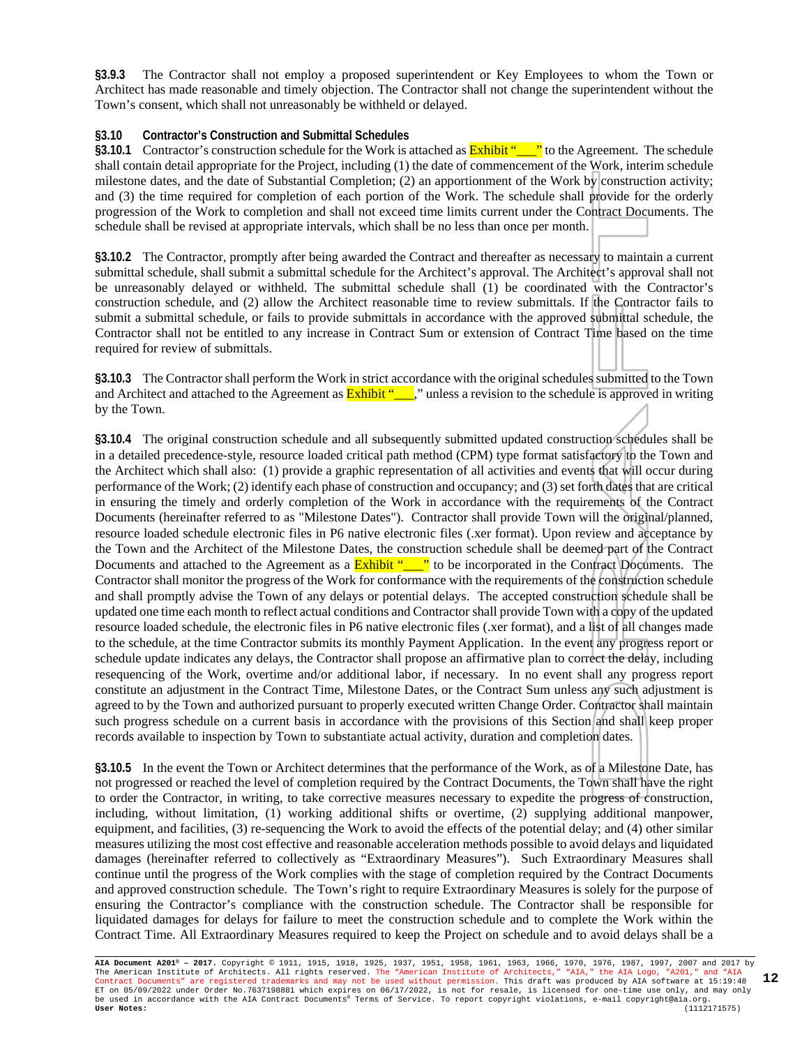**§3.9.3** The Contractor shall not employ a proposed superintendent or Key Employees to whom the Town or Architect has made reasonable and timely objection. The Contractor shall not change the superintendent without the Town's consent, which shall not unreasonably be withheld or delayed.

**§3.10 Contractor's Construction and Submittal Schedules**

**§3.10.1** Contractor's construction schedule for the Work is attached as Exhibit "___" to the Agreement. The schedule shall contain detail appropriate for the Project, including (1) the date of commencement of the Work, interim schedule milestone dates, and the date of Substantial Completion; (2) an apportionment of the Work by construction activity; and (3) the time required for completion of each portion of the Work. The schedule shall provide for the orderly progression of the Work to completion and shall not exceed time limits current under the Contract Documents. The schedule shall be revised at appropriate intervals, which shall be no less than once per month.

**§3.10.2** The Contractor, promptly after being awarded the Contract and thereafter as necessary to maintain a current submittal schedule, shall submit a submittal schedule for the Architect's approval. The Architect's approval shall not be unreasonably delayed or withheld. The submittal schedule shall (1) be coordinated with the Contractor's construction schedule, and (2) allow the Architect reasonable time to review submittals. If the Contractor fails to submit a submittal schedule, or fails to provide submittals in accordance with the approved submittal schedule, the Contractor shall not be entitled to any increase in Contract Sum or extension of Contract Time based on the time required for review of submittals.

**§3.10.3** The Contractor shall perform the Work in strict accordance with the original schedules submitted to the Town and Architect and attached to the Agreement as Exhibit "___," unless a revision to the schedule is approved in writing by the Town.

**§3.10.4** The original construction schedule and all subsequently submitted updated construction schedules shall be in a detailed precedence-style, resource loaded critical path method (CPM) type format satisfactory to the Town and the Architect which shall also: (1) provide a graphic representation of all activities and events that will occur during performance of the Work; (2) identify each phase of construction and occupancy; and (3) set forth dates that are critical in ensuring the timely and orderly completion of the Work in accordance with the requirements of the Contract Documents (hereinafter referred to as "Milestone Dates"). Contractor shall provide Town will the original/planned, resource loaded schedule electronic files in P6 native electronic files (.xer format). Upon review and acceptance by the Town and the Architect of the Milestone Dates, the construction schedule shall be deemed part of the Contract Documents and attached to the Agreement as a Exhibit "___" to be incorporated in the Contract Documents. The Contractor shall monitor the progress of the Work for conformance with the requirements of the construction schedule and shall promptly advise the Town of any delays or potential delays. The accepted construction schedule shall be updated one time each month to reflect actual conditions and Contractor shall provide Town with a copy of the updated resource loaded schedule, the electronic files in P6 native electronic files (.xer format), and a list of all changes made to the schedule, at the time Contractor submits its monthly Payment Application. In the event any progress report or schedule update indicates any delays, the Contractor shall propose an affirmative plan to correct the delay, including resequencing of the Work, overtime and/or additional labor, if necessary. In no event shall any progress report constitute an adjustment in the Contract Time, Milestone Dates, or the Contract Sum unless any such adjustment is agreed to by the Town and authorized pursuant to properly executed written Change Order. Contractor shall maintain such progress schedule on a current basis in accordance with the provisions of this Section and shall keep proper records available to inspection by Town to substantiate actual activity, duration and completion dates.

**§3.10.5** In the event the Town or Architect determines that the performance of the Work, as of a Milestone Date, has not progressed or reached the level of completion required by the Contract Documents, the Town shall have the right to order the Contractor, in writing, to take corrective measures necessary to expedite the progress of construction, including, without limitation, (1) working additional shifts or overtime, (2) supplying additional manpower, equipment, and facilities, (3) re-sequencing the Work to avoid the effects of the potential delay; and (4) other similar measures utilizing the most cost effective and reasonable acceleration methods possible to avoid delays and liquidated damages (hereinafter referred to collectively as "Extraordinary Measures"). Such Extraordinary Measures shall continue until the progress of the Work complies with the stage of completion required by the Contract Documents and approved construction schedule. The Town's right to require Extraordinary Measures is solely for the purpose of ensuring the Contractor's compliance with the construction schedule. The Contractor shall be responsible for liquidated damages for delays for failure to meet the construction schedule and to complete the Work within the Contract Time. All Extraordinary Measures required to keep the Project on schedule and to avoid delays shall be a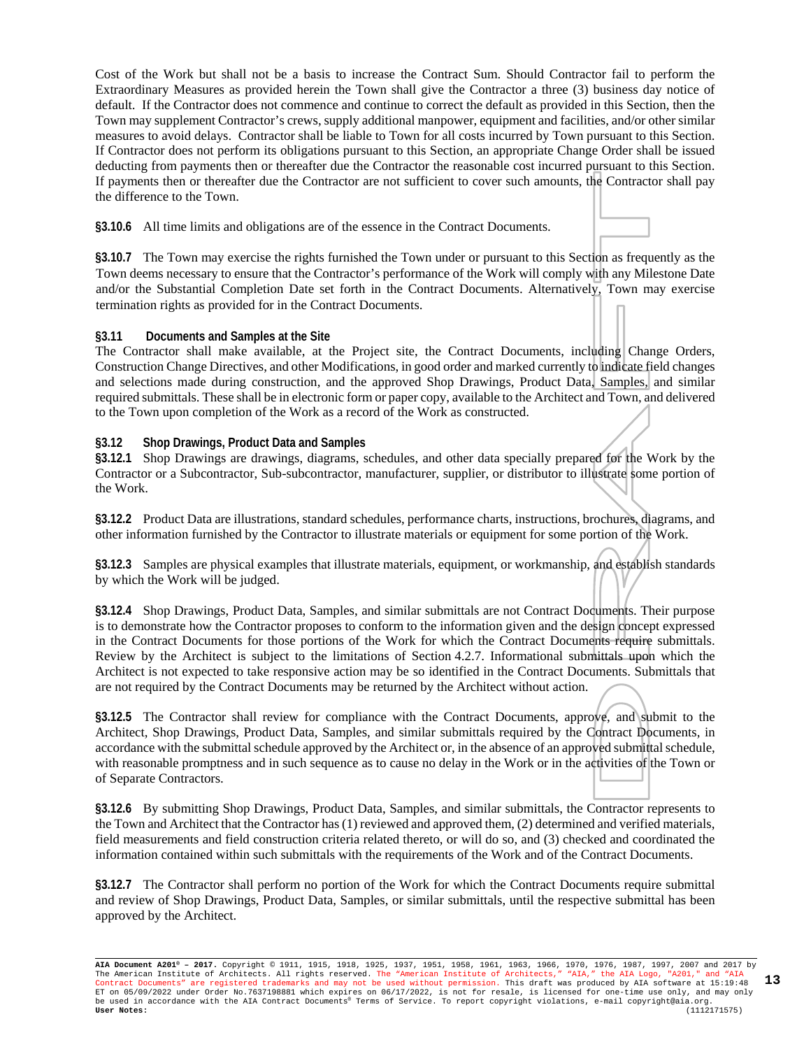Cost of the Work but shall not be a basis to increase the Contract Sum. Should Contractor fail to perform the Extraordinary Measures as provided herein the Town shall give the Contractor a three (3) business day notice of default. If the Contractor does not commence and continue to correct the default as provided in this Section, then the Town may supplement Contractor's crews, supply additional manpower, equipment and facilities, and/or other similar measures to avoid delays. Contractor shall be liable to Town for all costs incurred by Town pursuant to this Section. If Contractor does not perform its obligations pursuant to this Section, an appropriate Change Order shall be issued deducting from payments then or thereafter due the Contractor the reasonable cost incurred pursuant to this Section. If payments then or thereafter due the Contractor are not sufficient to cover such amounts, the Contractor shall pay the difference to the Town.

**§3.10.6** All time limits and obligations are of the essence in the Contract Documents.

**§3.10.7** The Town may exercise the rights furnished the Town under or pursuant to this Section as frequently as the Town deems necessary to ensure that the Contractor's performance of the Work will comply with any Milestone Date and/or the Substantial Completion Date set forth in the Contract Documents. Alternatively, Town may exercise termination rights as provided for in the Contract Documents.

**§3.11 Documents and Samples at the Site**

The Contractor shall make available, at the Project site, the Contract Documents, including Change Orders, Construction Change Directives, and other Modifications, in good order and marked currently to indicate field changes and selections made during construction, and the approved Shop Drawings, Product Data, Samples, and similar required submittals. These shall be in electronic form or paper copy, available to the Architect and Town, and delivered to the Town upon completion of the Work as a record of the Work as constructed.

**§3.12 Shop Drawings, Product Data and Samples**

**§3.12.1** Shop Drawings are drawings, diagrams, schedules, and other data specially prepared for the Work by the Contractor or a Subcontractor, Sub-subcontractor, manufacturer, supplier, or distributor to illustrate some portion of the Work.

**§3.12.2** Product Data are illustrations, standard schedules, performance charts, instructions, brochures, diagrams, and other information furnished by the Contractor to illustrate materials or equipment for some portion of the Work.

**§3.12.3** Samples are physical examples that illustrate materials, equipment, or workmanship, and establish standards by which the Work will be judged.

**§3.12.4** Shop Drawings, Product Data, Samples, and similar submittals are not Contract Documents. Their purpose is to demonstrate how the Contractor proposes to conform to the information given and the design concept expressed in the Contract Documents for those portions of the Work for which the Contract Documents require submittals. Review by the Architect is subject to the limitations of Section 4.2.7. Informational submittals upon which the Architect is not expected to take responsive action may be so identified in the Contract Documents. Submittals that are not required by the Contract Documents may be returned by the Architect without action.

**§3.12.5** The Contractor shall review for compliance with the Contract Documents, approve, and submit to the Architect, Shop Drawings, Product Data, Samples, and similar submittals required by the Contract Documents, in accordance with the submittal schedule approved by the Architect or, in the absence of an approved submittal schedule, with reasonable promptness and in such sequence as to cause no delay in the Work or in the activities of the Town or of Separate Contractors.

**§3.12.6** By submitting Shop Drawings, Product Data, Samples, and similar submittals, the Contractor represents to the Town and Architect that the Contractor has (1) reviewed and approved them, (2) determined and verified materials, field measurements and field construction criteria related thereto, or will do so, and (3) checked and coordinated the information contained within such submittals with the requirements of the Work and of the Contract Documents.

**§3.12.7** The Contractor shall perform no portion of the Work for which the Contract Documents require submittal and review of Shop Drawings, Product Data, Samples, or similar submittals, until the respective submittal has been approved by the Architect.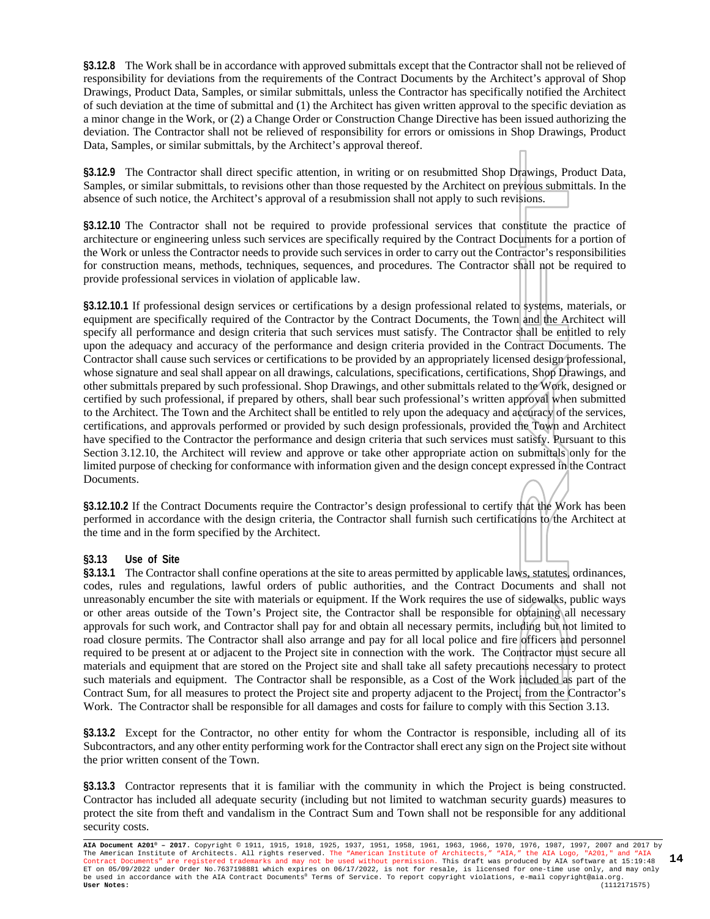**§3.12.8** The Work shall be in accordance with approved submittals except that the Contractor shall not be relieved of responsibility for deviations from the requirements of the Contract Documents by the Architect's approval of Shop Drawings, Product Data, Samples, or similar submittals, unless the Contractor has specifically notified the Architect of such deviation at the time of submittal and (1) the Architect has given written approval to the specific deviation as a minor change in the Work, or (2) a Change Order or Construction Change Directive has been issued authorizing the deviation. The Contractor shall not be relieved of responsibility for errors or omissions in Shop Drawings, Product Data, Samples, or similar submittals, by the Architect's approval thereof.

**§3.12.9** The Contractor shall direct specific attention, in writing or on resubmitted Shop Drawings, Product Data, Samples, or similar submittals, to revisions other than those requested by the Architect on previous submittals. In the absence of such notice, the Architect's approval of a resubmission shall not apply to such revisions.

**§3.12.10** The Contractor shall not be required to provide professional services that constitute the practice of architecture or engineering unless such services are specifically required by the Contract Documents for a portion of the Work or unless the Contractor needs to provide such services in order to carry out the Contractor's responsibilities for construction means, methods, techniques, sequences, and procedures. The Contractor shall not be required to provide professional services in violation of applicable law.

**§3.12.10.1** If professional design services or certifications by a design professional related to systems, materials, or equipment are specifically required of the Contractor by the Contract Documents, the Town and the Architect will specify all performance and design criteria that such services must satisfy. The Contractor shall be entitled to rely upon the adequacy and accuracy of the performance and design criteria provided in the Contract Documents. The Contractor shall cause such services or certifications to be provided by an appropriately licensed design professional, whose signature and seal shall appear on all drawings, calculations, specifications, certifications, Shop Drawings, and other submittals prepared by such professional. Shop Drawings, and other submittals related to the Work, designed or certified by such professional, if prepared by others, shall bear such professional's written approval when submitted to the Architect. The Town and the Architect shall be entitled to rely upon the adequacy and accuracy of the services, certifications, and approvals performed or provided by such design professionals, provided the Town and Architect have specified to the Contractor the performance and design criteria that such services must satisfy. Pursuant to this Section 3.12.10, the Architect will review and approve or take other appropriate action on submittals only for the limited purpose of checking for conformance with information given and the design concept expressed in the Contract Documents.

**§3.12.10.2** If the Contract Documents require the Contractor's design professional to certify that the Work has been performed in accordance with the design criteria, the Contractor shall furnish such certifications to the Architect at the time and in the form specified by the Architect.

## §3.13 Use of Site

**§3.13.1** The Contractor shall confine operations at the site to areas permitted by applicable laws, statutes, ordinances, codes, rules and regulations, lawful orders of public authorities, and the Contract Documents and shall not unreasonably encumber the site with materials or equipment. If the Work requires the use of sidewalks, public ways or other areas outside of the Town's Project site, the Contractor shall be responsible for obtaining all necessary approvals for such work, and Contractor shall pay for and obtain all necessary permits, including but not limited to road closure permits. The Contractor shall also arrange and pay for all local police and fire officers and personnel required to be present at or adjacent to the Project site in connection with the work. The Contractor must secure all materials and equipment that are stored on the Project site and shall take all safety precautions necessary to protect such materials and equipment. The Contractor shall be responsible, as a Cost of the Work included as part of the Contract Sum, for all measures to protect the Project site and property adjacent to the Project, from the Contractor's Work. The Contractor shall be responsible for all damages and costs for failure to comply with this Section 3.13.

**§3.13.2** Except for the Contractor, no other entity for whom the Contractor is responsible, including all of its Subcontractors, and any other entity performing work for the Contractor shall erect any sign on the Project site without the prior written consent of the Town.

**§3.13.3** Contractor represents that it is familiar with the community in which the Project is being constructed. Contractor has included all adequate security (including but not limited to watchman security guards) measures to protect the site from theft and vandalism in the Contract Sum and Town shall not be responsible for any additional security costs.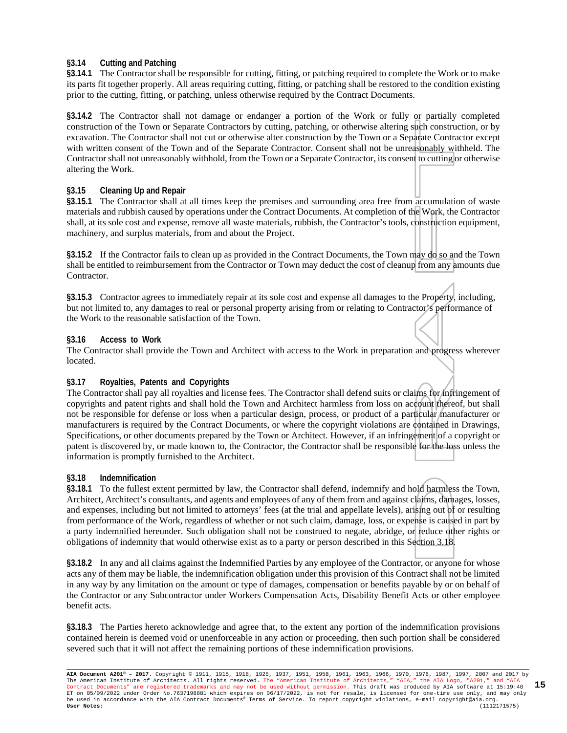### §3.14 Cutting and Patching

**§3.14.1** The Contractor shall be responsible for cutting, fitting, or patching required to complete the Work or to make its parts fit together properly. All areas requiring cutting, fitting, or patching shall be restored to the condition existing prior to the cutting, fitting, or patching, unless otherwise required by the Contract Documents.

**§3.14.2** The Contractor shall not damage or endanger a portion of the Work or fully or partially completed construction of the Town or Separate Contractors by cutting, patching, or otherwise altering such construction, or by excavation. The Contractor shall not cut or otherwise alter construction by the Town or a Separate Contractor except with written consent of the Town and of the Separate Contractor. Consent shall not be unreasonably withheld. The Contractor shall not unreasonably withhold, from the Town or a Separate Contractor, its consent to cutting or otherwise altering the Work.

### §3.15 Cleaning Up and Repair

**§3.15.1** The Contractor shall at all times keep the premises and surrounding area free from accumulation of waste materials and rubbish caused by operations under the Contract Documents. At completion of the Work, the Contractor shall, at its sole cost and expense, remove all waste materials, rubbish, the Contractor's tools, construction equipment, machinery, and surplus materials, from and about the Project.

**§3.15.2** If the Contractor fails to clean up as provided in the Contract Documents, the Town may do so and the Town shall be entitled to reimbursement from the Contractor or Town may deduct the cost of cleanup from any amounts due Contractor.

**§3.15.3** Contractor agrees to immediately repair at its sole cost and expense all damages to the Property, including, but not limited to, any damages to real or personal property arising from or relating to Contractor's performance of the Work to the reasonable satisfaction of the Town.

### §3.16 Access to Work

The Contractor shall provide the Town and Architect with access to the Work in preparation and progress wherever located.

### §3.17 Royalties, Patents and Copyrights

The Contractor shall pay all royalties and license fees. The Contractor shall defend suits or claims for infringement of copyrights and patent rights and shall hold the Town and Architect harmless from loss on account thereof, but shall not be responsible for defense or loss when a particular design, process, or product of a particular manufacturer or manufacturers is required by the Contract Documents, or where the copyright violations are contained in Drawings, Specifications, or other documents prepared by the Town or Architect. However, if an infringement of a copyright or patent is discovered by, or made known to, the Contractor, the Contractor shall be responsible for the loss unless the information is promptly furnished to the Architect.

### §3.18 Indemnification

**§3.18.1** To the fullest extent permitted by law, the Contractor shall defend, indemnify and hold harmless the Town, Architect, Architect's consultants, and agents and employees of any of them from and against claims, damages, losses, and expenses, including but not limited to attorneys' fees (at the trial and appellate levels), arising out of or resulting from performance of the Work, regardless of whether or not such claim, damage, loss, or expense is caused in part by a party indemnified hereunder. Such obligation shall not be construed to negate, abridge, or reduce other rights or obligations of indemnity that would otherwise exist as to a party or person described in this Section 3.18.

**§3.18.2** In any and all claims against the Indemnified Parties by any employee of the Contractor, or anyone for whose acts any of them may be liable, the indemnification obligation under this provision of this Contract shall not be limited in any way by any limitation on the amount or type of damages, compensation or benefits payable by or on behalf of the Contractor or any Subcontractor under Workers Compensation Acts, Disability Benefit Acts or other employee benefit acts.

**§3.18.3** The Parties hereto acknowledge and agree that, to the extent any portion of the indemnification provisions contained herein is deemed void or unenforceable in any action or proceeding, then such portion shall be considered severed such that it will not affect the remaining portions of these indemnification provisions.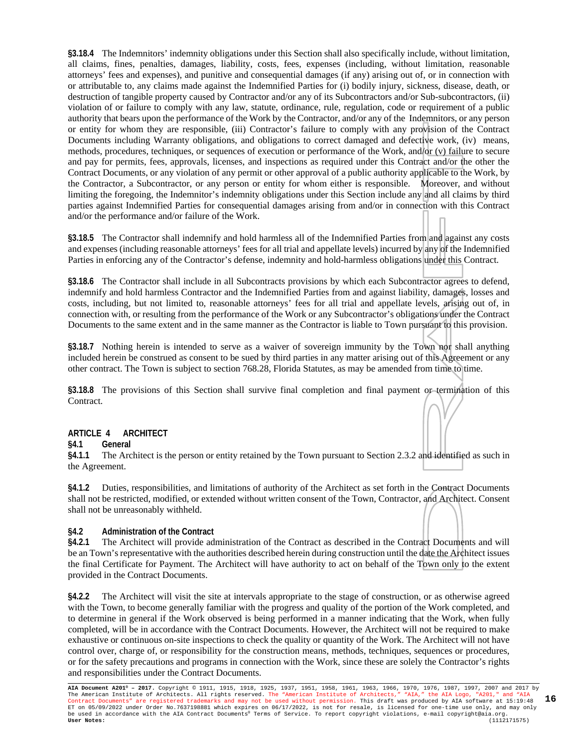**§3.18.4** The Indemnitors' indemnity obligations under this Section shall also specifically include, without limitation, all claims, fines, penalties, damages, liability, costs, fees, expenses (including, without limitation, reasonable attorneys' fees and expenses), and punitive and consequential damages (if any) arising out of, or in connection with or attributable to, any claims made against the Indemnified Parties for (i) bodily injury, sickness, disease, death, or destruction of tangible property caused by Contractor and/or any of its Subcontractors and/or Sub-subcontractors, (ii) violation of or failure to comply with any law, statute, ordinance, rule, regulation, code or requirement of a public authority that bears upon the performance of the Work by the Contractor, and/or any of the Indemnitors, or any person or entity for whom they are responsible, (iii) Contractor's failure to comply with any provision of the Contract Documents including Warranty obligations, and obligations to correct damaged and defective work, (iv) means, methods, procedures, techniques, or sequences of execution or performance of the Work, and/or (v) failure to secure and pay for permits, fees, approvals, licenses, and inspections as required under this Contract and/or the other the Contract Documents, or any violation of any permit or other approval of a public authority applicable to the Work, by the Contractor, a Subcontractor, or any person or entity for whom either is responsible. Moreover, and without limiting the foregoing, the Indemnitor's indemnity obligations under this Section include any and all claims by third parties against Indemnified Parties for consequential damages arising from and/or in connection with this Contract and/or the performance and/or failure of the Work.

**§3.18.5** The Contractor shall indemnify and hold harmless all of the Indemnified Parties from and against any costs and expenses (including reasonable attorneys' fees for all trial and appellate levels) incurred by any of the Indemnified Parties in enforcing any of the Contractor's defense, indemnity and hold-harmless obligations under this Contract.

**§3.18.6** The Contractor shall include in all Subcontracts provisions by which each Subcontractor agrees to defend, indemnify and hold harmless Contractor and the Indemnified Parties from and against liability, damages, losses and costs, including, but not limited to, reasonable attorneys' fees for all trial and appellate levels, arising out of, in connection with, or resulting from the performance of the Work or any Subcontractor's obligations under the Contract Documents to the same extent and in the same manner as the Contractor is liable to Town pursuant to this provision.

**§3.18.7** Nothing herein is intended to serve as a waiver of sovereign immunity by the Town nor shall anything included herein be construed as consent to be sued by third parties in any matter arising out of this Agreement or any other contract. The Town is subject to section 768.28, Florida Statutes, as may be amended from time to time.

**§3.18.8** The provisions of this Section shall survive final completion and final payment or termination of this Contract.

## ARTICLE 4 ARCHITECT

### §4.1 General

**§4.1.1** The Architect is the person or entity retained by the Town pursuant to Section 2.3.2 and identified as such in the Agreement.

**§4.1.2** Duties, responsibilities, and limitations of authority of the Architect as set forth in the Contract Documents shall not be restricted, modified, or extended without written consent of the Town, Contractor, and Architect. Consent shall not be unreasonably withheld.

### §4.2 Administration of the Contract

**§4.2.1** The Architect will provide administration of the Contract as described in the Contract Documents and will be an Town's representative with the authorities described herein during construction until the date the Architect issues the final Certificate for Payment. The Architect will have authority to act on behalf of the Town only to the extent provided in the Contract Documents.

**§4.2.2** The Architect will visit the site at intervals appropriate to the stage of construction, or as otherwise agreed with the Town, to become generally familiar with the progress and quality of the portion of the Work completed, and to determine in general if the Work observed is being performed in a manner indicating that the Work, when fully completed, will be in accordance with the Contract Documents. However, the Architect will not be required to make exhaustive or continuous on-site inspections to check the quality or quantity of the Work. The Architect will not have control over, charge of, or responsibility for the construction means, methods, techniques, sequences or procedures, or for the safety precautions and programs in connection with the Work, since these are solely the Contractor's rights and responsibilities under the Contract Documents.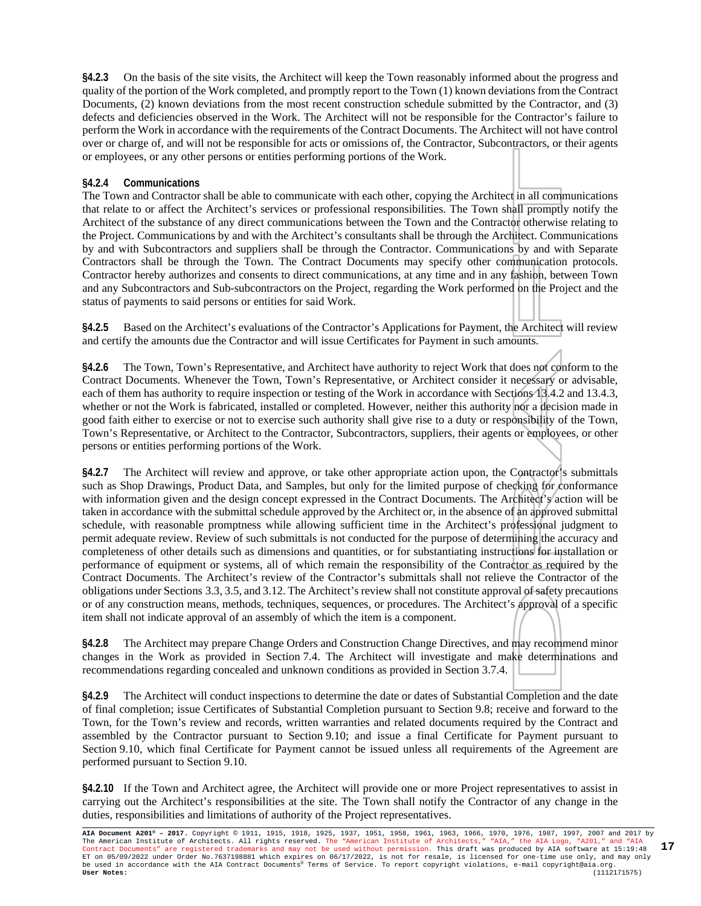**§4.2.3** On the basis of the site visits, the Architect will keep the Town reasonably informed about the progress and quality of the portion of the Work completed, and promptly report to the Town (1) known deviations from the Contract Documents, (2) known deviations from the most recent construction schedule submitted by the Contractor, and (3) defects and deficiencies observed in the Work. The Architect will not be responsible for the Contractor's failure to perform the Work in accordance with the requirements of the Contract Documents. The Architect will not have control over or charge of, and will not be responsible for acts or omissions of, the Contractor, Subcontractors, or their agents or employees, or any other persons or entities performing portions of the Work.

**§4.2.4 Communications**
The Town and Contractor shall be able to communicate with each other, copying the Architect in all communications that relate to or affect the Architect's services or professional responsibilities. The Town shall promptly notify the Architect of the substance of any direct communications between the Town and the Contractor otherwise relating to the Project. Communications by and with the Architect's consultants shall be through the Architect. Communications by and with Subcontractors and suppliers shall be through the Contractor. Communications by and with Separate Contractors shall be through the Town. The Contract Documents may specify other communication protocols. Contractor hereby authorizes and consents to direct communications, at any time and in any fashion, between Town and any Subcontractors and Sub-subcontractors on the Project, regarding the Work performed on the Project and the status of payments to said persons or entities for said Work.

**§4.2.5** Based on the Architect's evaluations of the Contractor's Applications for Payment, the Architect will review and certify the amounts due the Contractor and will issue Certificates for Payment in such amounts.

**§4.2.6** The Town, Town's Representative, and Architect have authority to reject Work that does not conform to the Contract Documents. Whenever the Town, Town's Representative, or Architect consider it necessary or advisable, each of them has authority to require inspection or testing of the Work in accordance with Sections 13.4.2 and 13.4.3, whether or not the Work is fabricated, installed or completed. However, neither this authority nor a decision made in good faith either to exercise or not to exercise such authority shall give rise to a duty or responsibility of the Town, Town's Representative, or Architect to the Contractor, Subcontractors, suppliers, their agents or employees, or other persons or entities performing portions of the Work.

**§4.2.7** The Architect will review and approve, or take other appropriate action upon, the Contractor's submittals such as Shop Drawings, Product Data, and Samples, but only for the limited purpose of checking for conformance with information given and the design concept expressed in the Contract Documents. The Architect's action will be taken in accordance with the submittal schedule approved by the Architect or, in the absence of an approved submittal schedule, with reasonable promptness while allowing sufficient time in the Architect's professional judgment to permit adequate review. Review of such submittals is not conducted for the purpose of determining the accuracy and completeness of other details such as dimensions and quantities, or for substantiating instructions for installation or performance of equipment or systems, all of which remain the responsibility of the Contractor as required by the Contract Documents. The Architect's review of the Contractor's submittals shall not relieve the Contractor of the obligations under Sections 3.3, 3.5, and 3.12. The Architect's review shall not constitute approval of safety precautions or of any construction means, methods, techniques, sequences, or procedures. The Architect's approval of a specific item shall not indicate approval of an assembly of which the item is a component.

**§4.2.8** The Architect may prepare Change Orders and Construction Change Directives, and may recommend minor changes in the Work as provided in Section 7.4. The Architect will investigate and make determinations and recommendations regarding concealed and unknown conditions as provided in Section 3.7.4.

**§4.2.9** The Architect will conduct inspections to determine the date or dates of Substantial Completion and the date of final completion; issue Certificates of Substantial Completion pursuant to Section 9.8; receive and forward to the Town, for the Town's review and records, written warranties and related documents required by the Contract and assembled by the Contractor pursuant to Section 9.10; and issue a final Certificate for Payment pursuant to Section 9.10, which final Certificate for Payment cannot be issued unless all requirements of the Agreement are performed pursuant to Section 9.10.

**§4.2.10** If the Town and Architect agree, the Architect will provide one or more Project representatives to assist in carrying out the Architect's responsibilities at the site. The Town shall notify the Contractor of any change in the duties, responsibilities and limitations of authority of the Project representatives.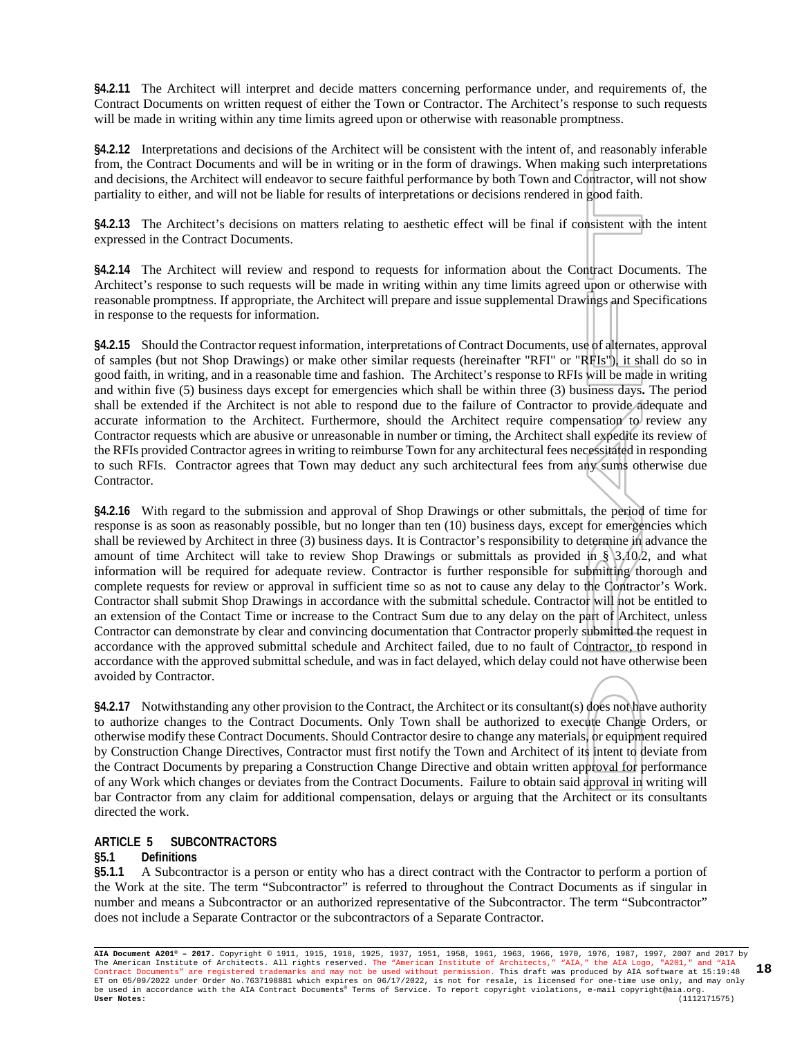**§4.2.11** The Architect will interpret and decide matters concerning performance under, and requirements of, the Contract Documents on written request of either the Town or Contractor. The Architect's response to such requests will be made in writing within any time limits agreed upon or otherwise with reasonable promptness.

**§4.2.12** Interpretations and decisions of the Architect will be consistent with the intent of, and reasonably inferable from, the Contract Documents and will be in writing or in the form of drawings. When making such interpretations and decisions, the Architect will endeavor to secure faithful performance by both Town and Contractor, will not show partiality to either, and will not be liable for results of interpretations or decisions rendered in good faith.

**§4.2.13** The Architect's decisions on matters relating to aesthetic effect will be final if consistent with the intent expressed in the Contract Documents.

**§4.2.14** The Architect will review and respond to requests for information about the Contract Documents. The Architect's response to such requests will be made in writing within any time limits agreed upon or otherwise with reasonable promptness. If appropriate, the Architect will prepare and issue supplemental Drawings and Specifications in response to the requests for information.

**§4.2.15** Should the Contractor request information, interpretations of Contract Documents, use of alternates, approval of samples (but not Shop Drawings) or make other similar requests (hereinafter "RFI" or "RFIs"), it shall do so in good faith, in writing, and in a reasonable time and fashion. The Architect's response to RFIs will be made in writing and within five (5) business days except for emergencies which shall be within three (3) business days**.** The period shall be extended if the Architect is not able to respond due to the failure of Contractor to provide adequate and accurate information to the Architect. Furthermore, should the Architect require compensation to review any Contractor requests which are abusive or unreasonable in number or timing, the Architect shall expedite its review of the RFIs provided Contractor agrees in writing to reimburse Town for any architectural fees necessitated in responding to such RFIs. Contractor agrees that Town may deduct any such architectural fees from any sums otherwise due Contractor.

**§4.2.16** With regard to the submission and approval of Shop Drawings or other submittals, the period of time for response is as soon as reasonably possible, but no longer than ten (10) business days, except for emergencies which shall be reviewed by Architect in three (3) business days. It is Contractor's responsibility to determine in advance the amount of time Architect will take to review Shop Drawings or submittals as provided in § 3.10.2, and what information will be required for adequate review. Contractor is further responsible for submitting thorough and complete requests for review or approval in sufficient time so as not to cause any delay to the Contractor's Work. Contractor shall submit Shop Drawings in accordance with the submittal schedule. Contractor will not be entitled to an extension of the Contact Time or increase to the Contract Sum due to any delay on the part of Architect, unless Contractor can demonstrate by clear and convincing documentation that Contractor properly submitted the request in accordance with the approved submittal schedule and Architect failed, due to no fault of Contractor, to respond in accordance with the approved submittal schedule, and was in fact delayed, which delay could not have otherwise been avoided by Contractor.

**§4.2.17** Notwithstanding any other provision to the Contract, the Architect or its consultant(s) does not have authority to authorize changes to the Contract Documents. Only Town shall be authorized to execute Change Orders, or otherwise modify these Contract Documents. Should Contractor desire to change any materials, or equipment required by Construction Change Directives, Contractor must first notify the Town and Architect of its intent to deviate from the Contract Documents by preparing a Construction Change Directive and obtain written approval for performance of any Work which changes or deviates from the Contract Documents. Failure to obtain said approval in writing will bar Contractor from any claim for additional compensation, delays or arguing that the Architect or its consultants directed the work.

## ARTICLE 5 SUBCONTRACTORS

### §5.1 Definitions

**§5.1.1** A Subcontractor is a person or entity who has a direct contract with the Contractor to perform a portion of the Work at the site. The term "Subcontractor" is referred to throughout the Contract Documents as if singular in number and means a Subcontractor or an authorized representative of the Subcontractor. The term "Subcontractor" does not include a Separate Contractor or the subcontractors of a Separate Contractor.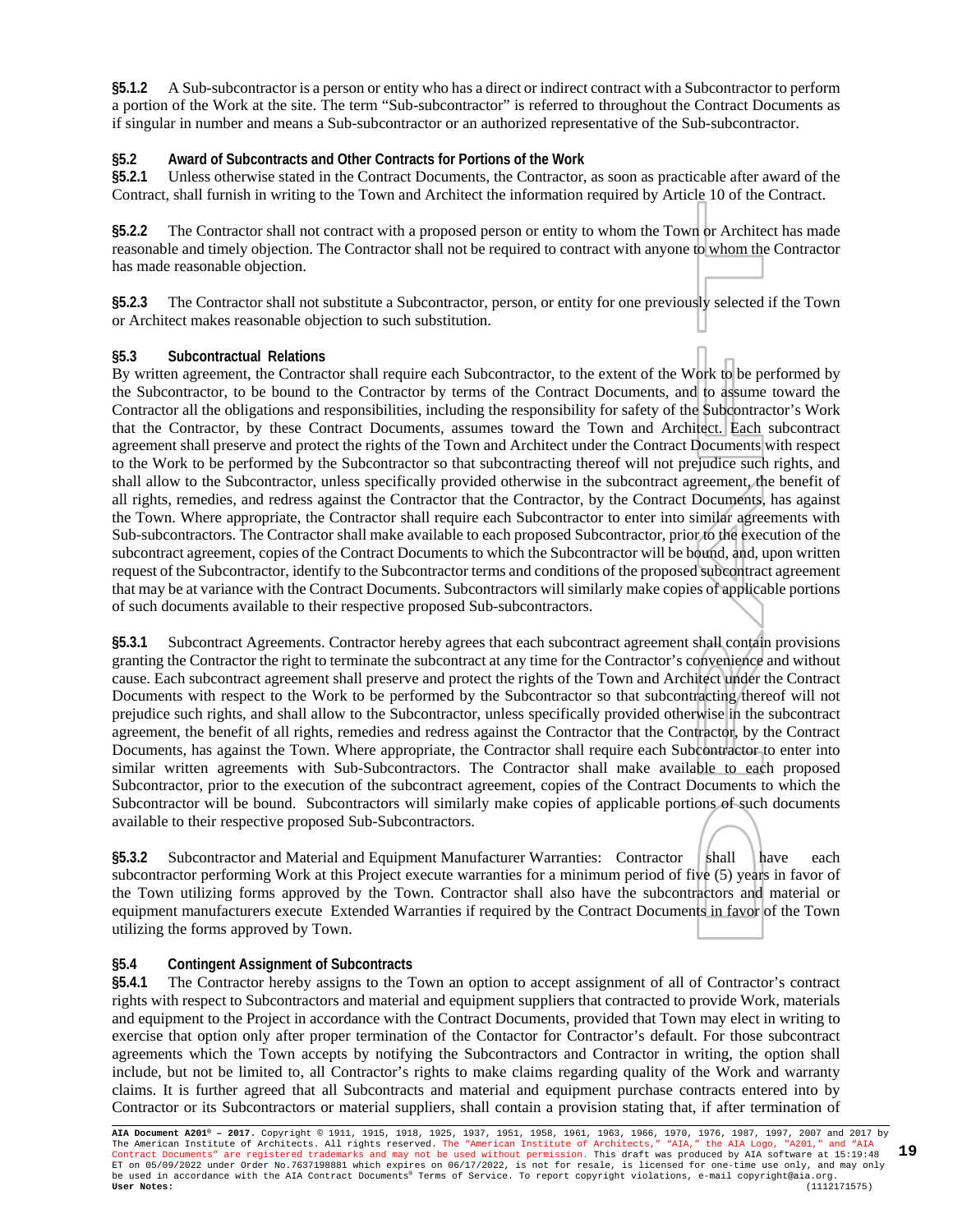**§5.1.2** A Sub-subcontractor is a person or entity who has a direct or indirect contract with a Subcontractor to perform a portion of the Work at the site. The term "Sub-subcontractor" is referred to throughout the Contract Documents as if singular in number and means a Sub-subcontractor or an authorized representative of the Sub-subcontractor.

### §5.2 Award of Subcontracts and Other Contracts for Portions of the Work

**§5.2.1** Unless otherwise stated in the Contract Documents, the Contractor, as soon as practicable after award of the Contract, shall furnish in writing to the Town and Architect the information required by Article 10 of the Contract.

**§5.2.2** The Contractor shall not contract with a proposed person or entity to whom the Town or Architect has made reasonable and timely objection. The Contractor shall not be required to contract with anyone to whom the Contractor has made reasonable objection.

**§5.2.3** The Contractor shall not substitute a Subcontractor, person, or entity for one previously selected if the Town or Architect makes reasonable objection to such substitution.

### §5.3 Subcontractual Relations

By written agreement, the Contractor shall require each Subcontractor, to the extent of the Work to be performed by the Subcontractor, to be bound to the Contractor by terms of the Contract Documents, and to assume toward the Contractor all the obligations and responsibilities, including the responsibility for safety of the Subcontractor's Work that the Contractor, by these Contract Documents, assumes toward the Town and Architect. Each subcontract agreement shall preserve and protect the rights of the Town and Architect under the Contract Documents with respect to the Work to be performed by the Subcontractor so that subcontracting thereof will not prejudice such rights, and shall allow to the Subcontractor, unless specifically provided otherwise in the subcontract agreement, the benefit of all rights, remedies, and redress against the Contractor that the Contractor, by the Contract Documents, has against the Town. Where appropriate, the Contractor shall require each Subcontractor to enter into similar agreements with Sub-subcontractors. The Contractor shall make available to each proposed Subcontractor, prior to the execution of the subcontract agreement, copies of the Contract Documents to which the Subcontractor will be bound, and, upon written request of the Subcontractor, identify to the Subcontractor terms and conditions of the proposed subcontract agreement that may be at variance with the Contract Documents. Subcontractors will similarly make copies of applicable portions of such documents available to their respective proposed Sub-subcontractors.

**§5.3.1** Subcontract Agreements. Contractor hereby agrees that each subcontract agreement shall contain provisions granting the Contractor the right to terminate the subcontract at any time for the Contractor's convenience and without cause. Each subcontract agreement shall preserve and protect the rights of the Town and Architect under the Contract Documents with respect to the Work to be performed by the Subcontractor so that subcontracting thereof will not prejudice such rights, and shall allow to the Subcontractor, unless specifically provided otherwise in the subcontract agreement, the benefit of all rights, remedies and redress against the Contractor that the Contractor, by the Contract Documents, has against the Town. Where appropriate, the Contractor shall require each Subcontractor to enter into similar written agreements with Sub-Subcontractors. The Contractor shall make available to each proposed Subcontractor, prior to the execution of the subcontract agreement, copies of the Contract Documents to which the Subcontractor will be bound. Subcontractors will similarly make copies of applicable portions of such documents available to their respective proposed Sub-Subcontractors.

**§5.3.2** Subcontractor and Material and Equipment Manufacturer Warranties: Contractor shall have each subcontractor performing Work at this Project execute warranties for a minimum period of five (5) years in favor of the Town utilizing forms approved by the Town. Contractor shall also have the subcontractors and material or equipment manufacturers execute Extended Warranties if required by the Contract Documents in favor of the Town utilizing the forms approved by Town.

### §5.4 Contingent Assignment of Subcontracts

**§5.4.1** The Contractor hereby assigns to the Town an option to accept assignment of all of Contractor's contract rights with respect to Subcontractors and material and equipment suppliers that contracted to provide Work, materials and equipment to the Project in accordance with the Contract Documents, provided that Town may elect in writing to exercise that option only after proper termination of the Contactor for Contractor's default. For those subcontract agreements which the Town accepts by notifying the Subcontractors and Contractor in writing, the option shall include, but not be limited to, all Contractor's rights to make claims regarding quality of the Work and warranty claims. It is further agreed that all Subcontracts and material and equipment purchase contracts entered into by Contractor or its Subcontractors or material suppliers, shall contain a provision stating that, if after termination of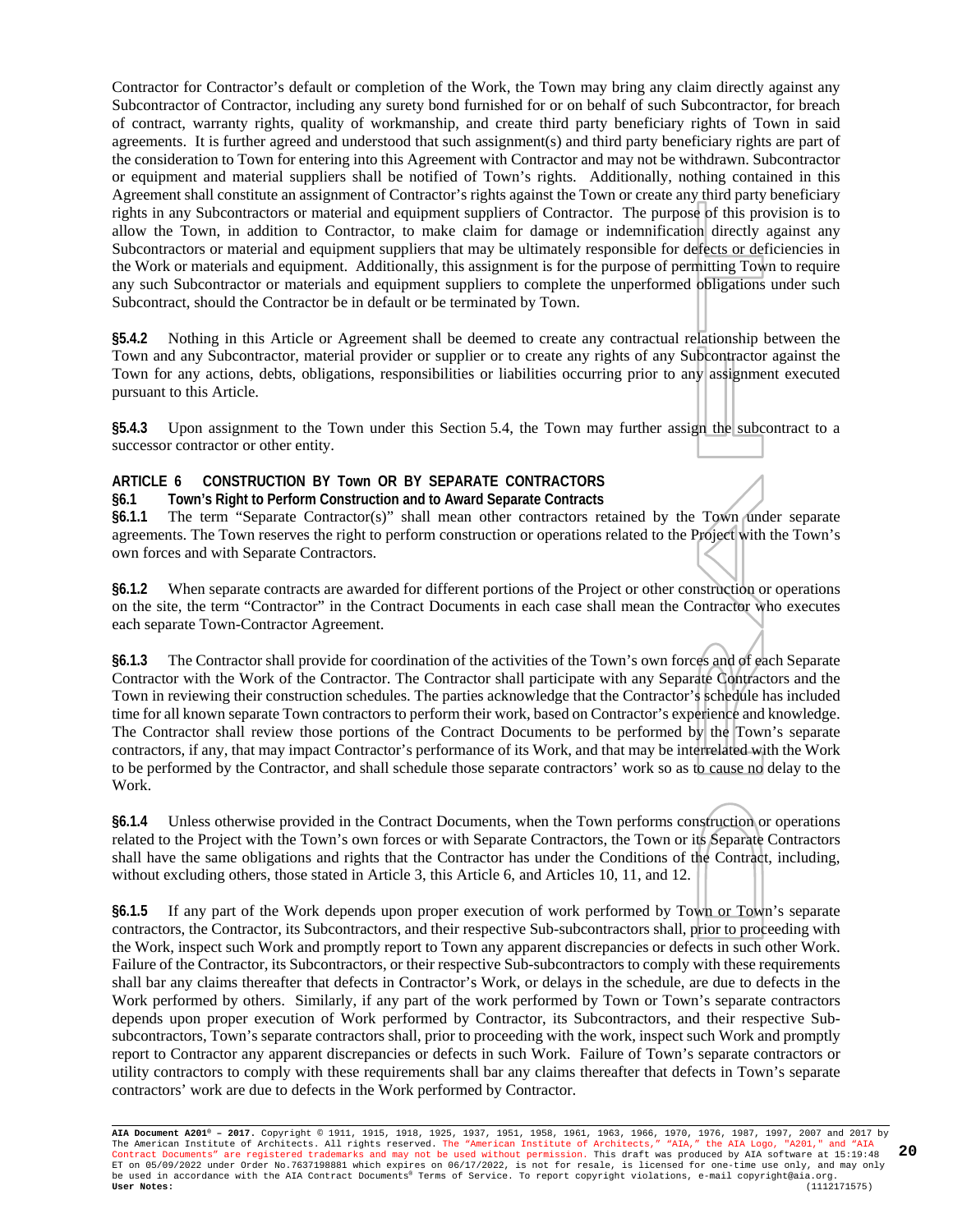Contractor for Contractor's default or completion of the Work, the Town may bring any claim directly against any Subcontractor of Contractor, including any surety bond furnished for or on behalf of such Subcontractor, for breach of contract, warranty rights, quality of workmanship, and create third party beneficiary rights of Town in said agreements. It is further agreed and understood that such assignment(s) and third party beneficiary rights are part of the consideration to Town for entering into this Agreement with Contractor and may not be withdrawn. Subcontractor or equipment and material suppliers shall be notified of Town's rights. Additionally, nothing contained in this Agreement shall constitute an assignment of Contractor's rights against the Town or create any third party beneficiary rights in any Subcontractors or material and equipment suppliers of Contractor. The purpose of this provision is to allow the Town, in addition to Contractor, to make claim for damage or indemnification directly against any Subcontractors or material and equipment suppliers that may be ultimately responsible for defects or deficiencies in the Work or materials and equipment. Additionally, this assignment is for the purpose of permitting Town to require any such Subcontractor or materials and equipment suppliers to complete the unperformed obligations under such Subcontract, should the Contractor be in default or be terminated by Town.

**§5.4.2** Nothing in this Article or Agreement shall be deemed to create any contractual relationship between the Town and any Subcontractor, material provider or supplier or to create any rights of any Subcontractor against the Town for any actions, debts, obligations, responsibilities or liabilities occurring prior to any assignment executed pursuant to this Article.

**§5.4.3** Upon assignment to the Town under this Section 5.4, the Town may further assign the subcontract to a successor contractor or other entity.

## ARTICLE 6 CONSTRUCTION BY Town OR BY SEPARATE CONTRACTORS

### §6.1 Town's Right to Perform Construction and to Award Separate Contracts

**§6.1.1** The term "Separate Contractor(s)" shall mean other contractors retained by the Town under separate agreements. The Town reserves the right to perform construction or operations related to the Project with the Town's own forces and with Separate Contractors.

**§6.1.2** When separate contracts are awarded for different portions of the Project or other construction or operations on the site, the term "Contractor" in the Contract Documents in each case shall mean the Contractor who executes each separate Town-Contractor Agreement.

**§6.1.3** The Contractor shall provide for coordination of the activities of the Town's own forces and of each Separate Contractor with the Work of the Contractor. The Contractor shall participate with any Separate Contractors and the Town in reviewing their construction schedules. The parties acknowledge that the Contractor's schedule has included time for all known separate Town contractors to perform their work, based on Contractor's experience and knowledge. The Contractor shall review those portions of the Contract Documents to be performed by the Town's separate contractors, if any, that may impact Contractor's performance of its Work, and that may be interrelated with the Work to be performed by the Contractor, and shall schedule those separate contractors' work so as to cause no delay to the Work.

**§6.1.4** Unless otherwise provided in the Contract Documents, when the Town performs construction or operations related to the Project with the Town's own forces or with Separate Contractors, the Town or its Separate Contractors shall have the same obligations and rights that the Contractor has under the Conditions of the Contract, including, without excluding others, those stated in Article 3, this Article 6, and Articles 10, 11, and 12.

**§6.1.5** If any part of the Work depends upon proper execution of work performed by Town or Town's separate contractors, the Contractor, its Subcontractors, and their respective Sub-subcontractors shall, prior to proceeding with the Work, inspect such Work and promptly report to Town any apparent discrepancies or defects in such other Work. Failure of the Contractor, its Subcontractors, or their respective Sub-subcontractors to comply with these requirements shall bar any claims thereafter that defects in Contractor's Work, or delays in the schedule, are due to defects in the Work performed by others. Similarly, if any part of the work performed by Town or Town's separate contractors depends upon proper execution of Work performed by Contractor, its Subcontractors, and their respective Sub-subcontractors, Town's separate contractors shall, prior to proceeding with the work, inspect such Work and promptly report to Contractor any apparent discrepancies or defects in such Work. Failure of Town's separate contractors or utility contractors to comply with these requirements shall bar any claims thereafter that defects in Town's separate contractors' work are due to defects in the Work performed by Contractor.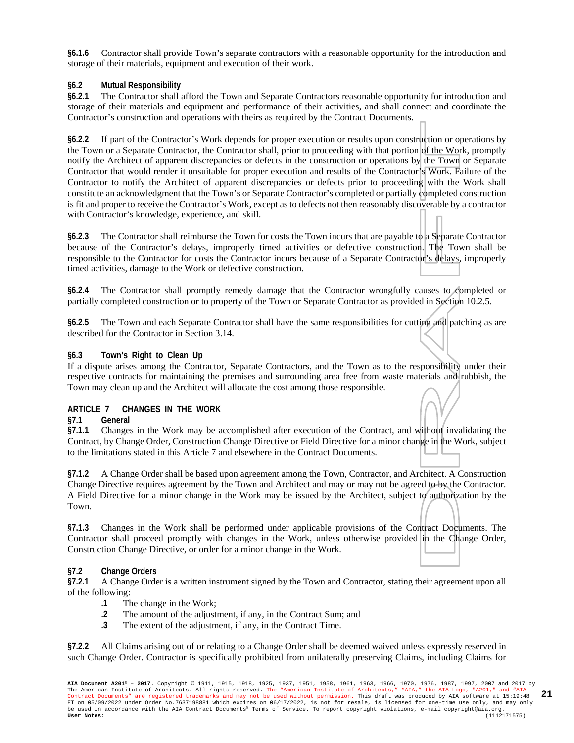**§6.1.6** Contractor shall provide Town's separate contractors with a reasonable opportunity for the introduction and storage of their materials, equipment and execution of their work.

**§6.2 Mutual Responsibility**

**§6.2.1** The Contractor shall afford the Town and Separate Contractors reasonable opportunity for introduction and storage of their materials and equipment and performance of their activities, and shall connect and coordinate the Contractor's construction and operations with theirs as required by the Contract Documents.

**§6.2.2** If part of the Contractor's Work depends for proper execution or results upon construction or operations by the Town or a Separate Contractor, the Contractor shall, prior to proceeding with that portion of the Work, promptly notify the Architect of apparent discrepancies or defects in the construction or operations by the Town or Separate Contractor that would render it unsuitable for proper execution and results of the Contractor's Work. Failure of the Contractor to notify the Architect of apparent discrepancies or defects prior to proceeding with the Work shall constitute an acknowledgment that the Town's or Separate Contractor's completed or partially completed construction is fit and proper to receive the Contractor's Work, except as to defects not then reasonably discoverable by a contractor with Contractor's knowledge, experience, and skill.

**§6.2.3** The Contractor shall reimburse the Town for costs the Town incurs that are payable to a Separate Contractor because of the Contractor's delays, improperly timed activities or defective construction. The Town shall be responsible to the Contractor for costs the Contractor incurs because of a Separate Contractor's delays, improperly timed activities, damage to the Work or defective construction.

**§6.2.4** The Contractor shall promptly remedy damage that the Contractor wrongfully causes to completed or partially completed construction or to property of the Town or Separate Contractor as provided in Section 10.2.5.

**§6.2.5** The Town and each Separate Contractor shall have the same responsibilities for cutting and patching as are described for the Contractor in Section 3.14.

**§6.3 Town's Right to Clean Up**

If a dispute arises among the Contractor, Separate Contractors, and the Town as to the responsibility under their respective contracts for maintaining the premises and surrounding area free from waste materials and rubbish, the Town may clean up and the Architect will allocate the cost among those responsible.

## ARTICLE 7 CHANGES IN THE WORK

**§7.1 General**

**§7.1.1** Changes in the Work may be accomplished after execution of the Contract, and without invalidating the Contract, by Change Order, Construction Change Directive or Field Directive for a minor change in the Work, subject to the limitations stated in this Article 7 and elsewhere in the Contract Documents.

**§7.1.2** A Change Order shall be based upon agreement among the Town, Contractor, and Architect. A Construction Change Directive requires agreement by the Town and Architect and may or may not be agreed to by the Contractor. A Field Directive for a minor change in the Work may be issued by the Architect, subject to authorization by the Town.

**§7.1.3** Changes in the Work shall be performed under applicable provisions of the Contract Documents. The Contractor shall proceed promptly with changes in the Work, unless otherwise provided in the Change Order, Construction Change Directive, or order for a minor change in the Work.

**§7.2 Change Orders**

**§7.2.1** A Change Order is a written instrument signed by the Town and Contractor, stating their agreement upon all of the following:

- **.1** The change in the Work;
- **.2** The amount of the adjustment, if any, in the Contract Sum; and
- **.3** The extent of the adjustment, if any, in the Contract Time.

**§7.2.2** All Claims arising out of or relating to a Change Order shall be deemed waived unless expressly reserved in such Change Order. Contractor is specifically prohibited from unilaterally preserving Claims, including Claims for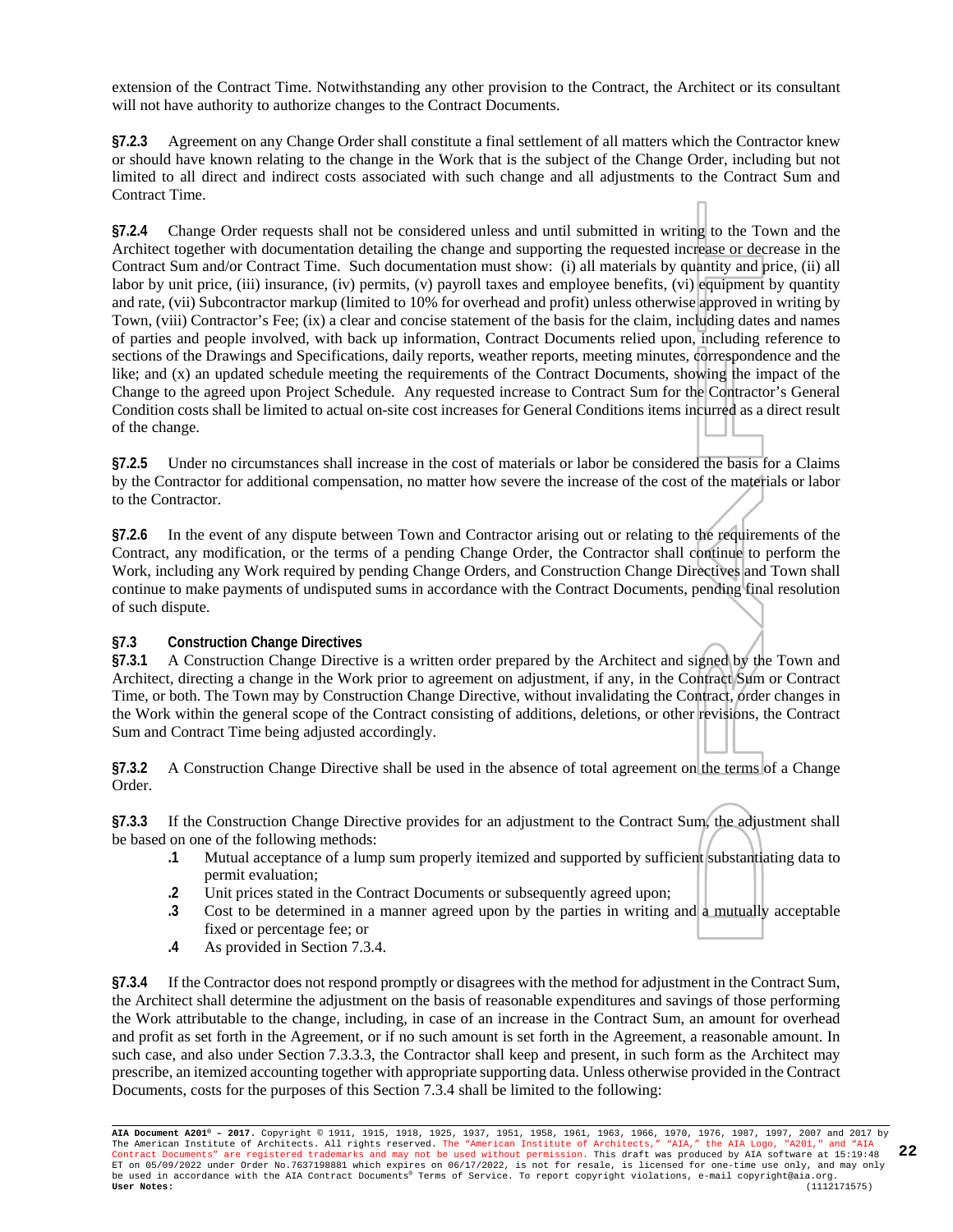extension of the Contract Time. Notwithstanding any other provision to the Contract, the Architect or its consultant will not have authority to authorize changes to the Contract Documents.

**§7.2.3** Agreement on any Change Order shall constitute a final settlement of all matters which the Contractor knew or should have known relating to the change in the Work that is the subject of the Change Order, including but not limited to all direct and indirect costs associated with such change and all adjustments to the Contract Sum and Contract Time.

**§7.2.4** Change Order requests shall not be considered unless and until submitted in writing to the Town and the Architect together with documentation detailing the change and supporting the requested increase or decrease in the Contract Sum and/or Contract Time. Such documentation must show: (i) all materials by quantity and price, (ii) all labor by unit price, (iii) insurance, (iv) permits, (v) payroll taxes and employee benefits, (vi) equipment by quantity and rate, (vii) Subcontractor markup (limited to 10% for overhead and profit) unless otherwise approved in writing by Town, (viii) Contractor's Fee; (ix) a clear and concise statement of the basis for the claim, including dates and names of parties and people involved, with back up information, Contract Documents relied upon, including reference to sections of the Drawings and Specifications, daily reports, weather reports, meeting minutes, correspondence and the like; and (x) an updated schedule meeting the requirements of the Contract Documents, showing the impact of the Change to the agreed upon Project Schedule. Any requested increase to Contract Sum for the Contractor's General Condition costs shall be limited to actual on-site cost increases for General Conditions items incurred as a direct result of the change.

**§7.2.5** Under no circumstances shall increase in the cost of materials or labor be considered the basis for a Claims by the Contractor for additional compensation, no matter how severe the increase of the cost of the materials or labor to the Contractor.

**§7.2.6** In the event of any dispute between Town and Contractor arising out or relating to the requirements of the Contract, any modification, or the terms of a pending Change Order, the Contractor shall continue to perform the Work, including any Work required by pending Change Orders, and Construction Change Directives and Town shall continue to make payments of undisputed sums in accordance with the Contract Documents, pending final resolution of such dispute.

### §7.3 Construction Change Directives

**§7.3.1** A Construction Change Directive is a written order prepared by the Architect and signed by the Town and Architect, directing a change in the Work prior to agreement on adjustment, if any, in the Contract Sum or Contract Time, or both. The Town may by Construction Change Directive, without invalidating the Contract, order changes in the Work within the general scope of the Contract consisting of additions, deletions, or other revisions, the Contract Sum and Contract Time being adjusted accordingly.

**§7.3.2** A Construction Change Directive shall be used in the absence of total agreement on the terms of a Change Order.

**§7.3.3** If the Construction Change Directive provides for an adjustment to the Contract Sum, the adjustment shall be based on one of the following methods:

- **.1** Mutual acceptance of a lump sum properly itemized and supported by sufficient substantiating data to permit evaluation;
- **.2** Unit prices stated in the Contract Documents or subsequently agreed upon;
- **.3** Cost to be determined in a manner agreed upon by the parties in writing and a mutually acceptable fixed or percentage fee; or
- **.4** As provided in Section 7.3.4.

**§7.3.4** If the Contractor does not respond promptly or disagrees with the method for adjustment in the Contract Sum, the Architect shall determine the adjustment on the basis of reasonable expenditures and savings of those performing the Work attributable to the change, including, in case of an increase in the Contract Sum, an amount for overhead and profit as set forth in the Agreement, or if no such amount is set forth in the Agreement, a reasonable amount. In such case, and also under Section 7.3.3.3, the Contractor shall keep and present, in such form as the Architect may prescribe, an itemized accounting together with appropriate supporting data. Unless otherwise provided in the Contract Documents, costs for the purposes of this Section 7.3.4 shall be limited to the following: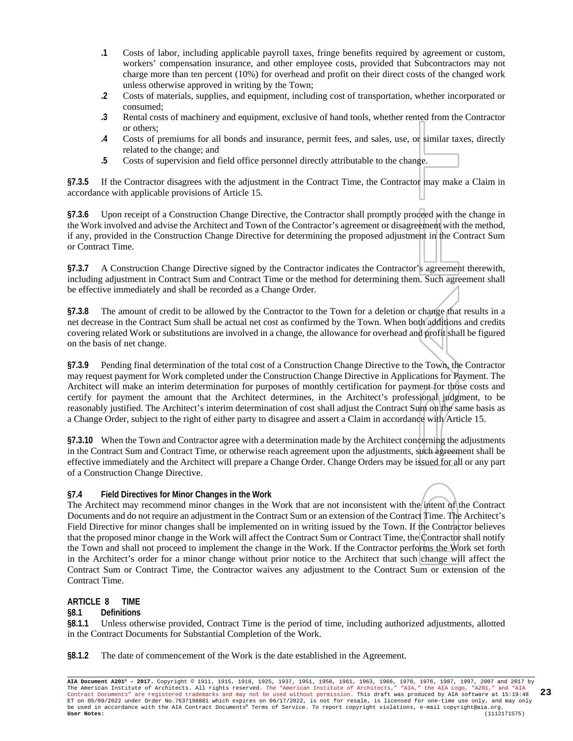**.1** Costs of labor, including applicable payroll taxes, fringe benefits required by agreement or custom, workers' compensation insurance, and other employee costs, provided that Subcontractors may not charge more than ten percent (10%) for overhead and profit on their direct costs of the changed work unless otherwise approved in writing by the Town;

**.2** Costs of materials, supplies, and equipment, including cost of transportation, whether incorporated or consumed;

**.3** Rental costs of machinery and equipment, exclusive of hand tools, whether rented from the Contractor or others;

**.4** Costs of premiums for all bonds and insurance, permit fees, and sales, use, or similar taxes, directly related to the change; and

**.5** Costs of supervision and field office personnel directly attributable to the change.

**§7.3.5** If the Contractor disagrees with the adjustment in the Contract Time, the Contractor may make a Claim in accordance with applicable provisions of Article 15.

**§7.3.6** Upon receipt of a Construction Change Directive, the Contractor shall promptly proceed with the change in the Work involved and advise the Architect and Town of the Contractor's agreement or disagreement with the method, if any, provided in the Construction Change Directive for determining the proposed adjustment in the Contract Sum or Contract Time.

**§7.3.7** A Construction Change Directive signed by the Contractor indicates the Contractor's agreement therewith, including adjustment in Contract Sum and Contract Time or the method for determining them. Such agreement shall be effective immediately and shall be recorded as a Change Order.

**§7.3.8** The amount of credit to be allowed by the Contractor to the Town for a deletion or change that results in a net decrease in the Contract Sum shall be actual net cost as confirmed by the Town. When both additions and credits covering related Work or substitutions are involved in a change, the allowance for overhead and profit shall be figured on the basis of net change.

**§7.3.9** Pending final determination of the total cost of a Construction Change Directive to the Town, the Contractor may request payment for Work completed under the Construction Change Directive in Applications for Payment. The Architect will make an interim determination for purposes of monthly certification for payment for those costs and certify for payment the amount that the Architect determines, in the Architect's professional judgment, to be reasonably justified. The Architect's interim determination of cost shall adjust the Contract Sum on the same basis as a Change Order, subject to the right of either party to disagree and assert a Claim in accordance with Article 15.

**§7.3.10** When the Town and Contractor agree with a determination made by the Architect concerning the adjustments in the Contract Sum and Contract Time, or otherwise reach agreement upon the adjustments, such agreement shall be effective immediately and the Architect will prepare a Change Order. Change Orders may be issued for all or any part of a Construction Change Directive.

### §7.4 Field Directives for Minor Changes in the Work

The Architect may recommend minor changes in the Work that are not inconsistent with the intent of the Contract Documents and do not require an adjustment in the Contract Sum or an extension of the Contract Time. The Architect's Field Directive for minor changes shall be implemented on in writing issued by the Town. If the Contractor believes that the proposed minor change in the Work will affect the Contract Sum or Contract Time, the Contractor shall notify the Town and shall not proceed to implement the change in the Work. If the Contractor performs the Work set forth in the Architect's order for a minor change without prior notice to the Architect that such change will affect the Contract Sum or Contract Time, the Contractor waives any adjustment to the Contract Sum or extension of the Contract Time.

## ARTICLE 8 TIME

### §8.1 Definitions

**§8.1.1** Unless otherwise provided, Contract Time is the period of time, including authorized adjustments, allotted in the Contract Documents for Substantial Completion of the Work.

**§8.1.2** The date of commencement of the Work is the date established in the Agreement.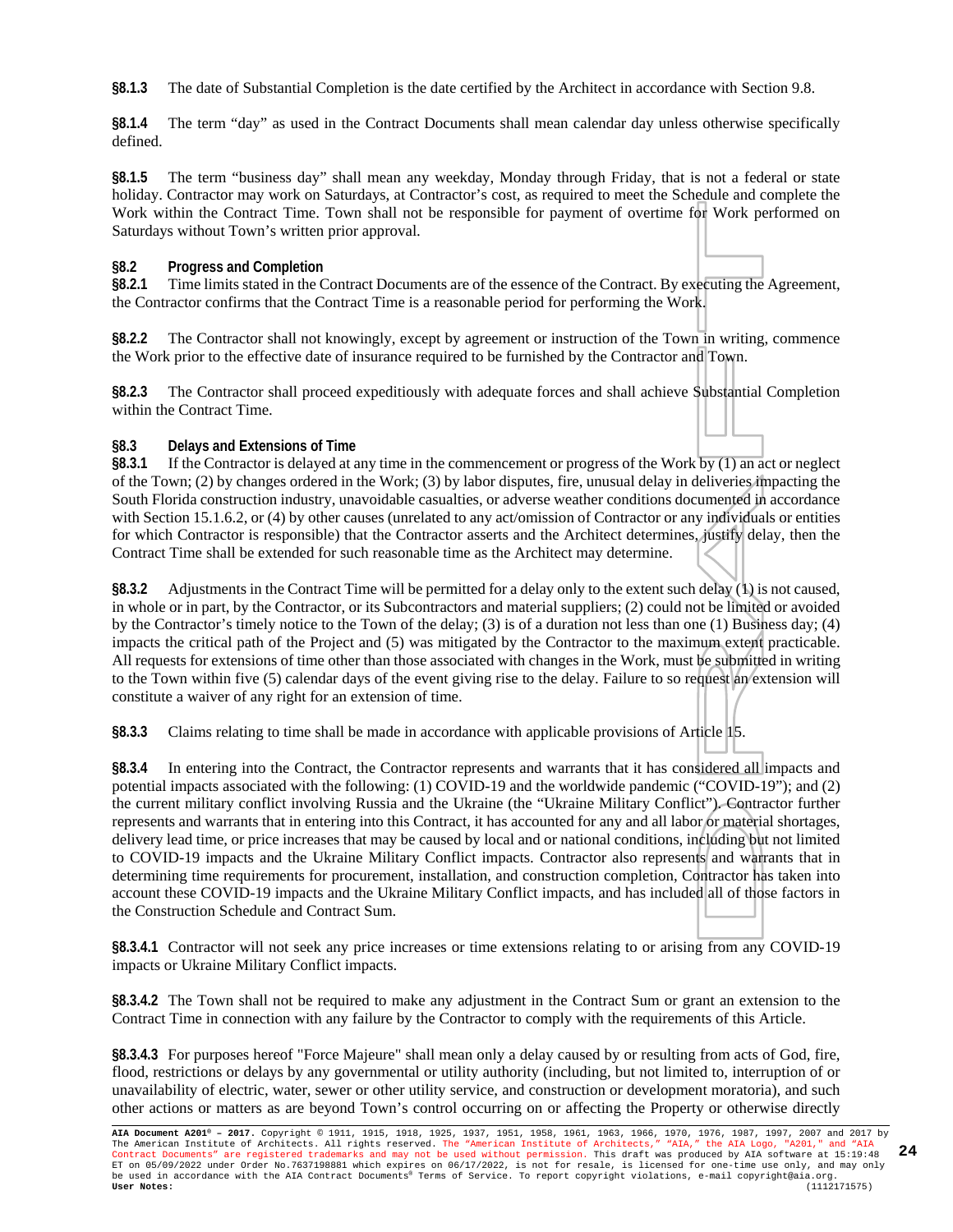**§8.1.3** The date of Substantial Completion is the date certified by the Architect in accordance with Section 9.8.

**§8.1.4** The term "day" as used in the Contract Documents shall mean calendar day unless otherwise specifically defined.

**§8.1.5** The term "business day" shall mean any weekday, Monday through Friday, that is not a federal or state holiday. Contractor may work on Saturdays, at Contractor's cost, as required to meet the Schedule and complete the Work within the Contract Time. Town shall not be responsible for payment of overtime for Work performed on Saturdays without Town's written prior approval.

### §8.2 Progress and Completion

**§8.2.1** Time limits stated in the Contract Documents are of the essence of the Contract. By executing the Agreement, the Contractor confirms that the Contract Time is a reasonable period for performing the Work.

**§8.2.2** The Contractor shall not knowingly, except by agreement or instruction of the Town in writing, commence the Work prior to the effective date of insurance required to be furnished by the Contractor and Town.

**§8.2.3** The Contractor shall proceed expeditiously with adequate forces and shall achieve Substantial Completion within the Contract Time.

### §8.3 Delays and Extensions of Time

**§8.3.1** If the Contractor is delayed at any time in the commencement or progress of the Work by (1) an act or neglect of the Town; (2) by changes ordered in the Work; (3) by labor disputes, fire, unusual delay in deliveries impacting the South Florida construction industry, unavoidable casualties, or adverse weather conditions documented in accordance with Section 15.1.6.2, or (4) by other causes (unrelated to any act/omission of Contractor or any individuals or entities for which Contractor is responsible) that the Contractor asserts and the Architect determines, justify delay, then the Contract Time shall be extended for such reasonable time as the Architect may determine.

**§8.3.2** Adjustments in the Contract Time will be permitted for a delay only to the extent such delay (1) is not caused, in whole or in part, by the Contractor, or its Subcontractors and material suppliers; (2) could not be limited or avoided by the Contractor's timely notice to the Town of the delay; (3) is of a duration not less than one (1) Business day; (4) impacts the critical path of the Project and (5) was mitigated by the Contractor to the maximum extent practicable. All requests for extensions of time other than those associated with changes in the Work, must be submitted in writing to the Town within five (5) calendar days of the event giving rise to the delay. Failure to so request an extension will constitute a waiver of any right for an extension of time.

**§8.3.3** Claims relating to time shall be made in accordance with applicable provisions of Article 15.

**§8.3.4** In entering into the Contract, the Contractor represents and warrants that it has considered all impacts and potential impacts associated with the following: (1) COVID-19 and the worldwide pandemic ("COVID-19"); and (2) the current military conflict involving Russia and the Ukraine (the "Ukraine Military Conflict"). Contractor further represents and warrants that in entering into this Contract, it has accounted for any and all labor or material shortages, delivery lead time, or price increases that may be caused by local and or national conditions, including but not limited to COVID-19 impacts and the Ukraine Military Conflict impacts. Contractor also represents and warrants that in determining time requirements for procurement, installation, and construction completion, Contractor has taken into account these COVID-19 impacts and the Ukraine Military Conflict impacts, and has included all of those factors in the Construction Schedule and Contract Sum.

**§8.3.4.1** Contractor will not seek any price increases or time extensions relating to or arising from any COVID-19 impacts or Ukraine Military Conflict impacts.

**§8.3.4.2** The Town shall not be required to make any adjustment in the Contract Sum or grant an extension to the Contract Time in connection with any failure by the Contractor to comply with the requirements of this Article.

**§8.3.4.3** For purposes hereof "Force Majeure" shall mean only a delay caused by or resulting from acts of God, fire, flood, restrictions or delays by any governmental or utility authority (including, but not limited to, interruption of or unavailability of electric, water, sewer or other utility service, and construction or development moratoria), and such other actions or matters as are beyond Town's control occurring on or affecting the Property or otherwise directly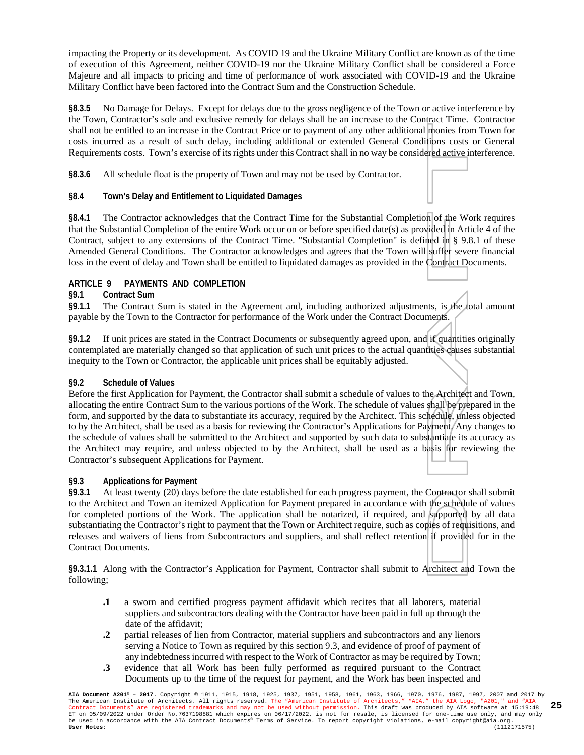impacting the Property or its development. As COVID 19 and the Ukraine Military Conflict are known as of the time of execution of this Agreement, neither COVID-19 nor the Ukraine Military Conflict shall be considered a Force Majeure and all impacts to pricing and time of performance of work associated with COVID-19 and the Ukraine Military Conflict have been factored into the Contract Sum and the Construction Schedule.

**§8.3.5** No Damage for Delays. Except for delays due to the gross negligence of the Town or active interference by the Town, Contractor's sole and exclusive remedy for delays shall be an increase to the Contract Time. Contractor shall not be entitled to an increase in the Contract Price or to payment of any other additional monies from Town for costs incurred as a result of such delay, including additional or extended General Conditions costs or General Requirements costs. Town's exercise of its rights under this Contract shall in no way be considered active interference.

**§8.3.6** All schedule float is the property of Town and may not be used by Contractor.

**§8.4 Town's Delay and Entitlement to Liquidated Damages**

**§8.4.1** The Contractor acknowledges that the Contract Time for the Substantial Completion of the Work requires that the Substantial Completion of the entire Work occur on or before specified date(s) as provided in Article 4 of the Contract, subject to any extensions of the Contract Time. "Substantial Completion" is defined in § 9.8.1 of these Amended General Conditions. The Contractor acknowledges and agrees that the Town will suffer severe financial loss in the event of delay and Town shall be entitled to liquidated damages as provided in the Contract Documents.

## ARTICLE 9 PAYMENTS AND COMPLETION

**§9.1 Contract Sum**

**§9.1.1** The Contract Sum is stated in the Agreement and, including authorized adjustments, is the total amount payable by the Town to the Contractor for performance of the Work under the Contract Documents.

**§9.1.2** If unit prices are stated in the Contract Documents or subsequently agreed upon, and if quantities originally contemplated are materially changed so that application of such unit prices to the actual quantities causes substantial inequity to the Town or Contractor, the applicable unit prices shall be equitably adjusted.

**§9.2 Schedule of Values**

Before the first Application for Payment, the Contractor shall submit a schedule of values to the Architect and Town, allocating the entire Contract Sum to the various portions of the Work. The schedule of values shall be prepared in the form, and supported by the data to substantiate its accuracy, required by the Architect. This schedule, unless objected to by the Architect, shall be used as a basis for reviewing the Contractor's Applications for Payment. Any changes to the schedule of values shall be submitted to the Architect and supported by such data to substantiate its accuracy as the Architect may require, and unless objected to by the Architect, shall be used as a basis for reviewing the Contractor's subsequent Applications for Payment.

**§9.3 Applications for Payment**

**§9.3.1** At least twenty (20) days before the date established for each progress payment, the Contractor shall submit to the Architect and Town an itemized Application for Payment prepared in accordance with the schedule of values for completed portions of the Work. The application shall be notarized, if required, and supported by all data substantiating the Contractor's right to payment that the Town or Architect require, such as copies of requisitions, and releases and waivers of liens from Subcontractors and suppliers, and shall reflect retention if provided for in the Contract Documents.

**§9.3.1.1** Along with the Contractor's Application for Payment, Contractor shall submit to Architect and Town the following;

- **.1** a sworn and certified progress payment affidavit which recites that all laborers, material suppliers and subcontractors dealing with the Contractor have been paid in full up through the date of the affidavit;
- **.2** partial releases of lien from Contractor, material suppliers and subcontractors and any lienors serving a Notice to Town as required by this section 9.3, and evidence of proof of payment of any indebtedness incurred with respect to the Work of Contractor as may be required by Town;
- **.3** evidence that all Work has been fully performed as required pursuant to the Contract Documents up to the time of the request for payment, and the Work has been inspected and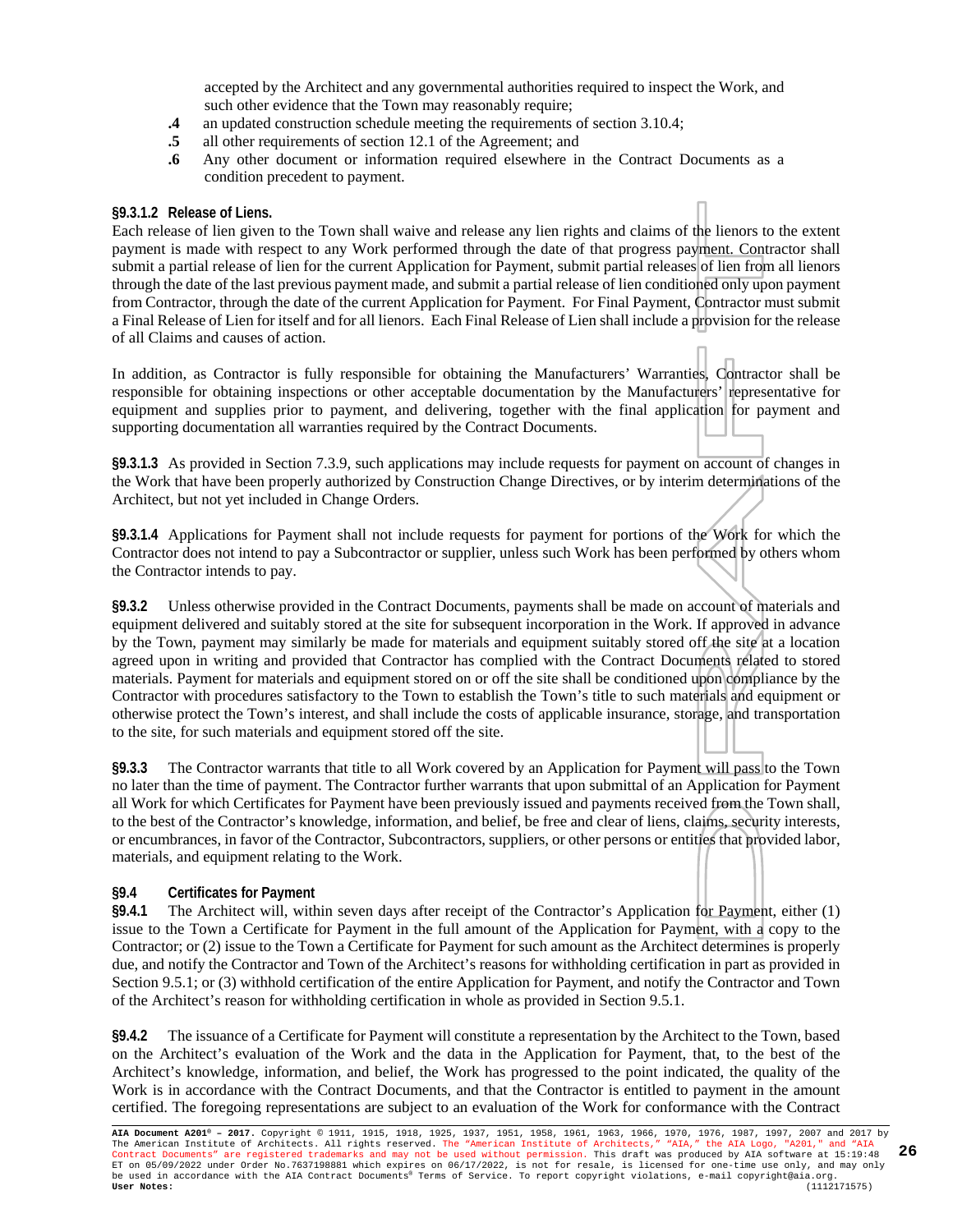accepted by the Architect and any governmental authorities required to inspect the Work, and such other evidence that the Town may reasonably require;

**.4** an updated construction schedule meeting the requirements of section 3.10.4;

**.5** all other requirements of section 12.1 of the Agreement; and

**.6** Any other document or information required elsewhere in the Contract Documents as a condition precedent to payment.

**§9.3.1.2 Release of Liens.**
Each release of lien given to the Town shall waive and release any lien rights and claims of the lienors to the extent payment is made with respect to any Work performed through the date of that progress payment. Contractor shall submit a partial release of lien for the current Application for Payment, submit partial releases of lien from all lienors through the date of the last previous payment made, and submit a partial release of lien conditioned only upon payment from Contractor, through the date of the current Application for Payment. For Final Payment, Contractor must submit a Final Release of Lien for itself and for all lienors. Each Final Release of Lien shall include a provision for the release of all Claims and causes of action.

In addition, as Contractor is fully responsible for obtaining the Manufacturers' Warranties, Contractor shall be responsible for obtaining inspections or other acceptable documentation by the Manufacturers' representative for equipment and supplies prior to payment, and delivering, together with the final application for payment and supporting documentation all warranties required by the Contract Documents.

**§9.3.1.3** As provided in Section 7.3.9, such applications may include requests for payment on account of changes in the Work that have been properly authorized by Construction Change Directives, or by interim determinations of the Architect, but not yet included in Change Orders.

**§9.3.1.4** Applications for Payment shall not include requests for payment for portions of the Work for which the Contractor does not intend to pay a Subcontractor or supplier, unless such Work has been performed by others whom the Contractor intends to pay.

**§9.3.2** Unless otherwise provided in the Contract Documents, payments shall be made on account of materials and equipment delivered and suitably stored at the site for subsequent incorporation in the Work. If approved in advance by the Town, payment may similarly be made for materials and equipment suitably stored off the site at a location agreed upon in writing and provided that Contractor has complied with the Contract Documents related to stored materials. Payment for materials and equipment stored on or off the site shall be conditioned upon compliance by the Contractor with procedures satisfactory to the Town to establish the Town's title to such materials and equipment or otherwise protect the Town's interest, and shall include the costs of applicable insurance, storage, and transportation to the site, for such materials and equipment stored off the site.

**§9.3.3** The Contractor warrants that title to all Work covered by an Application for Payment will pass to the Town no later than the time of payment. The Contractor further warrants that upon submittal of an Application for Payment all Work for which Certificates for Payment have been previously issued and payments received from the Town shall, to the best of the Contractor's knowledge, information, and belief, be free and clear of liens, claims, security interests, or encumbrances, in favor of the Contractor, Subcontractors, suppliers, or other persons or entities that provided labor, materials, and equipment relating to the Work.

**§9.4 Certificates for Payment**

**§9.4.1** The Architect will, within seven days after receipt of the Contractor's Application for Payment, either (1) issue to the Town a Certificate for Payment in the full amount of the Application for Payment, with a copy to the Contractor; or (2) issue to the Town a Certificate for Payment for such amount as the Architect determines is properly due, and notify the Contractor and Town of the Architect's reasons for withholding certification in part as provided in Section 9.5.1; or (3) withhold certification of the entire Application for Payment, and notify the Contractor and Town of the Architect's reason for withholding certification in whole as provided in Section 9.5.1.

**§9.4.2** The issuance of a Certificate for Payment will constitute a representation by the Architect to the Town, based on the Architect's evaluation of the Work and the data in the Application for Payment, that, to the best of the Architect's knowledge, information, and belief, the Work has progressed to the point indicated, the quality of the Work is in accordance with the Contract Documents, and that the Contractor is entitled to payment in the amount certified. The foregoing representations are subject to an evaluation of the Work for conformance with the Contract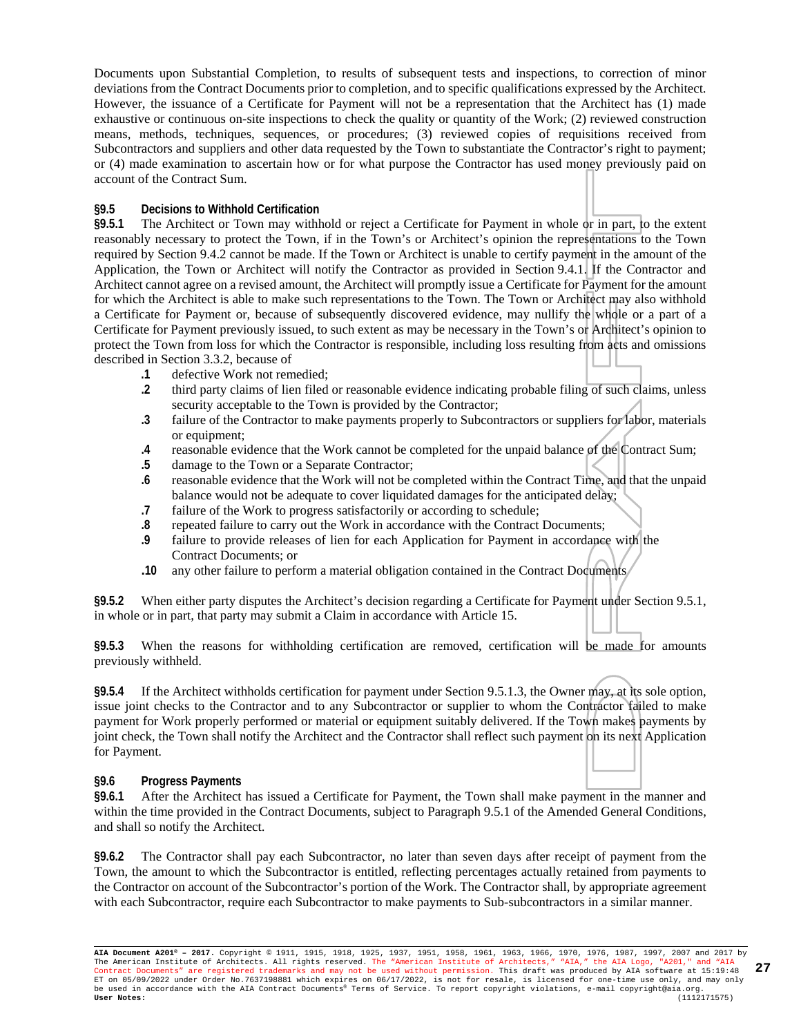Documents upon Substantial Completion, to results of subsequent tests and inspections, to correction of minor deviations from the Contract Documents prior to completion, and to specific qualifications expressed by the Architect. However, the issuance of a Certificate for Payment will not be a representation that the Architect has (1) made exhaustive or continuous on-site inspections to check the quality or quantity of the Work; (2) reviewed construction means, methods, techniques, sequences, or procedures; (3) reviewed copies of requisitions received from Subcontractors and suppliers and other data requested by the Town to substantiate the Contractor's right to payment; or (4) made examination to ascertain how or for what purpose the Contractor has used money previously paid on account of the Contract Sum.

**§9.5 Decisions to Withhold Certification**

**§9.5.1** The Architect or Town may withhold or reject a Certificate for Payment in whole or in part, to the extent reasonably necessary to protect the Town, if in the Town's or Architect's opinion the representations to the Town required by Section 9.4.2 cannot be made. If the Town or Architect is unable to certify payment in the amount of the Application, the Town or Architect will notify the Contractor as provided in Section 9.4.1. If the Contractor and Architect cannot agree on a revised amount, the Architect will promptly issue a Certificate for Payment for the amount for which the Architect is able to make such representations to the Town. The Town or Architect may also withhold a Certificate for Payment or, because of subsequently discovered evidence, may nullify the whole or a part of a Certificate for Payment previously issued, to such extent as may be necessary in the Town's or Architect's opinion to protect the Town from loss for which the Contractor is responsible, including loss resulting from acts and omissions described in Section 3.3.2, because of

- **.1** defective Work not remedied;
- **.2** third party claims of lien filed or reasonable evidence indicating probable filing of such claims, unless security acceptable to the Town is provided by the Contractor;
- **.3** failure of the Contractor to make payments properly to Subcontractors or suppliers for labor, materials or equipment;
- **.4** reasonable evidence that the Work cannot be completed for the unpaid balance of the Contract Sum;
- **.5** damage to the Town or a Separate Contractor;
- **.6** reasonable evidence that the Work will not be completed within the Contract Time, and that the unpaid balance would not be adequate to cover liquidated damages for the anticipated delay;
- **.7** failure of the Work to progress satisfactorily or according to schedule;
- **.8** repeated failure to carry out the Work in accordance with the Contract Documents;
- **.9** failure to provide releases of lien for each Application for Payment in accordance with the Contract Documents; or
- **.10** any other failure to perform a material obligation contained in the Contract Documents

**§9.5.2** When either party disputes the Architect's decision regarding a Certificate for Payment under Section 9.5.1, in whole or in part, that party may submit a Claim in accordance with Article 15.

**§9.5.3** When the reasons for withholding certification are removed, certification will be made for amounts previously withheld.

**§9.5.4** If the Architect withholds certification for payment under Section 9.5.1.3, the Owner may, at its sole option, issue joint checks to the Contractor and to any Subcontractor or supplier to whom the Contractor failed to make payment for Work properly performed or material or equipment suitably delivered. If the Town makes payments by joint check, the Town shall notify the Architect and the Contractor shall reflect such payment on its next Application for Payment.

**§9.6 Progress Payments**

**§9.6.1** After the Architect has issued a Certificate for Payment, the Town shall make payment in the manner and within the time provided in the Contract Documents, subject to Paragraph 9.5.1 of the Amended General Conditions, and shall so notify the Architect.

**§9.6.2** The Contractor shall pay each Subcontractor, no later than seven days after receipt of payment from the Town, the amount to which the Subcontractor is entitled, reflecting percentages actually retained from payments to the Contractor on account of the Subcontractor's portion of the Work. The Contractor shall, by appropriate agreement with each Subcontractor, require each Subcontractor to make payments to Sub-subcontractors in a similar manner.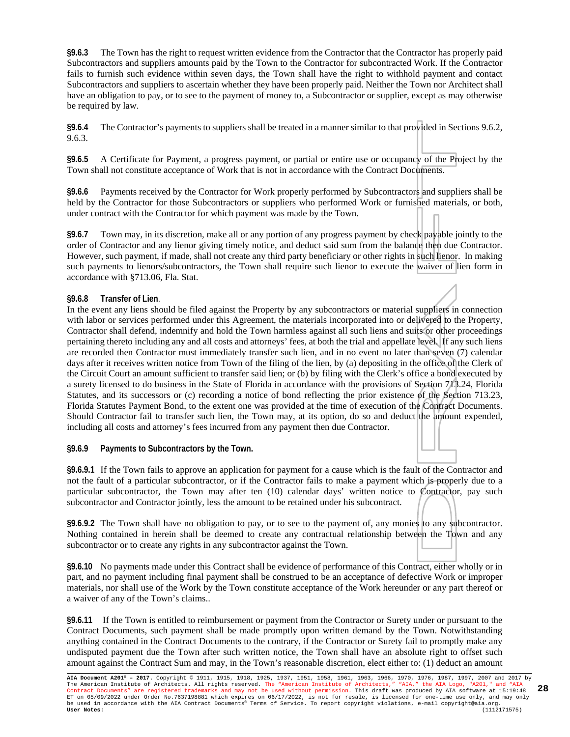**§9.6.3** The Town has the right to request written evidence from the Contractor that the Contractor has properly paid Subcontractors and suppliers amounts paid by the Town to the Contractor for subcontracted Work. If the Contractor fails to furnish such evidence within seven days, the Town shall have the right to withhold payment and contact Subcontractors and suppliers to ascertain whether they have been properly paid. Neither the Town nor Architect shall have an obligation to pay, or to see to the payment of money to, a Subcontractor or supplier, except as may otherwise be required by law.

**§9.6.4** The Contractor's payments to suppliers shall be treated in a manner similar to that provided in Sections 9.6.2, 9.6.3.

**§9.6.5** A Certificate for Payment, a progress payment, or partial or entire use or occupancy of the Project by the Town shall not constitute acceptance of Work that is not in accordance with the Contract Documents.

**§9.6.6** Payments received by the Contractor for Work properly performed by Subcontractors and suppliers shall be held by the Contractor for those Subcontractors or suppliers who performed Work or furnished materials, or both, under contract with the Contractor for which payment was made by the Town.

**§9.6.7** Town may, in its discretion, make all or any portion of any progress payment by check payable jointly to the order of Contractor and any lienor giving timely notice, and deduct said sum from the balance then due Contractor. However, such payment, if made, shall not create any third party beneficiary or other rights in such lienor. In making such payments to lienors/subcontractors, the Town shall require such lienor to execute the waiver of lien form in accordance with §713.06, Fla. Stat.

**§9.6.8 Transfer of Lien**.
In the event any liens should be filed against the Property by any subcontractors or material suppliers in connection with labor or services performed under this Agreement, the materials incorporated into or delivered to the Property, Contractor shall defend, indemnify and hold the Town harmless against all such liens and suits or other proceedings pertaining thereto including any and all costs and attorneys' fees, at both the trial and appellate level. If any such liens are recorded then Contractor must immediately transfer such lien, and in no event no later than seven (7) calendar days after it receives written notice from Town of the filing of the lien, by (a) depositing in the office of the Clerk of the Circuit Court an amount sufficient to transfer said lien; or (b) by filing with the Clerk's office a bond executed by a surety licensed to do business in the State of Florida in accordance with the provisions of Section 713.24, Florida Statutes, and its successors or (c) recording a notice of bond reflecting the prior existence of the Section 713.23, Florida Statutes Payment Bond, to the extent one was provided at the time of execution of the Contract Documents. Should Contractor fail to transfer such lien, the Town may, at its option, do so and deduct the amount expended, including all costs and attorney's fees incurred from any payment then due Contractor.

**§9.6.9 Payments to Subcontractors by the Town.**

**§9.6.9.1** If the Town fails to approve an application for payment for a cause which is the fault of the Contractor and not the fault of a particular subcontractor, or if the Contractor fails to make a payment which is properly due to a particular subcontractor, the Town may after ten (10) calendar days' written notice to Contractor, pay such subcontractor and Contractor jointly, less the amount to be retained under his subcontract.

**§9.6.9.2** The Town shall have no obligation to pay, or to see to the payment of, any monies to any subcontractor. Nothing contained in herein shall be deemed to create any contractual relationship between the Town and any subcontractor or to create any rights in any subcontractor against the Town.

**§9.6.10** No payments made under this Contract shall be evidence of performance of this Contract, either wholly or in part, and no payment including final payment shall be construed to be an acceptance of defective Work or improper materials, nor shall use of the Work by the Town constitute acceptance of the Work hereunder or any part thereof or a waiver of any of the Town's claims..

**§9.6.11** If the Town is entitled to reimbursement or payment from the Contractor or Surety under or pursuant to the Contract Documents, such payment shall be made promptly upon written demand by the Town. Notwithstanding anything contained in the Contract Documents to the contrary, if the Contractor or Surety fail to promptly make any undisputed payment due the Town after such written notice, the Town shall have an absolute right to offset such amount against the Contract Sum and may, in the Town's reasonable discretion, elect either to: (1) deduct an amount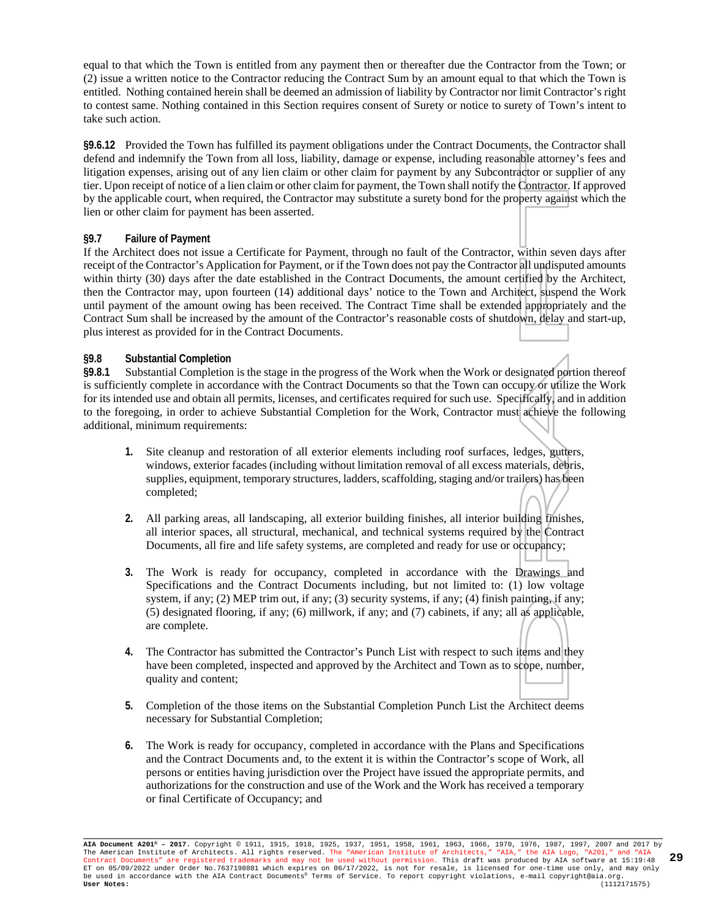equal to that which the Town is entitled from any payment then or thereafter due the Contractor from the Town; or (2) issue a written notice to the Contractor reducing the Contract Sum by an amount equal to that which the Town is entitled. Nothing contained herein shall be deemed an admission of liability by Contractor nor limit Contractor's right to contest same. Nothing contained in this Section requires consent of Surety or notice to surety of Town's intent to take such action.

**§9.6.12** Provided the Town has fulfilled its payment obligations under the Contract Documents, the Contractor shall defend and indemnify the Town from all loss, liability, damage or expense, including reasonable attorney's fees and litigation expenses, arising out of any lien claim or other claim for payment by any Subcontractor or supplier of any tier. Upon receipt of notice of a lien claim or other claim for payment, the Town shall notify the Contractor. If approved by the applicable court, when required, the Contractor may substitute a surety bond for the property against which the lien or other claim for payment has been asserted.

### §9.7 Failure of Payment

If the Architect does not issue a Certificate for Payment, through no fault of the Contractor, within seven days after receipt of the Contractor's Application for Payment, or if the Town does not pay the Contractor all undisputed amounts within thirty (30) days after the date established in the Contract Documents, the amount certified by the Architect, then the Contractor may, upon fourteen (14) additional days' notice to the Town and Architect, suspend the Work until payment of the amount owing has been received. The Contract Time shall be extended appropriately and the Contract Sum shall be increased by the amount of the Contractor's reasonable costs of shutdown, delay and start-up, plus interest as provided for in the Contract Documents.

### §9.8 Substantial Completion

**§9.8.1** Substantial Completion is the stage in the progress of the Work when the Work or designated portion thereof is sufficiently complete in accordance with the Contract Documents so that the Town can occupy or utilize the Work for its intended use and obtain all permits, licenses, and certificates required for such use. Specifically, and in addition to the foregoing, in order to achieve Substantial Completion for the Work, Contractor must achieve the following additional, minimum requirements:

1. Site cleanup and restoration of all exterior elements including roof surfaces, ledges, gutters, windows, exterior facades (including without limitation removal of all excess materials, debris, supplies, equipment, temporary structures, ladders, scaffolding, staging and/or trailers) has been completed;

2. All parking areas, all landscaping, all exterior building finishes, all interior building finishes, all interior spaces, all structural, mechanical, and technical systems required by the Contract Documents, all fire and life safety systems, are completed and ready for use or occupancy;

3. The Work is ready for occupancy, completed in accordance with the Drawings and Specifications and the Contract Documents including, but not limited to: (1) low voltage system, if any; (2) MEP trim out, if any; (3) security systems, if any; (4) finish painting, if any; (5) designated flooring, if any; (6) millwork, if any; and (7) cabinets, if any; all as applicable, are complete.

4. The Contractor has submitted the Contractor's Punch List with respect to such items and they have been completed, inspected and approved by the Architect and Town as to scope, number, quality and content;

5. Completion of the those items on the Substantial Completion Punch List the Architect deems necessary for Substantial Completion;

6. The Work is ready for occupancy, completed in accordance with the Plans and Specifications and the Contract Documents and, to the extent it is within the Contractor's scope of Work, all persons or entities having jurisdiction over the Project have issued the appropriate permits, and authorizations for the construction and use of the Work and the Work has received a temporary or final Certificate of Occupancy; and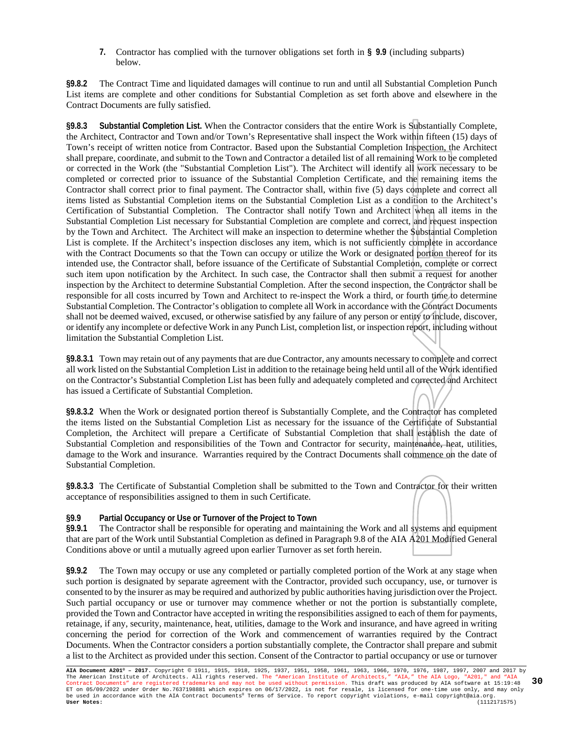7. Contractor has complied with the turnover obligations set forth in **§ 9.9** (including subparts) below.

**§9.8.2** The Contract Time and liquidated damages will continue to run and until all Substantial Completion Punch List items are complete and other conditions for Substantial Completion as set forth above and elsewhere in the Contract Documents are fully satisfied.

**§9.8.3 Substantial Completion List.** When the Contractor considers that the entire Work is Substantially Complete, the Architect, Contractor and Town and/or Town's Representative shall inspect the Work within fifteen (15) days of Town's receipt of written notice from Contractor. Based upon the Substantial Completion Inspection, the Architect shall prepare, coordinate, and submit to the Town and Contractor a detailed list of all remaining Work to be completed or corrected in the Work (the "Substantial Completion List"). The Architect will identify all work necessary to be completed or corrected prior to issuance of the Substantial Completion Certificate, and the remaining items the Contractor shall correct prior to final payment. The Contractor shall, within five (5) days complete and correct all items listed as Substantial Completion items on the Substantial Completion List as a condition to the Architect's Certification of Substantial Completion. The Contractor shall notify Town and Architect when all items in the Substantial Completion List necessary for Substantial Completion are complete and correct, and request inspection by the Town and Architect. The Architect will make an inspection to determine whether the Substantial Completion List is complete. If the Architect's inspection discloses any item, which is not sufficiently complete in accordance with the Contract Documents so that the Town can occupy or utilize the Work or designated portion thereof for its intended use, the Contractor shall, before issuance of the Certificate of Substantial Completion, complete or correct such item upon notification by the Architect. In such case, the Contractor shall then submit a request for another inspection by the Architect to determine Substantial Completion. After the second inspection, the Contractor shall be responsible for all costs incurred by Town and Architect to re-inspect the Work a third, or fourth time to determine Substantial Completion. The Contractor's obligation to complete all Work in accordance with the Contract Documents shall not be deemed waived, excused, or otherwise satisfied by any failure of any person or entity to include, discover, or identify any incomplete or defective Work in any Punch List, completion list, or inspection report, including without limitation the Substantial Completion List.

**§9.8.3.1** Town may retain out of any payments that are due Contractor, any amounts necessary to complete and correct all work listed on the Substantial Completion List in addition to the retainage being held until all of the Work identified on the Contractor's Substantial Completion List has been fully and adequately completed and corrected and Architect has issued a Certificate of Substantial Completion.

**§9.8.3.2** When the Work or designated portion thereof is Substantially Complete, and the Contractor has completed the items listed on the Substantial Completion List as necessary for the issuance of the Certificate of Substantial Completion, the Architect will prepare a Certificate of Substantial Completion that shall establish the date of Substantial Completion and responsibilities of the Town and Contractor for security, maintenance, heat, utilities, damage to the Work and insurance. Warranties required by the Contract Documents shall commence on the date of Substantial Completion.

**§9.8.3.3** The Certificate of Substantial Completion shall be submitted to the Town and Contractor for their written acceptance of responsibilities assigned to them in such Certificate.

### §9.9 Partial Occupancy or Use or Turnover of the Project to Town

**§9.9.1** The Contractor shall be responsible for operating and maintaining the Work and all systems and equipment that are part of the Work until Substantial Completion as defined in Paragraph 9.8 of the AIA A201 Modified General Conditions above or until a mutually agreed upon earlier Turnover as set forth herein.

**§9.9.2** The Town may occupy or use any completed or partially completed portion of the Work at any stage when such portion is designated by separate agreement with the Contractor, provided such occupancy, use, or turnover is consented to by the insurer as may be required and authorized by public authorities having jurisdiction over the Project. Such partial occupancy or use or turnover may commence whether or not the portion is substantially complete, provided the Town and Contractor have accepted in writing the responsibilities assigned to each of them for payments, retainage, if any, security, maintenance, heat, utilities, damage to the Work and insurance, and have agreed in writing concerning the period for correction of the Work and commencement of warranties required by the Contract Documents. When the Contractor considers a portion substantially complete, the Contractor shall prepare and submit a list to the Architect as provided under this section. Consent of the Contractor to partial occupancy or use or turnover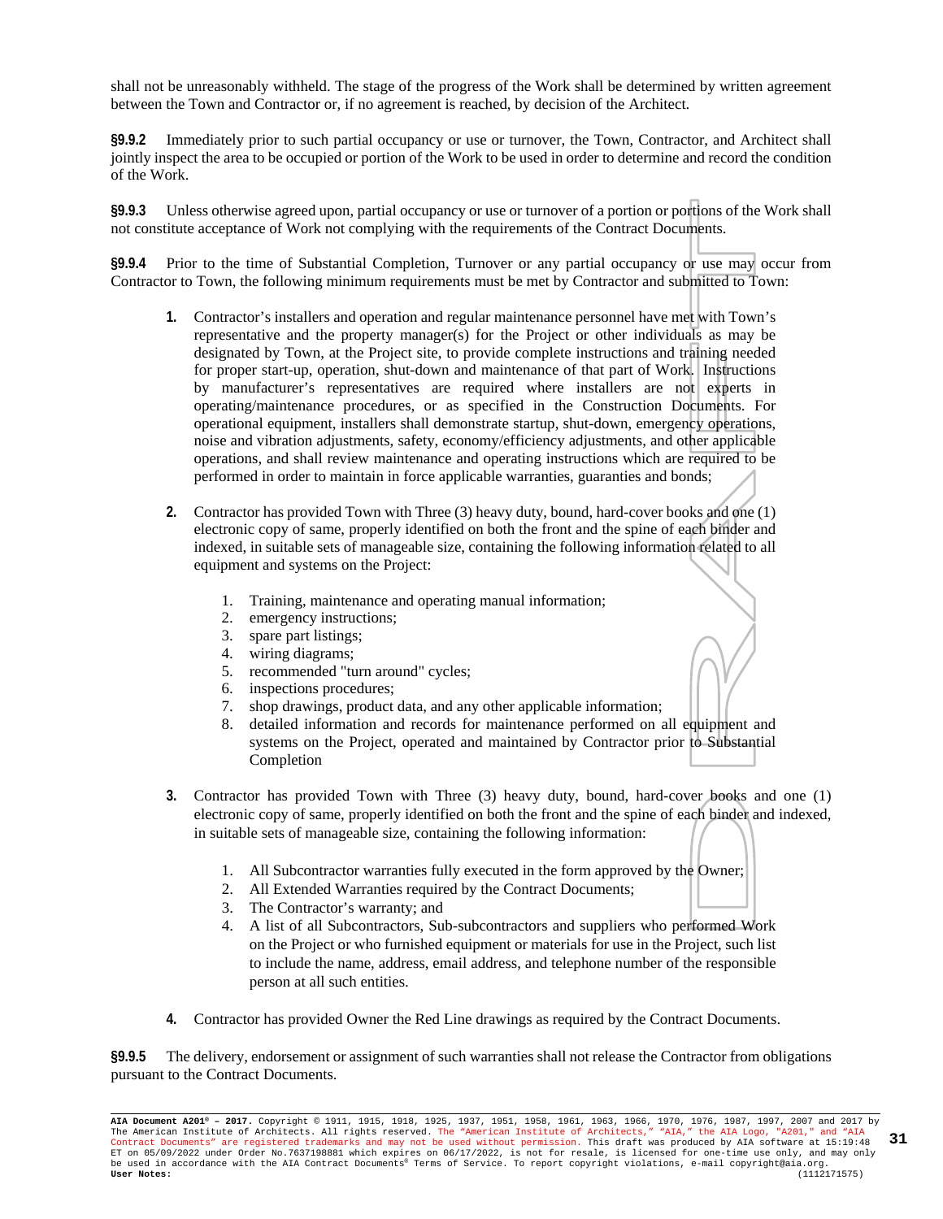shall not be unreasonably withheld. The stage of the progress of the Work shall be determined by written agreement between the Town and Contractor or, if no agreement is reached, by decision of the Architect.

**§9.9.2** Immediately prior to such partial occupancy or use or turnover, the Town, Contractor, and Architect shall jointly inspect the area to be occupied or portion of the Work to be used in order to determine and record the condition of the Work.

**§9.9.3** Unless otherwise agreed upon, partial occupancy or use or turnover of a portion or portions of the Work shall not constitute acceptance of Work not complying with the requirements of the Contract Documents.

**§9.9.4** Prior to the time of Substantial Completion, Turnover or any partial occupancy or use may occur from Contractor to Town, the following minimum requirements must be met by Contractor and submitted to Town:

1. Contractor's installers and operation and regular maintenance personnel have met with Town's representative and the property manager(s) for the Project or other individuals as may be designated by Town, at the Project site, to provide complete instructions and training needed for proper start-up, operation, shut-down and maintenance of that part of Work. Instructions by manufacturer's representatives are required where installers are not experts in operating/maintenance procedures, or as specified in the Construction Documents. For operational equipment, installers shall demonstrate startup, shut-down, emergency operations, noise and vibration adjustments, safety, economy/efficiency adjustments, and other applicable operations, and shall review maintenance and operating instructions which are required to be performed in order to maintain in force applicable warranties, guaranties and bonds;

2. Contractor has provided Town with Three (3) heavy duty, bound, hard-cover books and one (1) electronic copy of same, properly identified on both the front and the spine of each binder and indexed, in suitable sets of manageable size, containing the following information related to all equipment and systems on the Project:
   1. Training, maintenance and operating manual information;
   2. emergency instructions;
   3. spare part listings;
   4. wiring diagrams;
   5. recommended "turn around" cycles;
   6. inspections procedures;
   7. shop drawings, product data, and any other applicable information;
   8. detailed information and records for maintenance performed on all equipment and systems on the Project, operated and maintained by Contractor prior to Substantial Completion

3. Contractor has provided Town with Three (3) heavy duty, bound, hard-cover books and one (1) electronic copy of same, properly identified on both the front and the spine of each binder and indexed, in suitable sets of manageable size, containing the following information:
   1. All Subcontractor warranties fully executed in the form approved by the Owner;
   2. All Extended Warranties required by the Contract Documents;
   3. The Contractor's warranty; and
   4. A list of all Subcontractors, Sub-subcontractors and suppliers who performed Work on the Project or who furnished equipment or materials for use in the Project, such list to include the name, address, email address, and telephone number of the responsible person at all such entities.

4. Contractor has provided Owner the Red Line drawings as required by the Contract Documents.

**§9.9.5** The delivery, endorsement or assignment of such warranties shall not release the Contractor from obligations pursuant to the Contract Documents.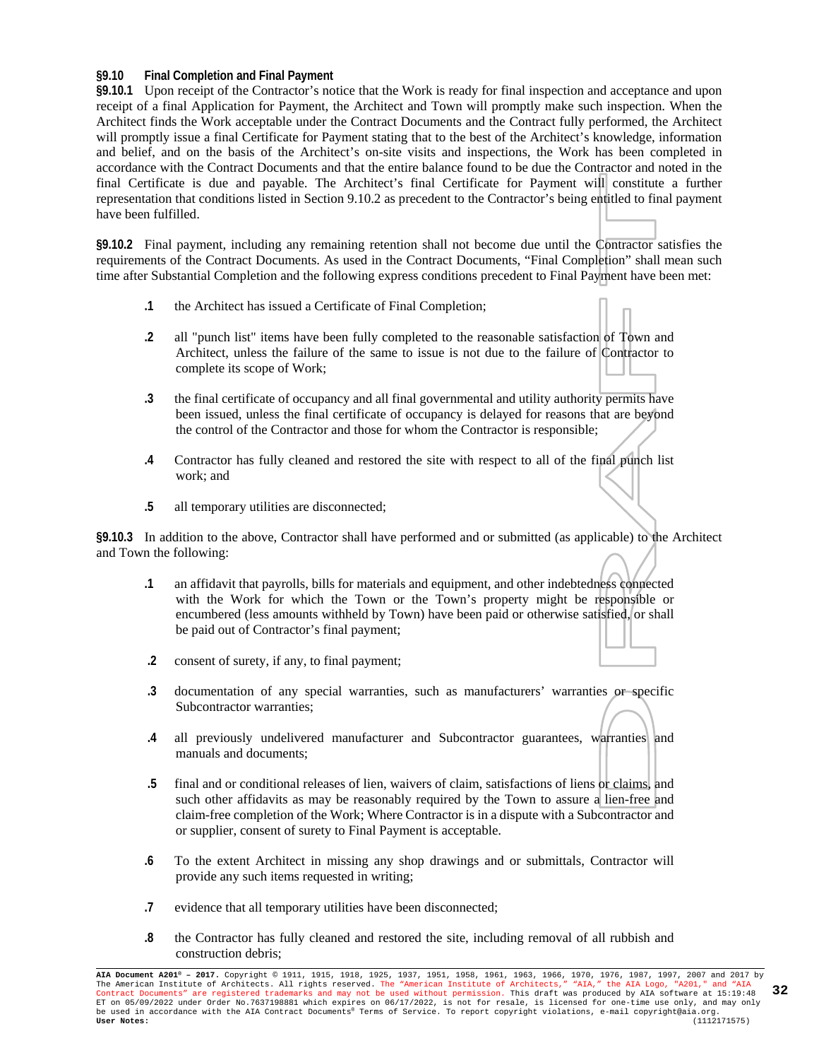**§9.10 Final Completion and Final Payment**

**§9.10.1** Upon receipt of the Contractor's notice that the Work is ready for final inspection and acceptance and upon receipt of a final Application for Payment, the Architect and Town will promptly make such inspection. When the Architect finds the Work acceptable under the Contract Documents and the Contract fully performed, the Architect will promptly issue a final Certificate for Payment stating that to the best of the Architect's knowledge, information and belief, and on the basis of the Architect's on-site visits and inspections, the Work has been completed in accordance with the Contract Documents and that the entire balance found to be due the Contractor and noted in the final Certificate is due and payable. The Architect's final Certificate for Payment will constitute a further representation that conditions listed in Section 9.10.2 as precedent to the Contractor's being entitled to final payment have been fulfilled.

**§9.10.2** Final payment, including any remaining retention shall not become due until the Contractor satisfies the requirements of the Contract Documents. As used in the Contract Documents, "Final Completion" shall mean such time after Substantial Completion and the following express conditions precedent to Final Payment have been met:

**.1** the Architect has issued a Certificate of Final Completion;

**.2** all "punch list" items have been fully completed to the reasonable satisfaction of Town and Architect, unless the failure of the same to issue is not due to the failure of Contractor to complete its scope of Work;

**.3** the final certificate of occupancy and all final governmental and utility authority permits have been issued, unless the final certificate of occupancy is delayed for reasons that are beyond the control of the Contractor and those for whom the Contractor is responsible;

**.4** Contractor has fully cleaned and restored the site with respect to all of the final punch list work; and

**.5** all temporary utilities are disconnected;

**§9.10.3** In addition to the above, Contractor shall have performed and or submitted (as applicable) to the Architect and Town the following:

**.1** an affidavit that payrolls, bills for materials and equipment, and other indebtedness connected with the Work for which the Town or the Town's property might be responsible or encumbered (less amounts withheld by Town) have been paid or otherwise satisfied, or shall be paid out of Contractor's final payment;

**.2** consent of surety, if any, to final payment;

**.3** documentation of any special warranties, such as manufacturers' warranties or specific Subcontractor warranties;

**.4** all previously undelivered manufacturer and Subcontractor guarantees, warranties and manuals and documents;

**.5** final and or conditional releases of lien, waivers of claim, satisfactions of liens or claims, and such other affidavits as may be reasonably required by the Town to assure a lien-free and claim-free completion of the Work; Where Contractor is in a dispute with a Subcontractor and or supplier, consent of surety to Final Payment is acceptable.

**.6** To the extent Architect in missing any shop drawings and or submittals, Contractor will provide any such items requested in writing;

**.7** evidence that all temporary utilities have been disconnected;

**.8** the Contractor has fully cleaned and restored the site, including removal of all rubbish and construction debris;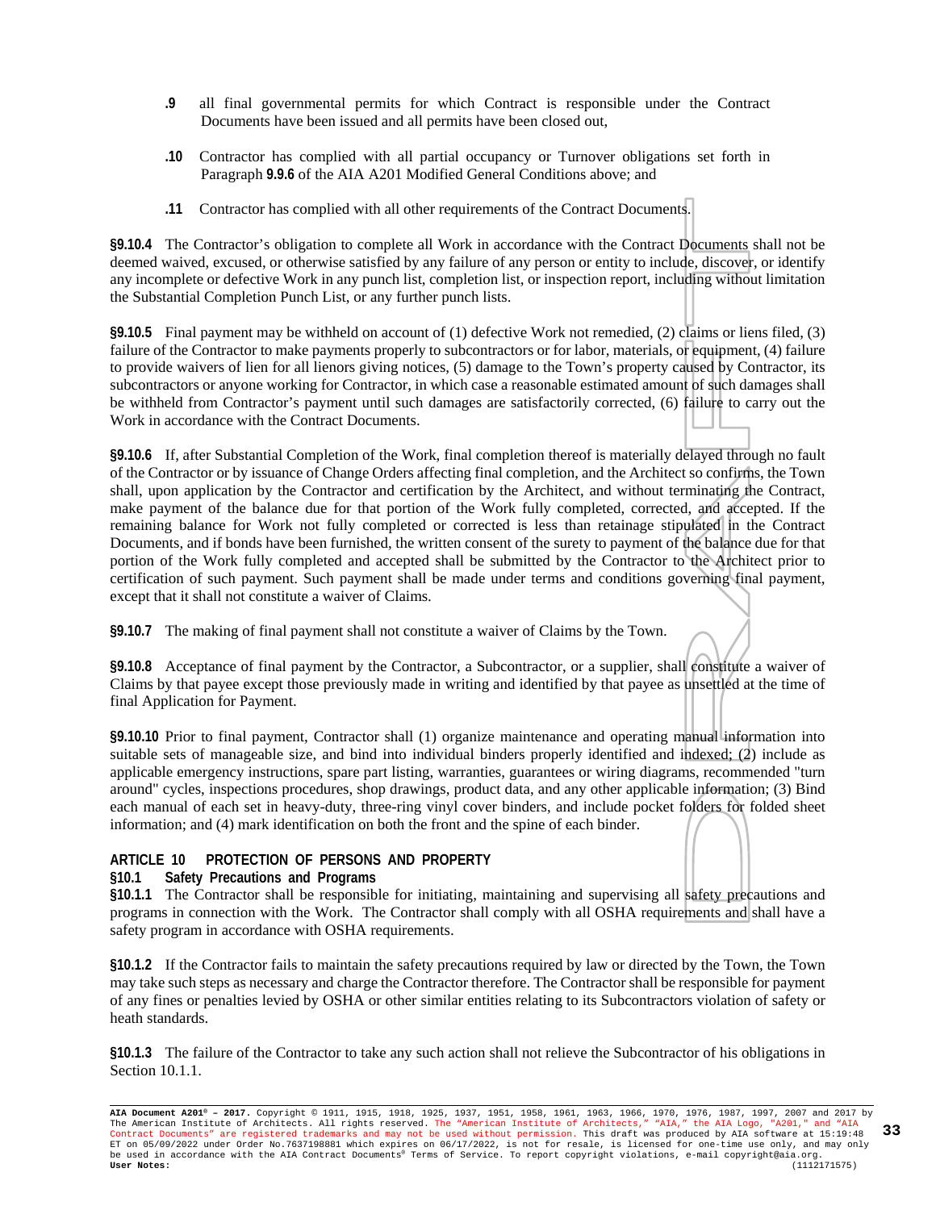**.9** all final governmental permits for which Contract is responsible under the Contract Documents have been issued and all permits have been closed out,

**.10** Contractor has complied with all partial occupancy or Turnover obligations set forth in Paragraph **9.9.6** of the AIA A201 Modified General Conditions above; and

**.11** Contractor has complied with all other requirements of the Contract Documents.

**§9.10.4** The Contractor's obligation to complete all Work in accordance with the Contract Documents shall not be deemed waived, excused, or otherwise satisfied by any failure of any person or entity to include, discover, or identify any incomplete or defective Work in any punch list, completion list, or inspection report, including without limitation the Substantial Completion Punch List, or any further punch lists.

**§9.10.5** Final payment may be withheld on account of (1) defective Work not remedied, (2) claims or liens filed, (3) failure of the Contractor to make payments properly to subcontractors or for labor, materials, or equipment, (4) failure to provide waivers of lien for all lienors giving notices, (5) damage to the Town's property caused by Contractor, its subcontractors or anyone working for Contractor, in which case a reasonable estimated amount of such damages shall be withheld from Contractor's payment until such damages are satisfactorily corrected, (6) failure to carry out the Work in accordance with the Contract Documents.

**§9.10.6** If, after Substantial Completion of the Work, final completion thereof is materially delayed through no fault of the Contractor or by issuance of Change Orders affecting final completion, and the Architect so confirms, the Town shall, upon application by the Contractor and certification by the Architect, and without terminating the Contract, make payment of the balance due for that portion of the Work fully completed, corrected, and accepted. If the remaining balance for Work not fully completed or corrected is less than retainage stipulated in the Contract Documents, and if bonds have been furnished, the written consent of the surety to payment of the balance due for that portion of the Work fully completed and accepted shall be submitted by the Contractor to the Architect prior to certification of such payment. Such payment shall be made under terms and conditions governing final payment, except that it shall not constitute a waiver of Claims.

**§9.10.7** The making of final payment shall not constitute a waiver of Claims by the Town.

**§9.10.8** Acceptance of final payment by the Contractor, a Subcontractor, or a supplier, shall constitute a waiver of Claims by that payee except those previously made in writing and identified by that payee as unsettled at the time of final Application for Payment.

**§9.10.10** Prior to final payment, Contractor shall (1) organize maintenance and operating manual information into suitable sets of manageable size, and bind into individual binders properly identified and indexed; (2) include as applicable emergency instructions, spare part listing, warranties, guarantees or wiring diagrams, recommended "turn around" cycles, inspections procedures, shop drawings, product data, and any other applicable information; (3) Bind each manual of each set in heavy-duty, three-ring vinyl cover binders, and include pocket folders for folded sheet information; and (4) mark identification on both the front and the spine of each binder.

## ARTICLE 10 PROTECTION OF PERSONS AND PROPERTY

### §10.1 Safety Precautions and Programs

**§10.1.1** The Contractor shall be responsible for initiating, maintaining and supervising all safety precautions and programs in connection with the Work. The Contractor shall comply with all OSHA requirements and shall have a safety program in accordance with OSHA requirements.

**§10.1.2** If the Contractor fails to maintain the safety precautions required by law or directed by the Town, the Town may take such steps as necessary and charge the Contractor therefore. The Contractor shall be responsible for payment of any fines or penalties levied by OSHA or other similar entities relating to its Subcontractors violation of safety or heath standards.

**§10.1.3** The failure of the Contractor to take any such action shall not relieve the Subcontractor of his obligations in Section 10.1.1.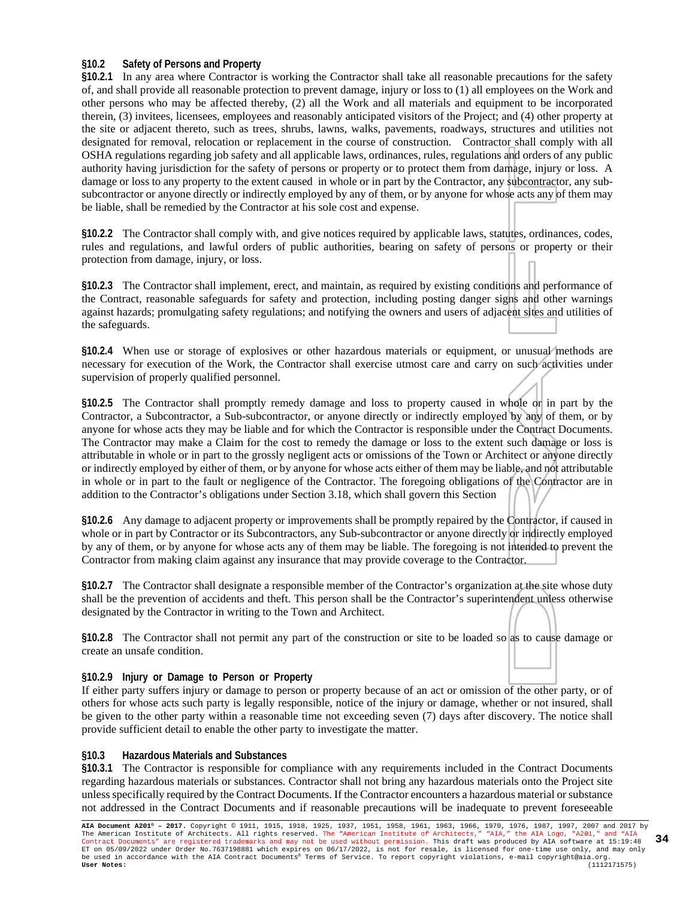**§10.2 Safety of Persons and Property**

**§10.2.1** In any area where Contractor is working the Contractor shall take all reasonable precautions for the safety of, and shall provide all reasonable protection to prevent damage, injury or loss to (1) all employees on the Work and other persons who may be affected thereby, (2) all the Work and all materials and equipment to be incorporated therein, (3) invitees, licensees, employees and reasonably anticipated visitors of the Project; and (4) other property at the site or adjacent thereto, such as trees, shrubs, lawns, walks, pavements, roadways, structures and utilities not designated for removal, relocation or replacement in the course of construction. Contractor shall comply with all OSHA regulations regarding job safety and all applicable laws, ordinances, rules, regulations and orders of any public authority having jurisdiction for the safety of persons or property or to protect them from damage, injury or loss. A damage or loss to any property to the extent caused in whole or in part by the Contractor, any subcontractor, any sub-subcontractor or anyone directly or indirectly employed by any of them, or by anyone for whose acts any of them may be liable, shall be remedied by the Contractor at his sole cost and expense.

**§10.2.2** The Contractor shall comply with, and give notices required by applicable laws, statutes, ordinances, codes, rules and regulations, and lawful orders of public authorities, bearing on safety of persons or property or their protection from damage, injury, or loss.

**§10.2.3** The Contractor shall implement, erect, and maintain, as required by existing conditions and performance of the Contract, reasonable safeguards for safety and protection, including posting danger signs and other warnings against hazards; promulgating safety regulations; and notifying the owners and users of adjacent sites and utilities of the safeguards.

**§10.2.4** When use or storage of explosives or other hazardous materials or equipment, or unusual methods are necessary for execution of the Work, the Contractor shall exercise utmost care and carry on such activities under supervision of properly qualified personnel.

**§10.2.5** The Contractor shall promptly remedy damage and loss to property caused in whole or in part by the Contractor, a Subcontractor, a Sub-subcontractor, or anyone directly or indirectly employed by any of them, or by anyone for whose acts they may be liable and for which the Contractor is responsible under the Contract Documents. The Contractor may make a Claim for the cost to remedy the damage or loss to the extent such damage or loss is attributable in whole or in part to the grossly negligent acts or omissions of the Town or Architect or anyone directly or indirectly employed by either of them, or by anyone for whose acts either of them may be liable, and not attributable in whole or in part to the fault or negligence of the Contractor. The foregoing obligations of the Contractor are in addition to the Contractor's obligations under Section 3.18, which shall govern this Section

**§10.2.6** Any damage to adjacent property or improvements shall be promptly repaired by the Contractor, if caused in whole or in part by Contractor or its Subcontractors, any Sub-subcontractor or anyone directly or indirectly employed by any of them, or by anyone for whose acts any of them may be liable. The foregoing is not intended to prevent the Contractor from making claim against any insurance that may provide coverage to the Contractor.

**§10.2.7** The Contractor shall designate a responsible member of the Contractor's organization at the site whose duty shall be the prevention of accidents and theft. This person shall be the Contractor's superintendent unless otherwise designated by the Contractor in writing to the Town and Architect.

**§10.2.8** The Contractor shall not permit any part of the construction or site to be loaded so as to cause damage or create an unsafe condition.

**§10.2.9 Injury or Damage to Person or Property**

If either party suffers injury or damage to person or property because of an act or omission of the other party, or of others for whose acts such party is legally responsible, notice of the injury or damage, whether or not insured, shall be given to the other party within a reasonable time not exceeding seven (7) days after discovery. The notice shall provide sufficient detail to enable the other party to investigate the matter.

**§10.3 Hazardous Materials and Substances**

**§10.3.1** The Contractor is responsible for compliance with any requirements included in the Contract Documents regarding hazardous materials or substances. Contractor shall not bring any hazardous materials onto the Project site unless specifically required by the Contract Documents. If the Contractor encounters a hazardous material or substance not addressed in the Contract Documents and if reasonable precautions will be inadequate to prevent foreseeable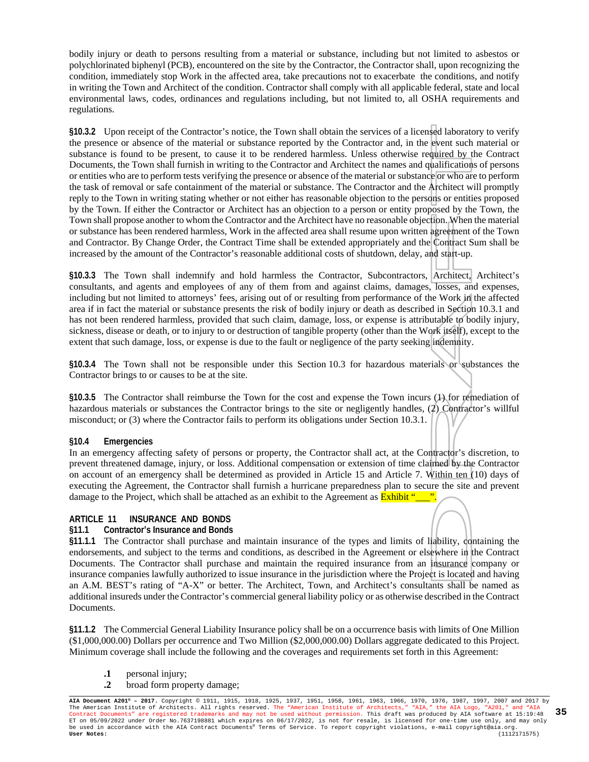bodily injury or death to persons resulting from a material or substance, including but not limited to asbestos or polychlorinated biphenyl (PCB), encountered on the site by the Contractor, the Contractor shall, upon recognizing the condition, immediately stop Work in the affected area, take precautions not to exacerbate the conditions, and notify in writing the Town and Architect of the condition. Contractor shall comply with all applicable federal, state and local environmental laws, codes, ordinances and regulations including, but not limited to, all OSHA requirements and regulations.

**§10.3.2** Upon receipt of the Contractor's notice, the Town shall obtain the services of a licensed laboratory to verify the presence or absence of the material or substance reported by the Contractor and, in the event such material or substance is found to be present, to cause it to be rendered harmless. Unless otherwise required by the Contract Documents, the Town shall furnish in writing to the Contractor and Architect the names and qualifications of persons or entities who are to perform tests verifying the presence or absence of the material or substance or who are to perform the task of removal or safe containment of the material or substance. The Contractor and the Architect will promptly reply to the Town in writing stating whether or not either has reasonable objection to the persons or entities proposed by the Town. If either the Contractor or Architect has an objection to a person or entity proposed by the Town, the Town shall propose another to whom the Contractor and the Architect have no reasonable objection. When the material or substance has been rendered harmless, Work in the affected area shall resume upon written agreement of the Town and Contractor. By Change Order, the Contract Time shall be extended appropriately and the Contract Sum shall be increased by the amount of the Contractor's reasonable additional costs of shutdown, delay, and start-up.

**§10.3.3** The Town shall indemnify and hold harmless the Contractor, Subcontractors, Architect, Architect's consultants, and agents and employees of any of them from and against claims, damages, losses, and expenses, including but not limited to attorneys' fees, arising out of or resulting from performance of the Work in the affected area if in fact the material or substance presents the risk of bodily injury or death as described in Section 10.3.1 and has not been rendered harmless, provided that such claim, damage, loss, or expense is attributable to bodily injury, sickness, disease or death, or to injury to or destruction of tangible property (other than the Work itself), except to the extent that such damage, loss, or expense is due to the fault or negligence of the party seeking indemnity.

**§10.3.4** The Town shall not be responsible under this Section 10.3 for hazardous materials or substances the Contractor brings to or causes to be at the site.

**§10.3.5** The Contractor shall reimburse the Town for the cost and expense the Town incurs (1) for remediation of hazardous materials or substances the Contractor brings to the site or negligently handles, (2) Contractor's willful misconduct; or (3) where the Contractor fails to perform its obligations under Section 10.3.1.

**§10.4 Emergencies**

In an emergency affecting safety of persons or property, the Contractor shall act, at the Contractor's discretion, to prevent threatened damage, injury, or loss. Additional compensation or extension of time claimed by the Contractor on account of an emergency shall be determined as provided in Article 15 and Article 7. Within ten (10) days of executing the Agreement, the Contractor shall furnish a hurricane preparedness plan to secure the site and prevent damage to the Project, which shall be attached as an exhibit to the Agreement as Exhibit "___".

## ARTICLE 11 INSURANCE AND BONDS

**§11.1 Contractor's Insurance and Bonds**

**§11.1.1** The Contractor shall purchase and maintain insurance of the types and limits of liability, containing the endorsements, and subject to the terms and conditions, as described in the Agreement or elsewhere in the Contract Documents. The Contractor shall purchase and maintain the required insurance from an insurance company or insurance companies lawfully authorized to issue insurance in the jurisdiction where the Project is located and having an A.M. BEST's rating of "A-X" or better. The Architect, Town, and Architect's consultants shall be named as additional insureds under the Contractor's commercial general liability policy or as otherwise described in the Contract Documents.

**§11.1.2** The Commercial General Liability Insurance policy shall be on a occurrence basis with limits of One Million ($1,000,000.00) Dollars per occurrence and Two Million ($2,000,000.00) Dollars aggregate dedicated to this Project. Minimum coverage shall include the following and the coverages and requirements set forth in this Agreement:

- **.1** personal injury;
- **.2** broad form property damage;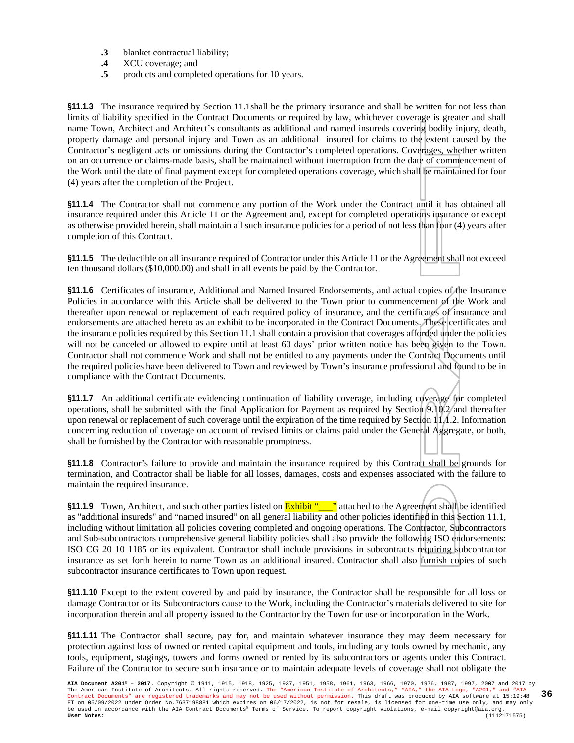**.3** blanket contractual liability;
**.4** XCU coverage; and
**.5** products and completed operations for 10 years.

**§11.1.3** The insurance required by Section 11.1shall be the primary insurance and shall be written for not less than limits of liability specified in the Contract Documents or required by law, whichever coverage is greater and shall name Town, Architect and Architect's consultants as additional and named insureds covering bodily injury, death, property damage and personal injury and Town as an additional insured for claims to the extent caused by the Contractor's negligent acts or omissions during the Contractor's completed operations. Coverages, whether written on an occurrence or claims-made basis, shall be maintained without interruption from the date of commencement of the Work until the date of final payment except for completed operations coverage, which shall be maintained for four (4) years after the completion of the Project.

**§11.1.4** The Contractor shall not commence any portion of the Work under the Contract until it has obtained all insurance required under this Article 11 or the Agreement and, except for completed operations insurance or except as otherwise provided herein, shall maintain all such insurance policies for a period of not less than four (4) years after completion of this Contract.

**§11.1.5** The deductible on all insurance required of Contractor under this Article 11 or the Agreement shall not exceed ten thousand dollars ($10,000.00) and shall in all events be paid by the Contractor.

**§11.1.6** Certificates of insurance, Additional and Named Insured Endorsements, and actual copies of the Insurance Policies in accordance with this Article shall be delivered to the Town prior to commencement of the Work and thereafter upon renewal or replacement of each required policy of insurance, and the certificates of insurance and endorsements are attached hereto as an exhibit to be incorporated in the Contract Documents. These certificates and the insurance policies required by this Section 11.1 shall contain a provision that coverages afforded under the policies will not be canceled or allowed to expire until at least 60 days' prior written notice has been given to the Town. Contractor shall not commence Work and shall not be entitled to any payments under the Contract Documents until the required policies have been delivered to Town and reviewed by Town's insurance professional and found to be in compliance with the Contract Documents.

**§11.1.7** An additional certificate evidencing continuation of liability coverage, including coverage for completed operations, shall be submitted with the final Application for Payment as required by Section 9.10.2 and thereafter upon renewal or replacement of such coverage until the expiration of the time required by Section 11.1.2. Information concerning reduction of coverage on account of revised limits or claims paid under the General Aggregate, or both, shall be furnished by the Contractor with reasonable promptness.

**§11.1.8** Contractor's failure to provide and maintain the insurance required by this Contract shall be grounds for termination, and Contractor shall be liable for all losses, damages, costs and expenses associated with the failure to maintain the required insurance.

**§11.1.9** Town, Architect, and such other parties listed on Exhibit "___" attached to the Agreement shall be identified as "additional insureds" and "named insured" on all general liability and other policies identified in this Section 11.1, including without limitation all policies covering completed and ongoing operations. The Contractor, Subcontractors and Sub-subcontractors comprehensive general liability policies shall also provide the following ISO endorsements: ISO CG 20 10 1185 or its equivalent. Contractor shall include provisions in subcontracts requiring subcontractor insurance as set forth herein to name Town as an additional insured. Contractor shall also furnish copies of such subcontractor insurance certificates to Town upon request.

**§11.1.10** Except to the extent covered by and paid by insurance, the Contractor shall be responsible for all loss or damage Contractor or its Subcontractors cause to the Work, including the Contractor's materials delivered to site for incorporation therein and all property issued to the Contractor by the Town for use or incorporation in the Work.

**§11.1.11** The Contractor shall secure, pay for, and maintain whatever insurance they may deem necessary for protection against loss of owned or rented capital equipment and tools, including any tools owned by mechanic, any tools, equipment, stagings, towers and forms owned or rented by its subcontractors or agents under this Contract. Failure of the Contractor to secure such insurance or to maintain adequate levels of coverage shall not obligate the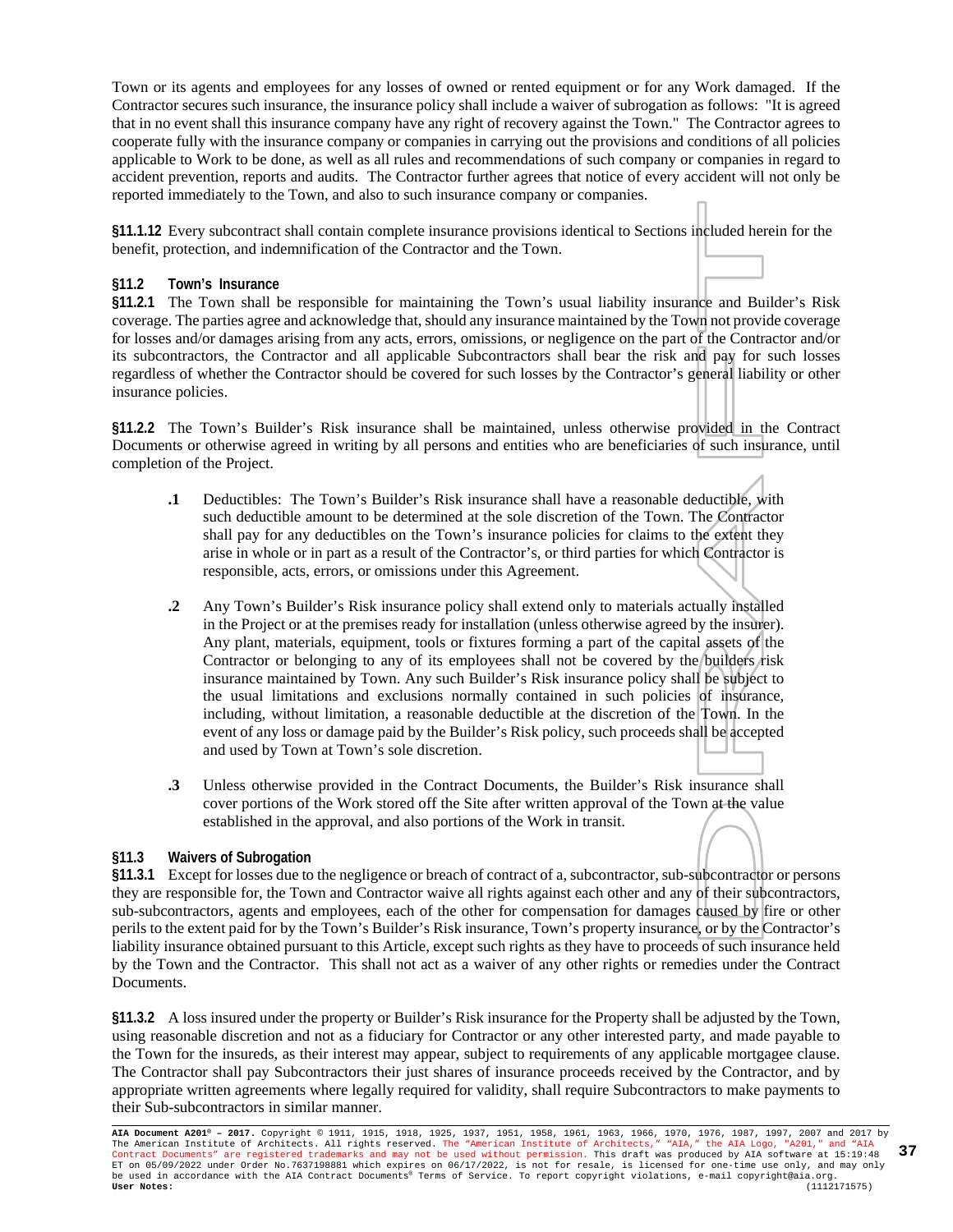Town or its agents and employees for any losses of owned or rented equipment or for any Work damaged. If the Contractor secures such insurance, the insurance policy shall include a waiver of subrogation as follows: "It is agreed that in no event shall this insurance company have any right of recovery against the Town." The Contractor agrees to cooperate fully with the insurance company or companies in carrying out the provisions and conditions of all policies applicable to Work to be done, as well as all rules and recommendations of such company or companies in regard to accident prevention, reports and audits. The Contractor further agrees that notice of every accident will not only be reported immediately to the Town, and also to such insurance company or companies.

**§11.1.12** Every subcontract shall contain complete insurance provisions identical to Sections included herein for the benefit, protection, and indemnification of the Contractor and the Town.

**§11.2 Town's Insurance**

**§11.2.1** The Town shall be responsible for maintaining the Town's usual liability insurance and Builder's Risk coverage. The parties agree and acknowledge that, should any insurance maintained by the Town not provide coverage for losses and/or damages arising from any acts, errors, omissions, or negligence on the part of the Contractor and/or its subcontractors, the Contractor and all applicable Subcontractors shall bear the risk and pay for such losses regardless of whether the Contractor should be covered for such losses by the Contractor's general liability or other insurance policies.

**§11.2.2** The Town's Builder's Risk insurance shall be maintained, unless otherwise provided in the Contract Documents or otherwise agreed in writing by all persons and entities who are beneficiaries of such insurance, until completion of the Project.

**.1** Deductibles: The Town's Builder's Risk insurance shall have a reasonable deductible, with such deductible amount to be determined at the sole discretion of the Town. The Contractor shall pay for any deductibles on the Town's insurance policies for claims to the extent they arise in whole or in part as a result of the Contractor's, or third parties for which Contractor is responsible, acts, errors, or omissions under this Agreement.

**.2** Any Town's Builder's Risk insurance policy shall extend only to materials actually installed in the Project or at the premises ready for installation (unless otherwise agreed by the insurer). Any plant, materials, equipment, tools or fixtures forming a part of the capital assets of the Contractor or belonging to any of its employees shall not be covered by the builders risk insurance maintained by Town. Any such Builder's Risk insurance policy shall be subject to the usual limitations and exclusions normally contained in such policies of insurance, including, without limitation, a reasonable deductible at the discretion of the Town. In the event of any loss or damage paid by the Builder's Risk policy, such proceeds shall be accepted and used by Town at Town's sole discretion.

**.3** Unless otherwise provided in the Contract Documents, the Builder's Risk insurance shall cover portions of the Work stored off the Site after written approval of the Town at the value established in the approval, and also portions of the Work in transit.

**§11.3 Waivers of Subrogation**

**§11.3.1** Except for losses due to the negligence or breach of contract of a, subcontractor, sub-subcontractor or persons they are responsible for, the Town and Contractor waive all rights against each other and any of their subcontractors, sub-subcontractors, agents and employees, each of the other for compensation for damages caused by fire or other perils to the extent paid for by the Town's Builder's Risk insurance, Town's property insurance, or by the Contractor's liability insurance obtained pursuant to this Article, except such rights as they have to proceeds of such insurance held by the Town and the Contractor. This shall not act as a waiver of any other rights or remedies under the Contract Documents.

**§11.3.2** A loss insured under the property or Builder's Risk insurance for the Property shall be adjusted by the Town, using reasonable discretion and not as a fiduciary for Contractor or any other interested party, and made payable to the Town for the insureds, as their interest may appear, subject to requirements of any applicable mortgagee clause. The Contractor shall pay Subcontractors their just shares of insurance proceeds received by the Contractor, and by appropriate written agreements where legally required for validity, shall require Subcontractors to make payments to their Sub-subcontractors in similar manner.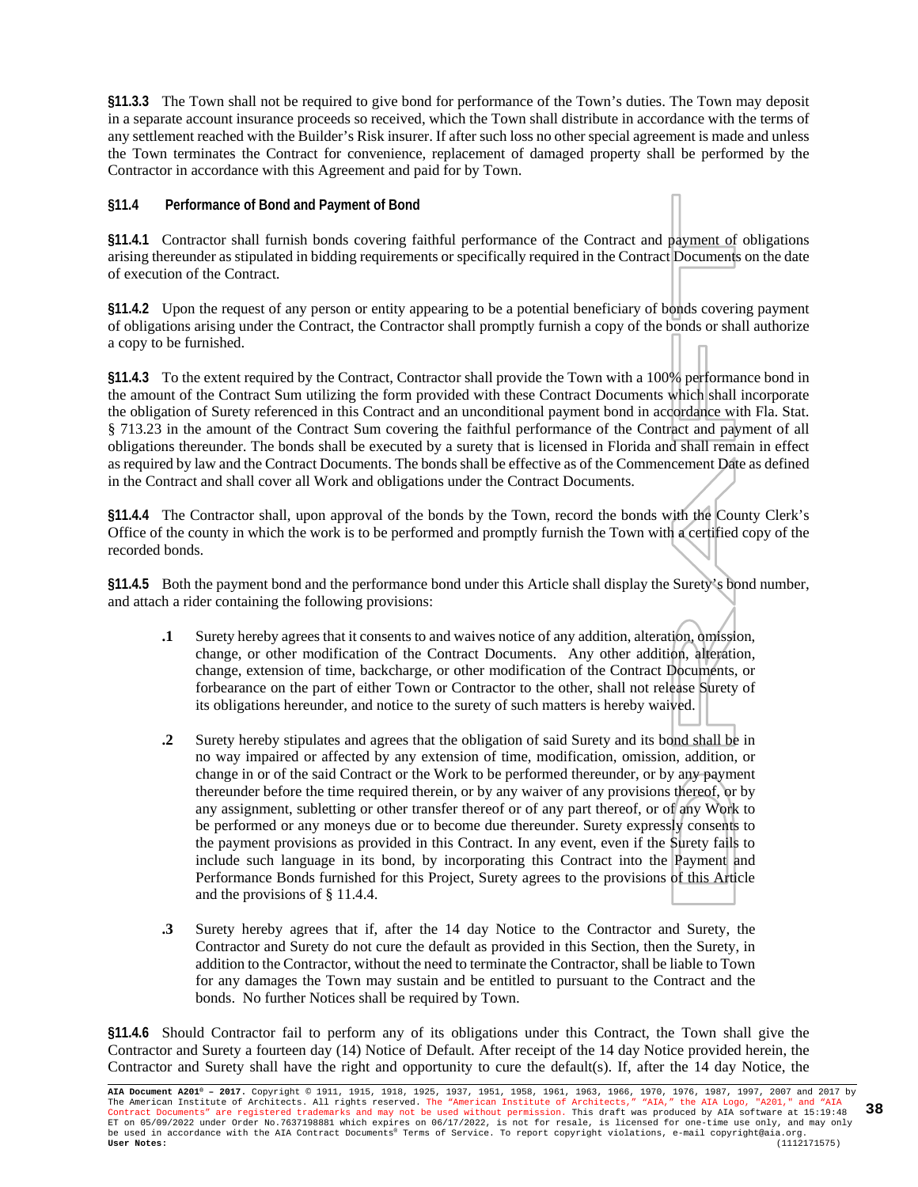**§11.3.3** The Town shall not be required to give bond for performance of the Town's duties. The Town may deposit in a separate account insurance proceeds so received, which the Town shall distribute in accordance with the terms of any settlement reached with the Builder's Risk insurer. If after such loss no other special agreement is made and unless the Town terminates the Contract for convenience, replacement of damaged property shall be performed by the Contractor in accordance with this Agreement and paid for by Town.

**§11.4 Performance of Bond and Payment of Bond**

**§11.4.1** Contractor shall furnish bonds covering faithful performance of the Contract and payment of obligations arising thereunder as stipulated in bidding requirements or specifically required in the Contract Documents on the date of execution of the Contract.

**§11.4.2** Upon the request of any person or entity appearing to be a potential beneficiary of bonds covering payment of obligations arising under the Contract, the Contractor shall promptly furnish a copy of the bonds or shall authorize a copy to be furnished.

**§11.4.3** To the extent required by the Contract, Contractor shall provide the Town with a 100% performance bond in the amount of the Contract Sum utilizing the form provided with these Contract Documents which shall incorporate the obligation of Surety referenced in this Contract and an unconditional payment bond in accordance with Fla. Stat. § 713.23 in the amount of the Contract Sum covering the faithful performance of the Contract and payment of all obligations thereunder. The bonds shall be executed by a surety that is licensed in Florida and shall remain in effect as required by law and the Contract Documents. The bonds shall be effective as of the Commencement Date as defined in the Contract and shall cover all Work and obligations under the Contract Documents.

**§11.4.4** The Contractor shall, upon approval of the bonds by the Town, record the bonds with the County Clerk's Office of the county in which the work is to be performed and promptly furnish the Town with a certified copy of the recorded bonds.

**§11.4.5** Both the payment bond and the performance bond under this Article shall display the Surety's bond number, and attach a rider containing the following provisions:

**.1** Surety hereby agrees that it consents to and waives notice of any addition, alteration, omission, change, or other modification of the Contract Documents. Any other addition, alteration, change, extension of time, backcharge, or other modification of the Contract Documents, or forbearance on the part of either Town or Contractor to the other, shall not release Surety of its obligations hereunder, and notice to the surety of such matters is hereby waived.

**.2** Surety hereby stipulates and agrees that the obligation of said Surety and its bond shall be in no way impaired or affected by any extension of time, modification, omission, addition, or change in or of the said Contract or the Work to be performed thereunder, or by any payment thereunder before the time required therein, or by any waiver of any provisions thereof, or by any assignment, subletting or other transfer thereof or of any part thereof, or of any Work to be performed or any moneys due or to become due thereunder. Surety expressly consents to the payment provisions as provided in this Contract. In any event, even if the Surety fails to include such language in its bond, by incorporating this Contract into the Payment and Performance Bonds furnished for this Project, Surety agrees to the provisions of this Article and the provisions of § 11.4.4.

**.3** Surety hereby agrees that if, after the 14 day Notice to the Contractor and Surety, the Contractor and Surety do not cure the default as provided in this Section, then the Surety, in addition to the Contractor, without the need to terminate the Contractor, shall be liable to Town for any damages the Town may sustain and be entitled to pursuant to the Contract and the bonds. No further Notices shall be required by Town.

**§11.4.6** Should Contractor fail to perform any of its obligations under this Contract, the Town shall give the Contractor and Surety a fourteen day (14) Notice of Default. After receipt of the 14 day Notice provided herein, the Contractor and Surety shall have the right and opportunity to cure the default(s). If, after the 14 day Notice, the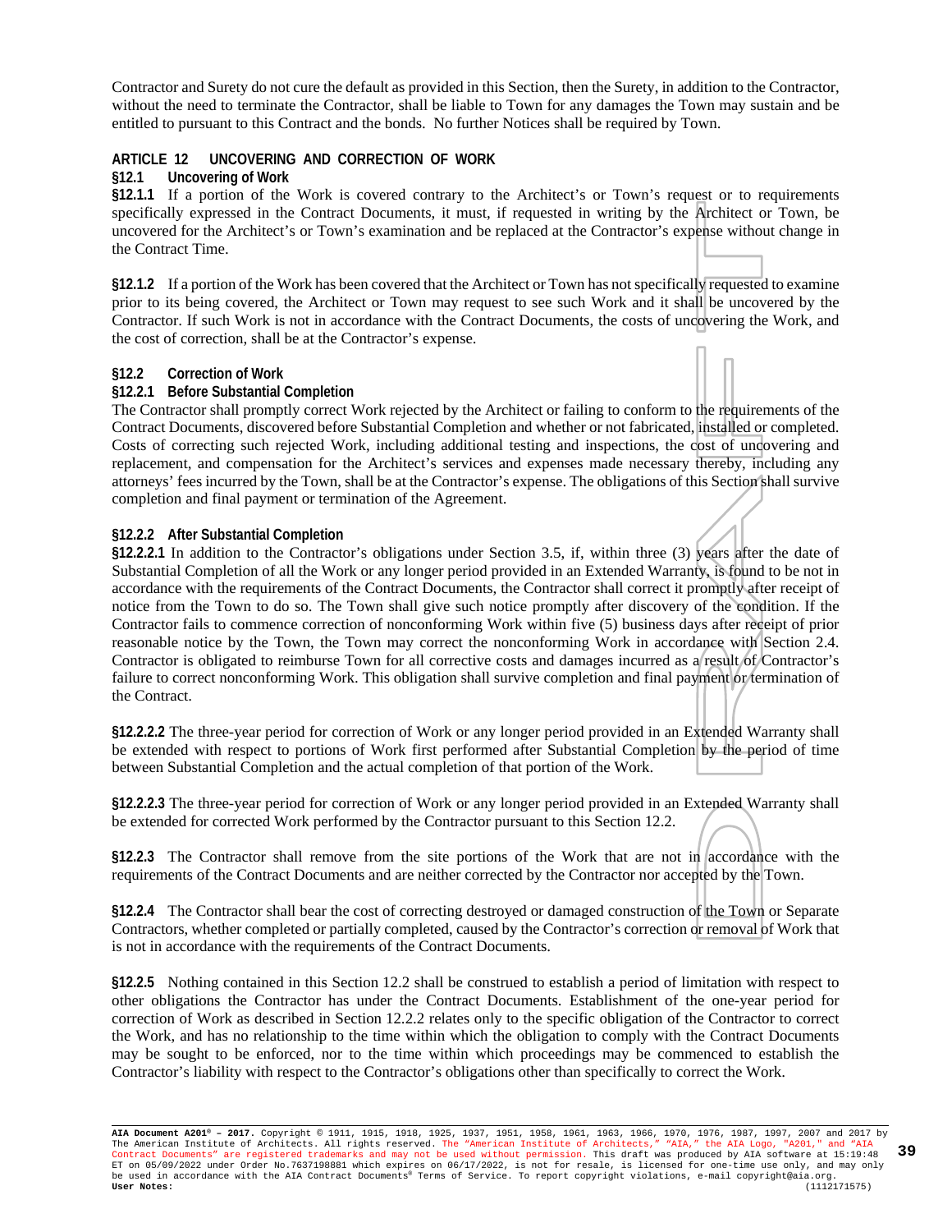Contractor and Surety do not cure the default as provided in this Section, then the Surety, in addition to the Contractor, without the need to terminate the Contractor, shall be liable to Town for any damages the Town may sustain and be entitled to pursuant to this Contract and the bonds. No further Notices shall be required by Town.

## ARTICLE 12 UNCOVERING AND CORRECTION OF WORK

### §12.1 Uncovering of Work

**§12.1.1** If a portion of the Work is covered contrary to the Architect's or Town's request or to requirements specifically expressed in the Contract Documents, it must, if requested in writing by the Architect or Town, be uncovered for the Architect's or Town's examination and be replaced at the Contractor's expense without change in the Contract Time.

**§12.1.2** If a portion of the Work has been covered that the Architect or Town has not specifically requested to examine prior to its being covered, the Architect or Town may request to see such Work and it shall be uncovered by the Contractor. If such Work is not in accordance with the Contract Documents, the costs of uncovering the Work, and the cost of correction, shall be at the Contractor's expense.

### §12.2 Correction of Work

#### §12.2.1 Before Substantial Completion

The Contractor shall promptly correct Work rejected by the Architect or failing to conform to the requirements of the Contract Documents, discovered before Substantial Completion and whether or not fabricated, installed or completed. Costs of correcting such rejected Work, including additional testing and inspections, the cost of uncovering and replacement, and compensation for the Architect's services and expenses made necessary thereby, including any attorneys' fees incurred by the Town, shall be at the Contractor's expense. The obligations of this Section shall survive completion and final payment or termination of the Agreement.

#### §12.2.2 After Substantial Completion

**§12.2.2.1** In addition to the Contractor's obligations under Section 3.5, if, within three (3) years after the date of Substantial Completion of all the Work or any longer period provided in an Extended Warranty, is found to be not in accordance with the requirements of the Contract Documents, the Contractor shall correct it promptly after receipt of notice from the Town to do so. The Town shall give such notice promptly after discovery of the condition. If the Contractor fails to commence correction of nonconforming Work within five (5) business days after receipt of prior reasonable notice by the Town, the Town may correct the nonconforming Work in accordance with Section 2.4. Contractor is obligated to reimburse Town for all corrective costs and damages incurred as a result of Contractor's failure to correct nonconforming Work. This obligation shall survive completion and final payment or termination of the Contract.

**§12.2.2.2** The three-year period for correction of Work or any longer period provided in an Extended Warranty shall be extended with respect to portions of Work first performed after Substantial Completion by the period of time between Substantial Completion and the actual completion of that portion of the Work.

**§12.2.2.3** The three-year period for correction of Work or any longer period provided in an Extended Warranty shall be extended for corrected Work performed by the Contractor pursuant to this Section 12.2.

**§12.2.3** The Contractor shall remove from the site portions of the Work that are not in accordance with the requirements of the Contract Documents and are neither corrected by the Contractor nor accepted by the Town.

**§12.2.4** The Contractor shall bear the cost of correcting destroyed or damaged construction of the Town or Separate Contractors, whether completed or partially completed, caused by the Contractor's correction or removal of Work that is not in accordance with the requirements of the Contract Documents.

**§12.2.5** Nothing contained in this Section 12.2 shall be construed to establish a period of limitation with respect to other obligations the Contractor has under the Contract Documents. Establishment of the one-year period for correction of Work as described in Section 12.2.2 relates only to the specific obligation of the Contractor to correct the Work, and has no relationship to the time within which the obligation to comply with the Contract Documents may be sought to be enforced, nor to the time within which proceedings may be commenced to establish the Contractor's liability with respect to the Contractor's obligations other than specifically to correct the Work.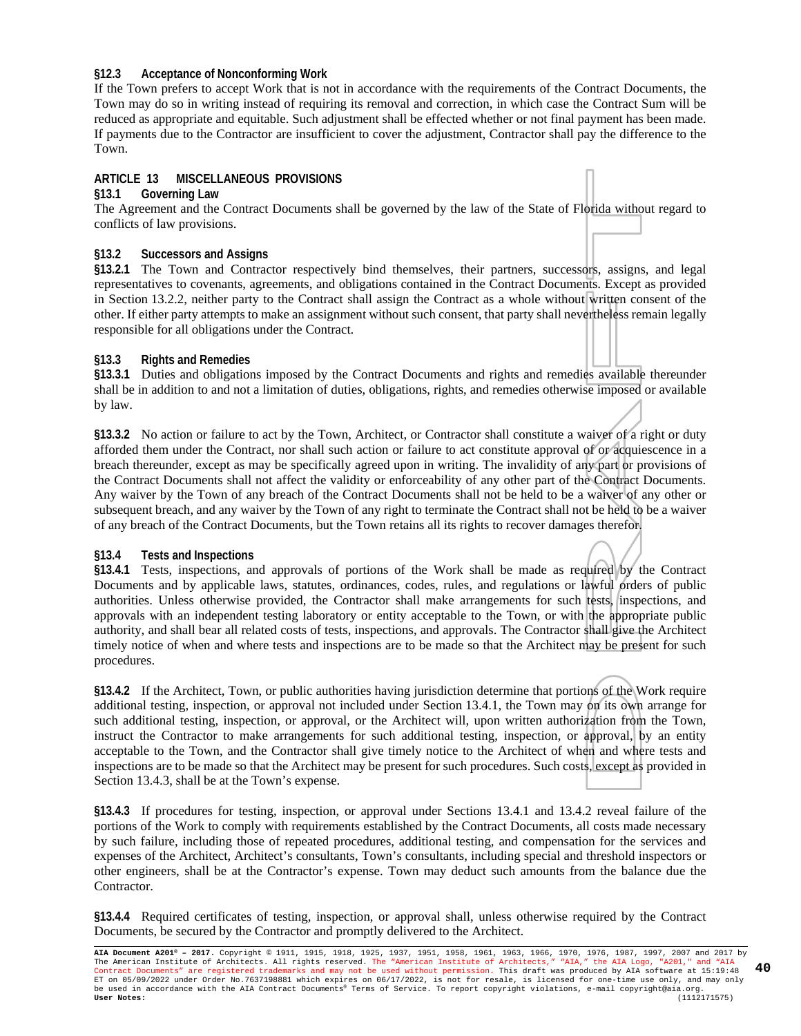**§12.3 Acceptance of Nonconforming Work**

If the Town prefers to accept Work that is not in accordance with the requirements of the Contract Documents, the Town may do so in writing instead of requiring its removal and correction, in which case the Contract Sum will be reduced as appropriate and equitable. Such adjustment shall be effected whether or not final payment has been made. If payments due to the Contractor are insufficient to cover the adjustment, Contractor shall pay the difference to the Town.

## ARTICLE 13 MISCELLANEOUS PROVISIONS

**§13.1 Governing Law**

The Agreement and the Contract Documents shall be governed by the law of the State of Florida without regard to conflicts of law provisions.

**§13.2 Successors and Assigns**

**§13.2.1** The Town and Contractor respectively bind themselves, their partners, successors, assigns, and legal representatives to covenants, agreements, and obligations contained in the Contract Documents. Except as provided in Section 13.2.2, neither party to the Contract shall assign the Contract as a whole without written consent of the other. If either party attempts to make an assignment without such consent, that party shall nevertheless remain legally responsible for all obligations under the Contract.

**§13.3 Rights and Remedies**

**§13.3.1** Duties and obligations imposed by the Contract Documents and rights and remedies available thereunder shall be in addition to and not a limitation of duties, obligations, rights, and remedies otherwise imposed or available by law.

**§13.3.2** No action or failure to act by the Town, Architect, or Contractor shall constitute a waiver of a right or duty afforded them under the Contract, nor shall such action or failure to act constitute approval of or acquiescence in a breach thereunder, except as may be specifically agreed upon in writing. The invalidity of any part or provisions of the Contract Documents shall not affect the validity or enforceability of any other part of the Contract Documents. Any waiver by the Town of any breach of the Contract Documents shall not be held to be a waiver of any other or subsequent breach, and any waiver by the Town of any right to terminate the Contract shall not be held to be a waiver of any breach of the Contract Documents, but the Town retains all its rights to recover damages therefor.

**§13.4 Tests and Inspections**

**§13.4.1** Tests, inspections, and approvals of portions of the Work shall be made as required by the Contract Documents and by applicable laws, statutes, ordinances, codes, rules, and regulations or lawful orders of public authorities. Unless otherwise provided, the Contractor shall make arrangements for such tests, inspections, and approvals with an independent testing laboratory or entity acceptable to the Town, or with the appropriate public authority, and shall bear all related costs of tests, inspections, and approvals. The Contractor shall give the Architect timely notice of when and where tests and inspections are to be made so that the Architect may be present for such procedures.

**§13.4.2** If the Architect, Town, or public authorities having jurisdiction determine that portions of the Work require additional testing, inspection, or approval not included under Section 13.4.1, the Town may on its own arrange for such additional testing, inspection, or approval, or the Architect will, upon written authorization from the Town, instruct the Contractor to make arrangements for such additional testing, inspection, or approval, by an entity acceptable to the Town, and the Contractor shall give timely notice to the Architect of when and where tests and inspections are to be made so that the Architect may be present for such procedures. Such costs, except as provided in Section 13.4.3, shall be at the Town's expense.

**§13.4.3** If procedures for testing, inspection, or approval under Sections 13.4.1 and 13.4.2 reveal failure of the portions of the Work to comply with requirements established by the Contract Documents, all costs made necessary by such failure, including those of repeated procedures, additional testing, and compensation for the services and expenses of the Architect, Architect's consultants, Town's consultants, including special and threshold inspectors or other engineers, shall be at the Contractor's expense. Town may deduct such amounts from the balance due the Contractor.

**§13.4.4** Required certificates of testing, inspection, or approval shall, unless otherwise required by the Contract Documents, be secured by the Contractor and promptly delivered to the Architect.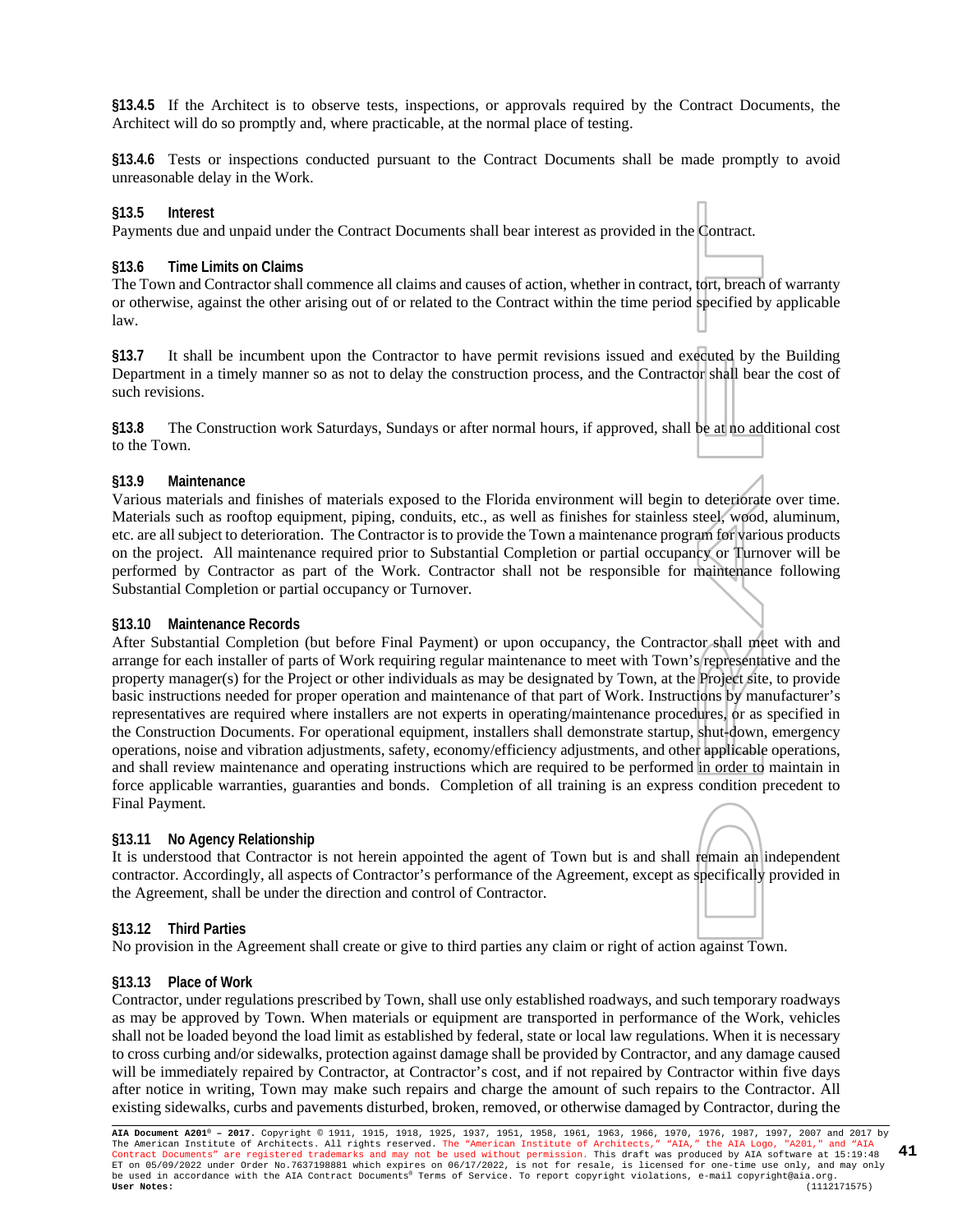**§13.4.5** If the Architect is to observe tests, inspections, or approvals required by the Contract Documents, the Architect will do so promptly and, where practicable, at the normal place of testing.

**§13.4.6** Tests or inspections conducted pursuant to the Contract Documents shall be made promptly to avoid unreasonable delay in the Work.

**§13.5 Interest**
Payments due and unpaid under the Contract Documents shall bear interest as provided in the Contract.

**§13.6 Time Limits on Claims**
The Town and Contractor shall commence all claims and causes of action, whether in contract, tort, breach of warranty or otherwise, against the other arising out of or related to the Contract within the time period specified by applicable law.

**§13.7** It shall be incumbent upon the Contractor to have permit revisions issued and executed by the Building Department in a timely manner so as not to delay the construction process, and the Contractor shall bear the cost of such revisions.

**§13.8** The Construction work Saturdays, Sundays or after normal hours, if approved, shall be at no additional cost to the Town.

**§13.9 Maintenance**
Various materials and finishes of materials exposed to the Florida environment will begin to deteriorate over time. Materials such as rooftop equipment, piping, conduits, etc., as well as finishes for stainless steel, wood, aluminum, etc. are all subject to deterioration. The Contractor is to provide the Town a maintenance program for various products on the project. All maintenance required prior to Substantial Completion or partial occupancy or Turnover will be performed by Contractor as part of the Work. Contractor shall not be responsible for maintenance following Substantial Completion or partial occupancy or Turnover.

**§13.10 Maintenance Records**
After Substantial Completion (but before Final Payment) or upon occupancy, the Contractor shall meet with and arrange for each installer of parts of Work requiring regular maintenance to meet with Town's representative and the property manager(s) for the Project or other individuals as may be designated by Town, at the Project site, to provide basic instructions needed for proper operation and maintenance of that part of Work. Instructions by manufacturer's representatives are required where installers are not experts in operating/maintenance procedures, or as specified in the Construction Documents. For operational equipment, installers shall demonstrate startup, shut-down, emergency operations, noise and vibration adjustments, safety, economy/efficiency adjustments, and other applicable operations, and shall review maintenance and operating instructions which are required to be performed in order to maintain in force applicable warranties, guaranties and bonds. Completion of all training is an express condition precedent to Final Payment.

**§13.11 No Agency Relationship**
It is understood that Contractor is not herein appointed the agent of Town but is and shall remain an independent contractor. Accordingly, all aspects of Contractor's performance of the Agreement, except as specifically provided in the Agreement, shall be under the direction and control of Contractor.

**§13.12 Third Parties**
No provision in the Agreement shall create or give to third parties any claim or right of action against Town.

**§13.13 Place of Work**
Contractor, under regulations prescribed by Town, shall use only established roadways, and such temporary roadways as may be approved by Town. When materials or equipment are transported in performance of the Work, vehicles shall not be loaded beyond the load limit as established by federal, state or local law regulations. When it is necessary to cross curbing and/or sidewalks, protection against damage shall be provided by Contractor, and any damage caused will be immediately repaired by Contractor, at Contractor's cost, and if not repaired by Contractor within five days after notice in writing, Town may make such repairs and charge the amount of such repairs to the Contractor. All existing sidewalks, curbs and pavements disturbed, broken, removed, or otherwise damaged by Contractor, during the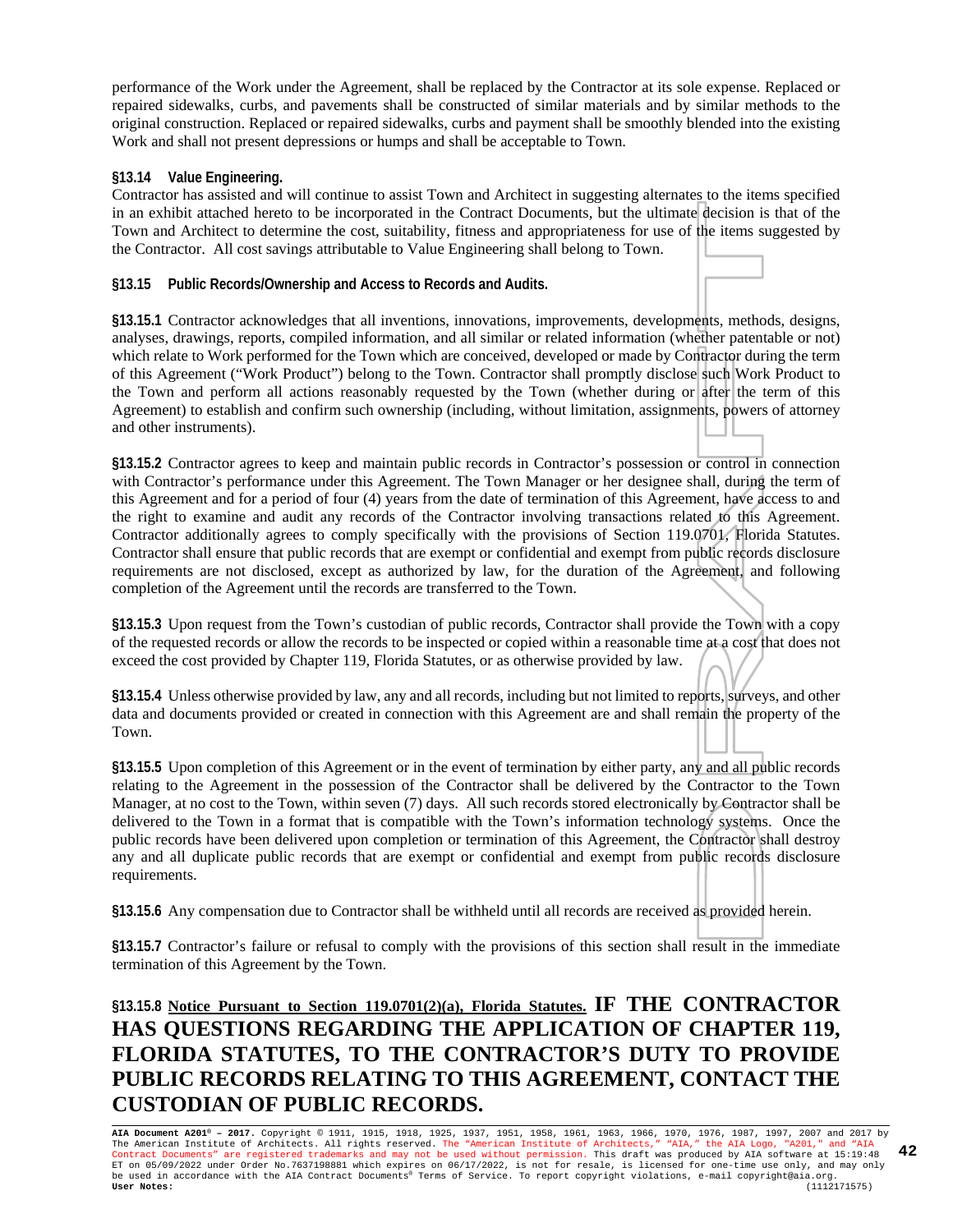performance of the Work under the Agreement, shall be replaced by the Contractor at its sole expense. Replaced or repaired sidewalks, curbs, and pavements shall be constructed of similar materials and by similar methods to the original construction. Replaced or repaired sidewalks, curbs and payment shall be smoothly blended into the existing Work and shall not present depressions or humps and shall be acceptable to Town.

**§13.14 Value Engineering.**
Contractor has assisted and will continue to assist Town and Architect in suggesting alternates to the items specified in an exhibit attached hereto to be incorporated in the Contract Documents, but the ultimate decision is that of the Town and Architect to determine the cost, suitability, fitness and appropriateness for use of the items suggested by the Contractor. All cost savings attributable to Value Engineering shall belong to Town.

**§13.15 Public Records/Ownership and Access to Records and Audits.**

**§13.15.1** Contractor acknowledges that all inventions, innovations, improvements, developments, methods, designs, analyses, drawings, reports, compiled information, and all similar or related information (whether patentable or not) which relate to Work performed for the Town which are conceived, developed or made by Contractor during the term of this Agreement ("Work Product") belong to the Town. Contractor shall promptly disclose such Work Product to the Town and perform all actions reasonably requested by the Town (whether during or after the term of this Agreement) to establish and confirm such ownership (including, without limitation, assignments, powers of attorney and other instruments).

**§13.15.2** Contractor agrees to keep and maintain public records in Contractor's possession or control in connection with Contractor's performance under this Agreement. The Town Manager or her designee shall, during the term of this Agreement and for a period of four (4) years from the date of termination of this Agreement, have access to and the right to examine and audit any records of the Contractor involving transactions related to this Agreement. Contractor additionally agrees to comply specifically with the provisions of Section 119.0701, Florida Statutes. Contractor shall ensure that public records that are exempt or confidential and exempt from public records disclosure requirements are not disclosed, except as authorized by law, for the duration of the Agreement, and following completion of the Agreement until the records are transferred to the Town.

**§13.15.3** Upon request from the Town's custodian of public records, Contractor shall provide the Town with a copy of the requested records or allow the records to be inspected or copied within a reasonable time at a cost that does not exceed the cost provided by Chapter 119, Florida Statutes, or as otherwise provided by law.

**§13.15.4** Unless otherwise provided by law, any and all records, including but not limited to reports, surveys, and other data and documents provided or created in connection with this Agreement are and shall remain the property of the Town.

**§13.15.5** Upon completion of this Agreement or in the event of termination by either party, any and all public records relating to the Agreement in the possession of the Contractor shall be delivered by the Contractor to the Town Manager, at no cost to the Town, within seven (7) days. All such records stored electronically by Contractor shall be delivered to the Town in a format that is compatible with the Town's information technology systems. Once the public records have been delivered upon completion or termination of this Agreement, the Contractor shall destroy any and all duplicate public records that are exempt or confidential and exempt from public records disclosure requirements.

**§13.15.6** Any compensation due to Contractor shall be withheld until all records are received as provided herein.

**§13.15.7** Contractor's failure or refusal to comply with the provisions of this section shall result in the immediate termination of this Agreement by the Town.

**§13.15.8** <u>**Notice Pursuant to Section 119.0701(2)(a), Florida Statutes.**</u> **IF THE CONTRACTOR HAS QUESTIONS REGARDING THE APPLICATION OF CHAPTER 119, FLORIDA STATUTES, TO THE CONTRACTOR'S DUTY TO PROVIDE PUBLIC RECORDS RELATING TO THIS AGREEMENT, CONTACT THE CUSTODIAN OF PUBLIC RECORDS.**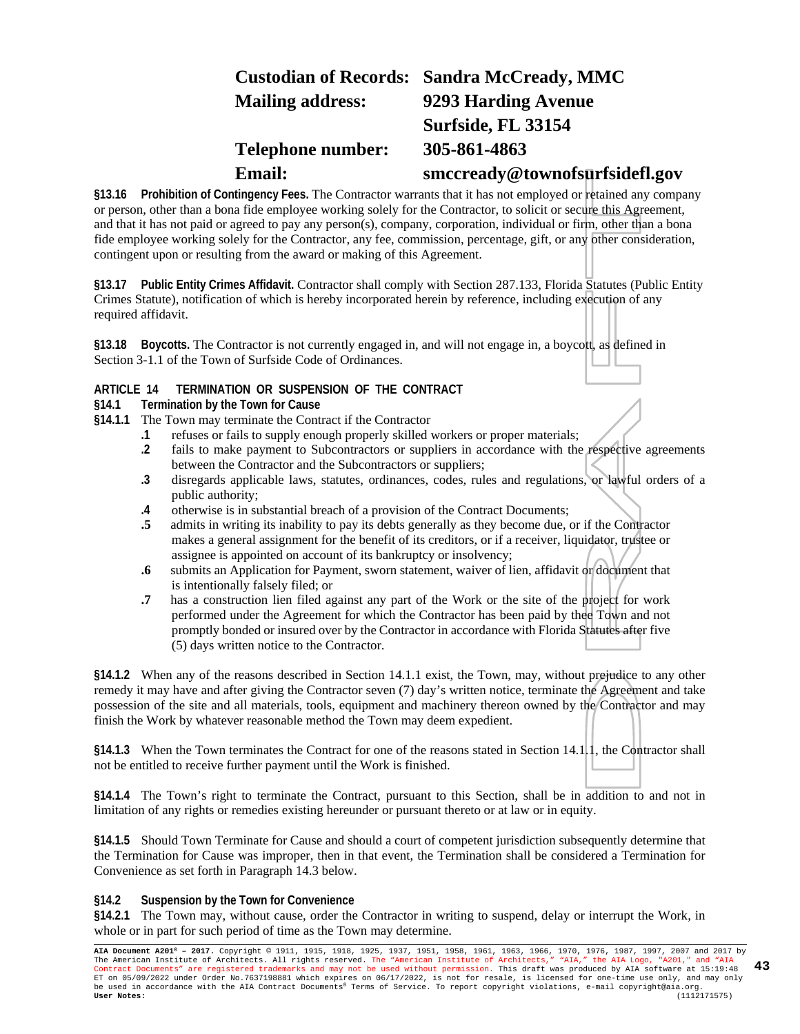**Custodian of Records:** **Sandra McCready, MMC**
**Mailing address:** **9293 Harding Avenue**
**Surfside, FL 33154**
**Telephone number:** **305-861-4863**
**Email:** **smccready@townofsurfsidefl.gov**

**§13.16 Prohibition of Contingency Fees.** The Contractor warrants that it has not employed or retained any company or person, other than a bona fide employee working solely for the Contractor, to solicit or secure this Agreement, and that it has not paid or agreed to pay any person(s), company, corporation, individual or firm, other than a bona fide employee working solely for the Contractor, any fee, commission, percentage, gift, or any other consideration, contingent upon or resulting from the award or making of this Agreement.

**§13.17 Public Entity Crimes Affidavit.** Contractor shall comply with Section 287.133, Florida Statutes (Public Entity Crimes Statute), notification of which is hereby incorporated herein by reference, including execution of any required affidavit.

**§13.18 Boycotts.** The Contractor is not currently engaged in, and will not engage in, a boycott, as defined in Section 3-1.1 of the Town of Surfside Code of Ordinances.

## ARTICLE 14 TERMINATION OR SUSPENSION OF THE CONTRACT

**§14.1 Termination by the Town for Cause**

**§14.1.1** The Town may terminate the Contract if the Contractor

- **.1** refuses or fails to supply enough properly skilled workers or proper materials;
- **.2** fails to make payment to Subcontractors or suppliers in accordance with the respective agreements between the Contractor and the Subcontractors or suppliers;
- **.3** disregards applicable laws, statutes, ordinances, codes, rules and regulations, or lawful orders of a public authority;
- **.4** otherwise is in substantial breach of a provision of the Contract Documents;
- **.5** admits in writing its inability to pay its debts generally as they become due, or if the Contractor makes a general assignment for the benefit of its creditors, or if a receiver, liquidator, trustee or assignee is appointed on account of its bankruptcy or insolvency;
- **.6** submits an Application for Payment, sworn statement, waiver of lien, affidavit or document that is intentionally falsely filed; or
- **.7** has a construction lien filed against any part of the Work or the site of the project for work performed under the Agreement for which the Contractor has been paid by thee Town and not promptly bonded or insured over by the Contractor in accordance with Florida Statutes after five (5) days written notice to the Contractor.

**§14.1.2** When any of the reasons described in Section 14.1.1 exist, the Town, may, without prejudice to any other remedy it may have and after giving the Contractor seven (7) day's written notice, terminate the Agreement and take possession of the site and all materials, tools, equipment and machinery thereon owned by the Contractor and may finish the Work by whatever reasonable method the Town may deem expedient.

**§14.1.3** When the Town terminates the Contract for one of the reasons stated in Section 14.1.1, the Contractor shall not be entitled to receive further payment until the Work is finished.

**§14.1.4** The Town's right to terminate the Contract, pursuant to this Section, shall be in addition to and not in limitation of any rights or remedies existing hereunder or pursuant thereto or at law or in equity.

**§14.1.5** Should Town Terminate for Cause and should a court of competent jurisdiction subsequently determine that the Termination for Cause was improper, then in that event, the Termination shall be considered a Termination for Convenience as set forth in Paragraph 14.3 below.

**§14.2 Suspension by the Town for Convenience**

**§14.2.1** The Town may, without cause, order the Contractor in writing to suspend, delay or interrupt the Work, in whole or in part for such period of time as the Town may determine.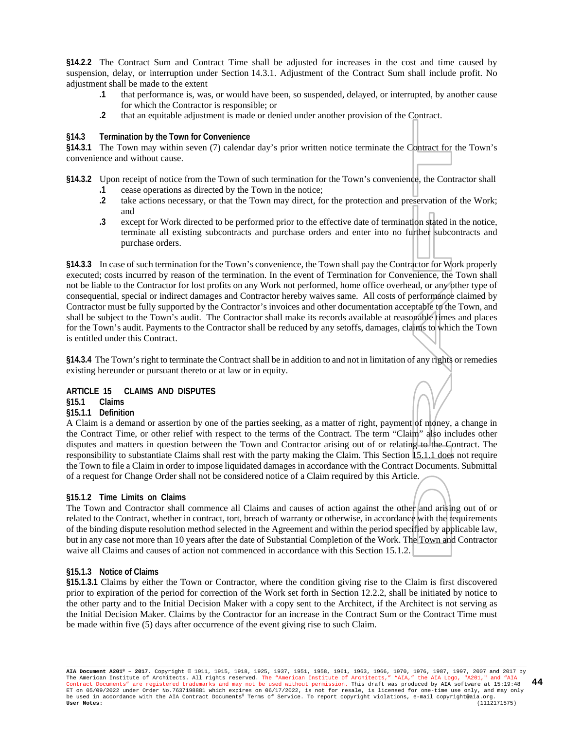**§14.2.2** The Contract Sum and Contract Time shall be adjusted for increases in the cost and time caused by suspension, delay, or interruption under Section 14.3.1. Adjustment of the Contract Sum shall include profit. No adjustment shall be made to the extent

- **.1** that performance is, was, or would have been, so suspended, delayed, or interrupted, by another cause for which the Contractor is responsible; or
- **.2** that an equitable adjustment is made or denied under another provision of the Contract.

**§14.3 Termination by the Town for Convenience**

**§14.3.1** The Town may within seven (7) calendar day's prior written notice terminate the Contract for the Town's convenience and without cause.

**§14.3.2** Upon receipt of notice from the Town of such termination for the Town's convenience, the Contractor shall

- **.1** cease operations as directed by the Town in the notice;
- **.2** take actions necessary, or that the Town may direct, for the protection and preservation of the Work; and
- **.3** except for Work directed to be performed prior to the effective date of termination stated in the notice, terminate all existing subcontracts and purchase orders and enter into no further subcontracts and purchase orders.

**§14.3.3** In case of such termination for the Town's convenience, the Town shall pay the Contractor for Work properly executed; costs incurred by reason of the termination. In the event of Termination for Convenience, the Town shall not be liable to the Contractor for lost profits on any Work not performed, home office overhead, or any other type of consequential, special or indirect damages and Contractor hereby waives same. All costs of performance claimed by Contractor must be fully supported by the Contractor's invoices and other documentation acceptable to the Town, and shall be subject to the Town's audit. The Contractor shall make its records available at reasonable times and places for the Town's audit. Payments to the Contractor shall be reduced by any setoffs, damages, claims to which the Town is entitled under this Contract.

**§14.3.4** The Town's right to terminate the Contract shall be in addition to and not in limitation of any rights or remedies existing hereunder or pursuant thereto or at law or in equity.

## ARTICLE 15 CLAIMS AND DISPUTES

**§15.1 Claims**

**§15.1.1 Definition**

A Claim is a demand or assertion by one of the parties seeking, as a matter of right, payment of money, a change in the Contract Time, or other relief with respect to the terms of the Contract. The term "Claim" also includes other disputes and matters in question between the Town and Contractor arising out of or relating to the Contract. The responsibility to substantiate Claims shall rest with the party making the Claim. This Section 15.1.1 does not require the Town to file a Claim in order to impose liquidated damages in accordance with the Contract Documents. Submittal of a request for Change Order shall not be considered notice of a Claim required by this Article.

**§15.1.2 Time Limits on Claims**

The Town and Contractor shall commence all Claims and causes of action against the other and arising out of or related to the Contract, whether in contract, tort, breach of warranty or otherwise, in accordance with the requirements of the binding dispute resolution method selected in the Agreement and within the period specified by applicable law, but in any case not more than 10 years after the date of Substantial Completion of the Work. The Town and Contractor waive all Claims and causes of action not commenced in accordance with this Section 15.1.2.

**§15.1.3 Notice of Claims**

**§15.1.3.1** Claims by either the Town or Contractor, where the condition giving rise to the Claim is first discovered prior to expiration of the period for correction of the Work set forth in Section 12.2.2, shall be initiated by notice to the other party and to the Initial Decision Maker with a copy sent to the Architect, if the Architect is not serving as the Initial Decision Maker. Claims by the Contractor for an increase in the Contract Sum or the Contract Time must be made within five (5) days after occurrence of the event giving rise to such Claim.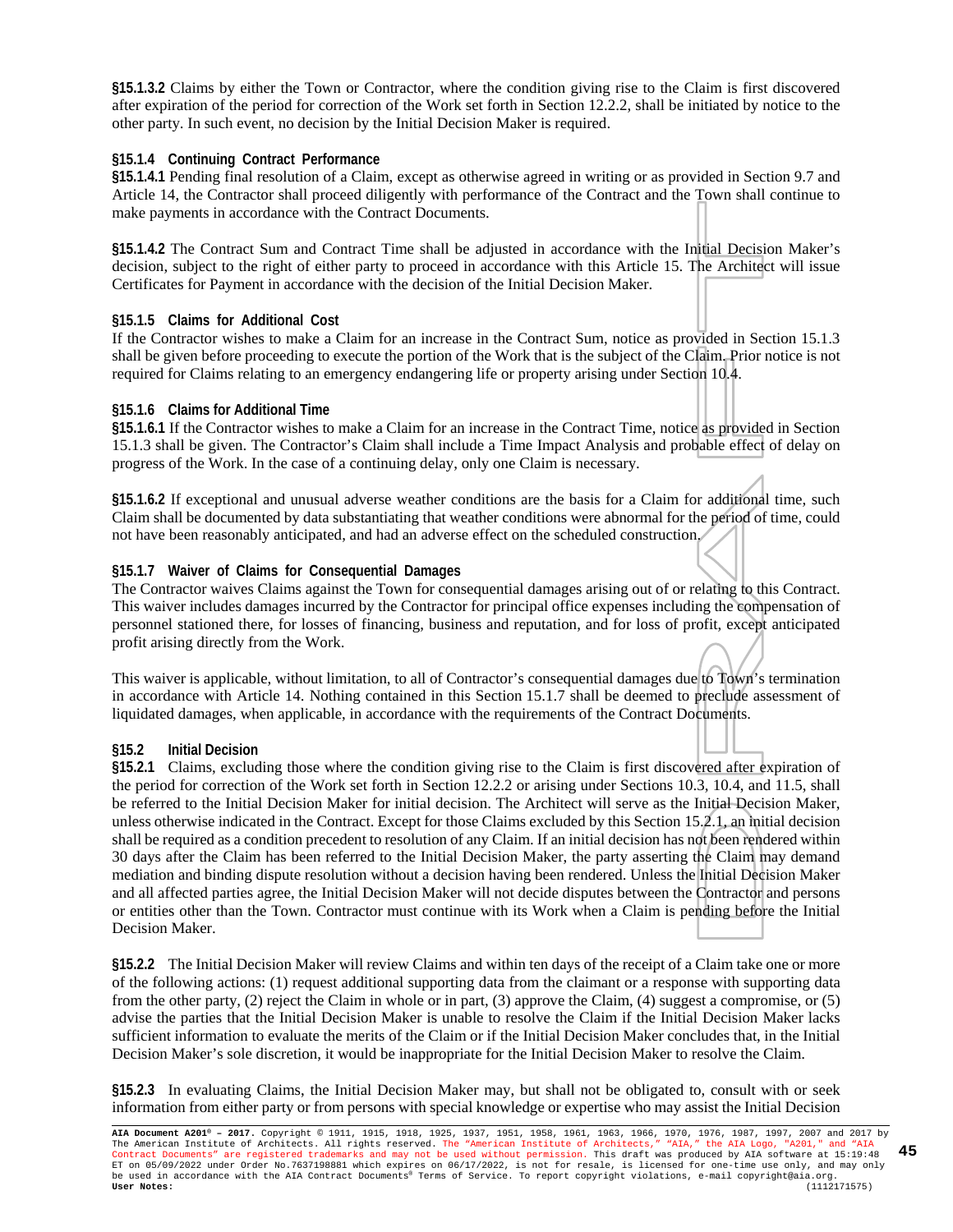**§15.1.3.2** Claims by either the Town or Contractor, where the condition giving rise to the Claim is first discovered after expiration of the period for correction of the Work set forth in Section 12.2.2, shall be initiated by notice to the other party. In such event, no decision by the Initial Decision Maker is required.

**§15.1.4 Continuing Contract Performance**

**§15.1.4.1** Pending final resolution of a Claim, except as otherwise agreed in writing or as provided in Section 9.7 and Article 14, the Contractor shall proceed diligently with performance of the Contract and the Town shall continue to make payments in accordance with the Contract Documents.

**§15.1.4.2** The Contract Sum and Contract Time shall be adjusted in accordance with the Initial Decision Maker's decision, subject to the right of either party to proceed in accordance with this Article 15. The Architect will issue Certificates for Payment in accordance with the decision of the Initial Decision Maker.

**§15.1.5 Claims for Additional Cost**

If the Contractor wishes to make a Claim for an increase in the Contract Sum, notice as provided in Section 15.1.3 shall be given before proceeding to execute the portion of the Work that is the subject of the Claim. Prior notice is not required for Claims relating to an emergency endangering life or property arising under Section 10.4.

**§15.1.6 Claims for Additional Time**

**§15.1.6.1** If the Contractor wishes to make a Claim for an increase in the Contract Time, notice as provided in Section 15.1.3 shall be given. The Contractor's Claim shall include a Time Impact Analysis and probable effect of delay on progress of the Work. In the case of a continuing delay, only one Claim is necessary.

**§15.1.6.2** If exceptional and unusual adverse weather conditions are the basis for a Claim for additional time, such Claim shall be documented by data substantiating that weather conditions were abnormal for the period of time, could not have been reasonably anticipated, and had an adverse effect on the scheduled construction.

**§15.1.7 Waiver of Claims for Consequential Damages**

The Contractor waives Claims against the Town for consequential damages arising out of or relating to this Contract. This waiver includes damages incurred by the Contractor for principal office expenses including the compensation of personnel stationed there, for losses of financing, business and reputation, and for loss of profit, except anticipated profit arising directly from the Work.

This waiver is applicable, without limitation, to all of Contractor's consequential damages due to Town's termination in accordance with Article 14. Nothing contained in this Section 15.1.7 shall be deemed to preclude assessment of liquidated damages, when applicable, in accordance with the requirements of the Contract Documents.

**§15.2 Initial Decision**

**§15.2.1** Claims, excluding those where the condition giving rise to the Claim is first discovered after expiration of the period for correction of the Work set forth in Section 12.2.2 or arising under Sections 10.3, 10.4, and 11.5, shall be referred to the Initial Decision Maker for initial decision. The Architect will serve as the Initial Decision Maker, unless otherwise indicated in the Contract. Except for those Claims excluded by this Section 15.2.1, an initial decision shall be required as a condition precedent to resolution of any Claim. If an initial decision has not been rendered within 30 days after the Claim has been referred to the Initial Decision Maker, the party asserting the Claim may demand mediation and binding dispute resolution without a decision having been rendered. Unless the Initial Decision Maker and all affected parties agree, the Initial Decision Maker will not decide disputes between the Contractor and persons or entities other than the Town. Contractor must continue with its Work when a Claim is pending before the Initial Decision Maker.

**§15.2.2** The Initial Decision Maker will review Claims and within ten days of the receipt of a Claim take one or more of the following actions: (1) request additional supporting data from the claimant or a response with supporting data from the other party, (2) reject the Claim in whole or in part, (3) approve the Claim, (4) suggest a compromise, or (5) advise the parties that the Initial Decision Maker is unable to resolve the Claim if the Initial Decision Maker lacks sufficient information to evaluate the merits of the Claim or if the Initial Decision Maker concludes that, in the Initial Decision Maker's sole discretion, it would be inappropriate for the Initial Decision Maker to resolve the Claim.

**§15.2.3** In evaluating Claims, the Initial Decision Maker may, but shall not be obligated to, consult with or seek information from either party or from persons with special knowledge or expertise who may assist the Initial Decision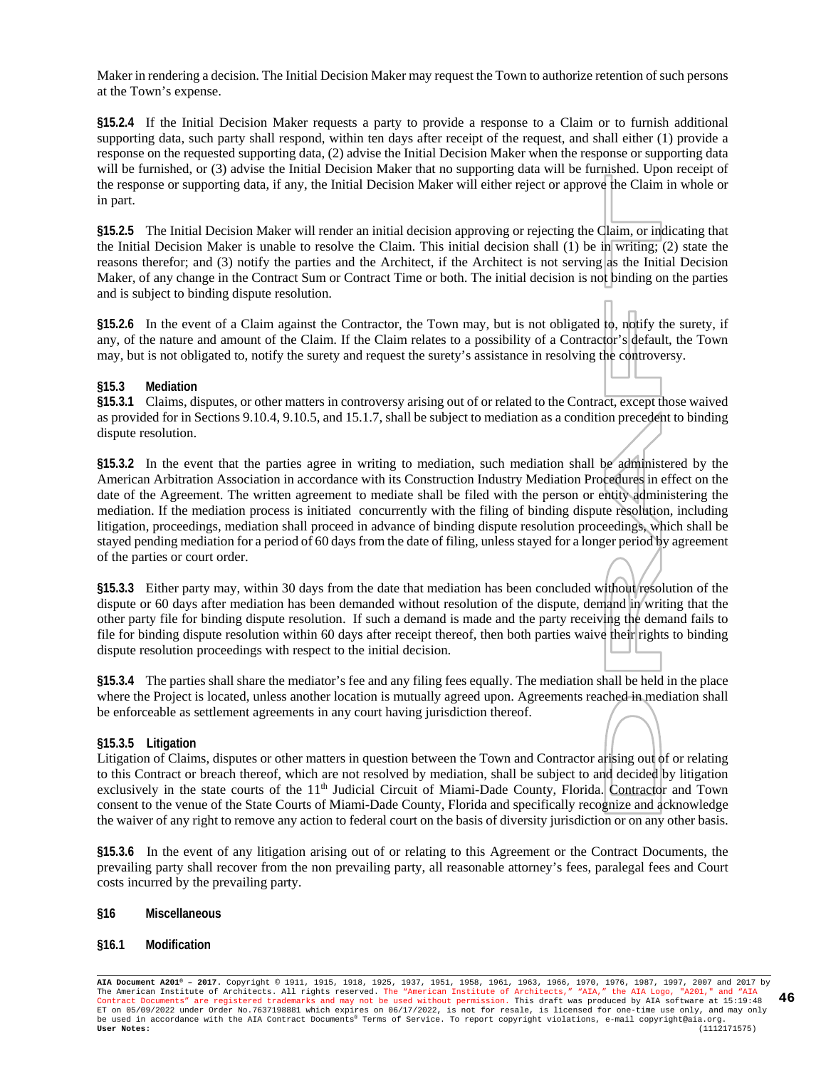Maker in rendering a decision. The Initial Decision Maker may request the Town to authorize retention of such persons at the Town's expense.

**§15.2.4** If the Initial Decision Maker requests a party to provide a response to a Claim or to furnish additional supporting data, such party shall respond, within ten days after receipt of the request, and shall either (1) provide a response on the requested supporting data, (2) advise the Initial Decision Maker when the response or supporting data will be furnished, or (3) advise the Initial Decision Maker that no supporting data will be furnished. Upon receipt of the response or supporting data, if any, the Initial Decision Maker will either reject or approve the Claim in whole or in part.

**§15.2.5** The Initial Decision Maker will render an initial decision approving or rejecting the Claim, or indicating that the Initial Decision Maker is unable to resolve the Claim. This initial decision shall (1) be in writing; (2) state the reasons therefor; and (3) notify the parties and the Architect, if the Architect is not serving as the Initial Decision Maker, of any change in the Contract Sum or Contract Time or both. The initial decision is not binding on the parties and is subject to binding dispute resolution.

**§15.2.6** In the event of a Claim against the Contractor, the Town may, but is not obligated to, notify the surety, if any, of the nature and amount of the Claim. If the Claim relates to a possibility of a Contractor's default, the Town may, but is not obligated to, notify the surety and request the surety's assistance in resolving the controversy.

**§15.3 Mediation**

**§15.3.1** Claims, disputes, or other matters in controversy arising out of or related to the Contract, except those waived as provided for in Sections 9.10.4, 9.10.5, and 15.1.7, shall be subject to mediation as a condition precedent to binding dispute resolution.

**§15.3.2** In the event that the parties agree in writing to mediation, such mediation shall be administered by the American Arbitration Association in accordance with its Construction Industry Mediation Procedures in effect on the date of the Agreement. The written agreement to mediate shall be filed with the person or entity administering the mediation. If the mediation process is initiated concurrently with the filing of binding dispute resolution, including litigation, proceedings, mediation shall proceed in advance of binding dispute resolution proceedings, which shall be stayed pending mediation for a period of 60 days from the date of filing, unless stayed for a longer period by agreement of the parties or court order.

**§15.3.3** Either party may, within 30 days from the date that mediation has been concluded without resolution of the dispute or 60 days after mediation has been demanded without resolution of the dispute, demand in writing that the other party file for binding dispute resolution. If such a demand is made and the party receiving the demand fails to file for binding dispute resolution within 60 days after receipt thereof, then both parties waive their rights to binding dispute resolution proceedings with respect to the initial decision.

**§15.3.4** The parties shall share the mediator's fee and any filing fees equally. The mediation shall be held in the place where the Project is located, unless another location is mutually agreed upon. Agreements reached in mediation shall be enforceable as settlement agreements in any court having jurisdiction thereof.

**§15.3.5 Litigation**

Litigation of Claims, disputes or other matters in question between the Town and Contractor arising out of or relating to this Contract or breach thereof, which are not resolved by mediation, shall be subject to and decided by litigation exclusively in the state courts of the 11th Judicial Circuit of Miami-Dade County, Florida. Contractor and Town consent to the venue of the State Courts of Miami-Dade County, Florida and specifically recognize and acknowledge the waiver of any right to remove any action to federal court on the basis of diversity jurisdiction or on any other basis.

**§15.3.6** In the event of any litigation arising out of or relating to this Agreement or the Contract Documents, the prevailing party shall recover from the non prevailing party, all reasonable attorney's fees, paralegal fees and Court costs incurred by the prevailing party.

**§16 Miscellaneous**

**§16.1 Modification**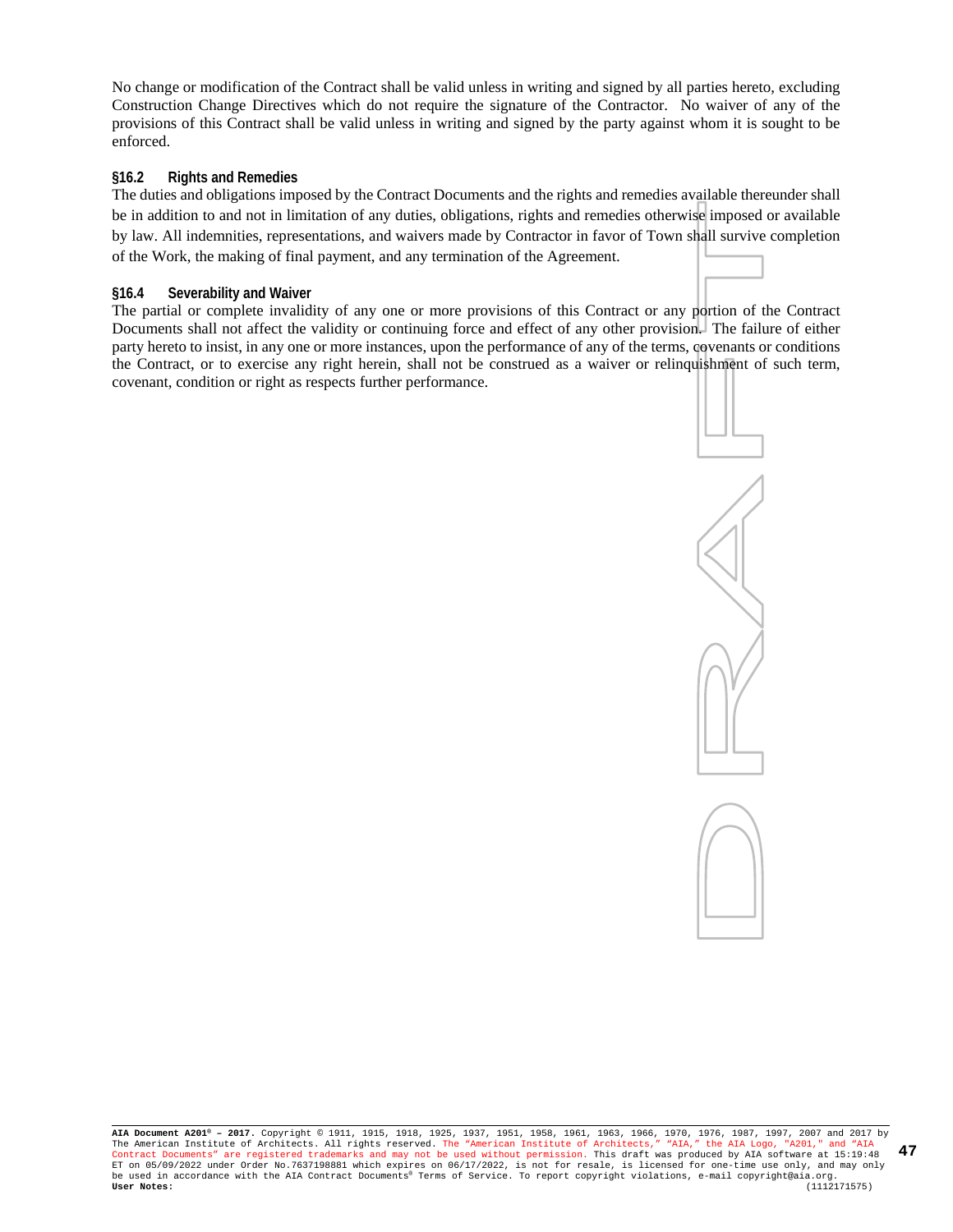No change or modification of the Contract shall be valid unless in writing and signed by all parties hereto, excluding Construction Change Directives which do not require the signature of the Contractor. No waiver of any of the provisions of this Contract shall be valid unless in writing and signed by the party against whom it is sought to be enforced.

### §16.2 Rights and Remedies

The duties and obligations imposed by the Contract Documents and the rights and remedies available thereunder shall be in addition to and not in limitation of any duties, obligations, rights and remedies otherwise imposed or available by law. All indemnities, representations, and waivers made by Contractor in favor of Town shall survive completion of the Work, the making of final payment, and any termination of the Agreement.

### §16.4 Severability and Waiver

The partial or complete invalidity of any one or more provisions of this Contract or any portion of the Contract Documents shall not affect the validity or continuing force and effect of any other provision. The failure of either party hereto to insist, in any one or more instances, upon the performance of any of the terms, covenants or conditions the Contract, or to exercise any right herein, shall not be construed as a waiver or relinquishment of such term, covenant, condition or right as respects further performance.